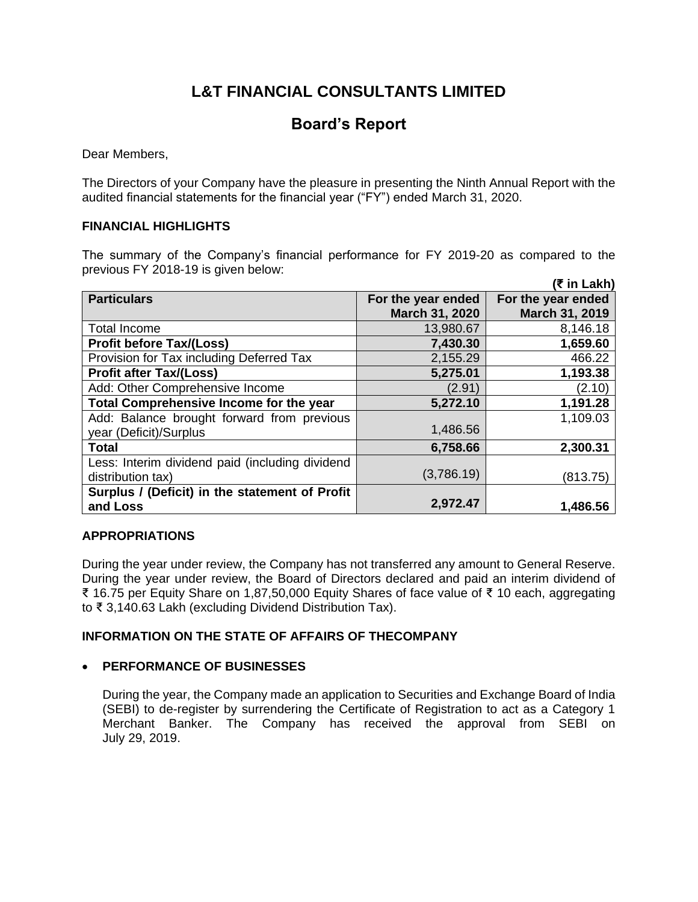# L&T FINANCIAL CONSULTANTS LIMITED

## Board's Report

Dear Members,

The Directors of your Company have the pleasure in presenting the Ninth Annual Report with the audited financial statements for the financial year ("FY") ended March 31, 2020.

### FINANCIAL HIGHLIGHTS

The summary of the Company's financial performance for FY 2019-20 as compared to the previous FY 2018-19 is given below:

**(₹ in Lakh)**

| Particulars | For the year ended March 31, 2020 | For the year ended March 31, 2019 |
|---|---|---|
| Total Income | 13,980.67 | 8,146.18 |
| **Profit before Tax/(Loss)** | **7,430.30** | **1,659.60** |
| Provision for Tax including Deferred Tax | 2,155.29 | 466.22 |
| **Profit after Tax/(Loss)** | **5,275.01** | **1,193.38** |
| Add: Other Comprehensive Income | (2.91) | (2.10) |
| **Total Comprehensive Income for the year** | **5,272.10** | **1,191.28** |
| Add: Balance brought forward from previous year (Deficit)/Surplus | 1,486.56 | 1,109.03 |
| **Total** | **6,758.66** | **2,300.31** |
| Less: Interim dividend paid (including dividend distribution tax) | (3,786.19) | (813.75) |
| **Surplus / (Deficit) in the statement of Profit and Loss** | **2,972.47** | **1,486.56** |

### APPROPRIATIONS

During the year under review, the Company has not transferred any amount to General Reserve. During the year under review, the Board of Directors declared and paid an interim dividend of ₹ 16.75 per Equity Share on 1,87,50,000 Equity Shares of face value of ₹ 10 each, aggregating to ₹ 3,140.63 Lakh (excluding Dividend Distribution Tax).

### INFORMATION ON THE STATE OF AFFAIRS OF THECOMPANY

- **PERFORMANCE OF BUSINESSES**

  During the year, the Company made an application to Securities and Exchange Board of India (SEBI) to de-register by surrendering the Certificate of Registration to act as a Category 1 Merchant Banker. The Company has received the approval from SEBI on July 29, 2019.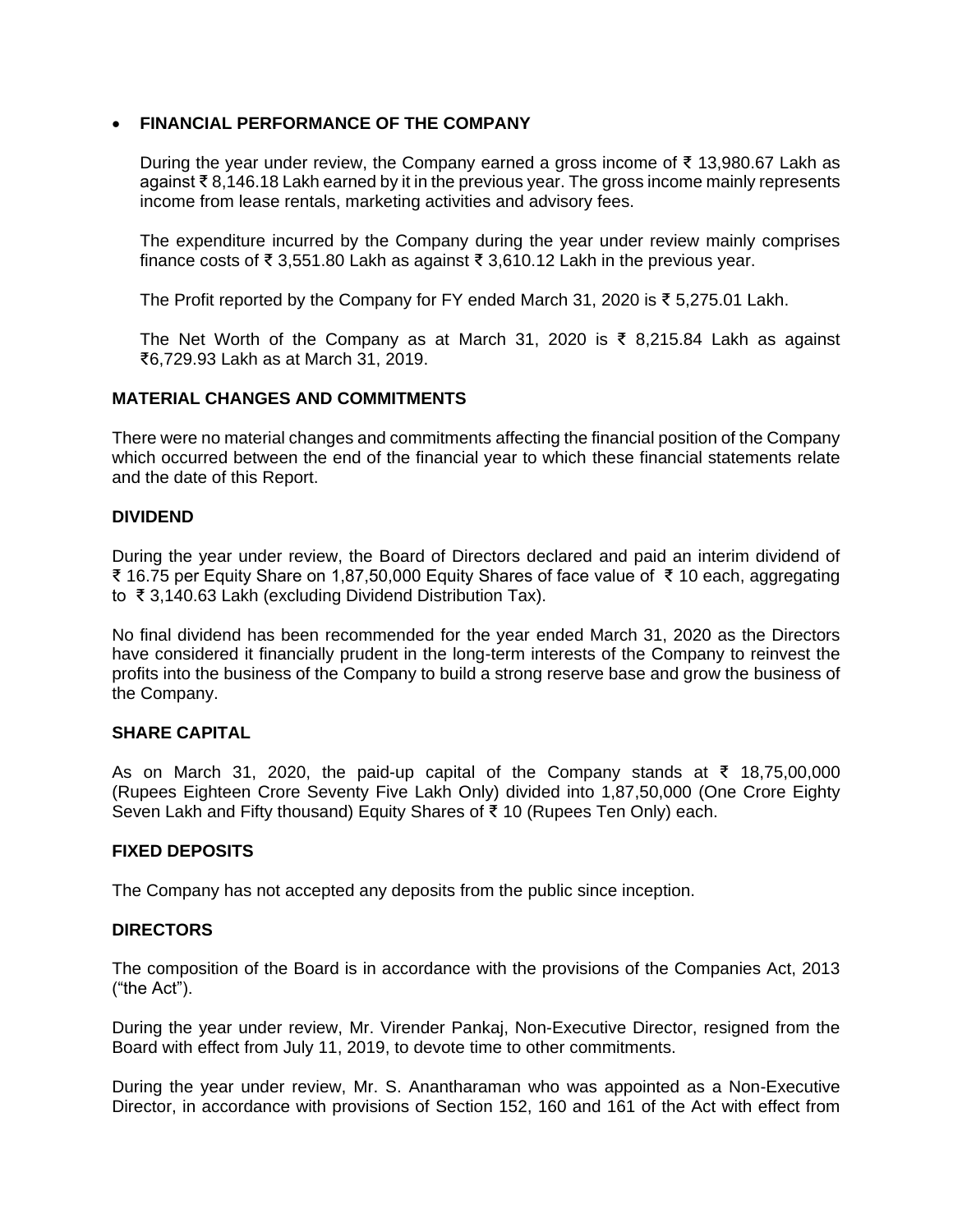- **FINANCIAL PERFORMANCE OF THE COMPANY**

  During the year under review, the Company earned a gross income of ₹ 13,980.67 Lakh as against ₹ 8,146.18 Lakh earned by it in the previous year. The gross income mainly represents income from lease rentals, marketing activities and advisory fees.

  The expenditure incurred by the Company during the year under review mainly comprises finance costs of ₹ 3,551.80 Lakh as against ₹ 3,610.12 Lakh in the previous year.

  The Profit reported by the Company for FY ended March 31, 2020 is ₹ 5,275.01 Lakh.

  The Net Worth of the Company as at March 31, 2020 is ₹ 8,215.84 Lakh as against ₹6,729.93 Lakh as at March 31, 2019.

## MATERIAL CHANGES AND COMMITMENTS

There were no material changes and commitments affecting the financial position of the Company which occurred between the end of the financial year to which these financial statements relate and the date of this Report.

## DIVIDEND

During the year under review, the Board of Directors declared and paid an interim dividend of ₹ 16.75 per Equity Share on 1,87,50,000 Equity Shares of face value of ₹ 10 each, aggregating to ₹ 3,140.63 Lakh (excluding Dividend Distribution Tax).

No final dividend has been recommended for the year ended March 31, 2020 as the Directors have considered it financially prudent in the long-term interests of the Company to reinvest the profits into the business of the Company to build a strong reserve base and grow the business of the Company.

## SHARE CAPITAL

As on March 31, 2020, the paid-up capital of the Company stands at ₹ 18,75,00,000 (Rupees Eighteen Crore Seventy Five Lakh Only) divided into 1,87,50,000 (One Crore Eighty Seven Lakh and Fifty thousand) Equity Shares of ₹ 10 (Rupees Ten Only) each.

## FIXED DEPOSITS

The Company has not accepted any deposits from the public since inception.

## DIRECTORS

The composition of the Board is in accordance with the provisions of the Companies Act, 2013 ("the Act").

During the year under review, Mr. Virender Pankaj, Non-Executive Director, resigned from the Board with effect from July 11, 2019, to devote time to other commitments.

During the year under review, Mr. S. Anantharaman who was appointed as a Non-Executive Director, in accordance with provisions of Section 152, 160 and 161 of the Act with effect from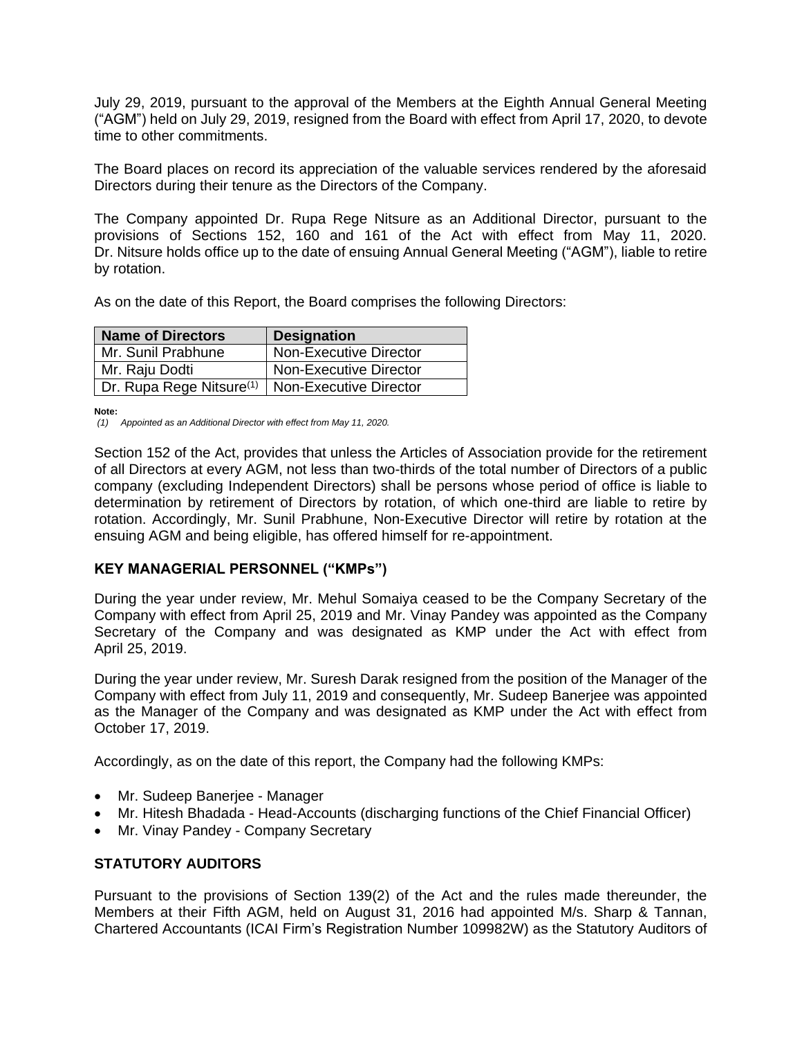July 29, 2019, pursuant to the approval of the Members at the Eighth Annual General Meeting ("AGM") held on July 29, 2019, resigned from the Board with effect from April 17, 2020, to devote time to other commitments.

The Board places on record its appreciation of the valuable services rendered by the aforesaid Directors during their tenure as the Directors of the Company.

The Company appointed Dr. Rupa Rege Nitsure as an Additional Director, pursuant to the provisions of Sections 152, 160 and 161 of the Act with effect from May 11, 2020. Dr. Nitsure holds office up to the date of ensuing Annual General Meeting ("AGM"), liable to retire by rotation.

As on the date of this Report, the Board comprises the following Directors:

| Name of Directors | Designation |
|---|---|
| Mr. Sunil Prabhune | Non-Executive Director |
| Mr. Raju Dodti | Non-Executive Director |
| Dr. Rupa Rege Nitsure(1) | Non-Executive Director |

**Note:**
*(1) Appointed as an Additional Director with effect from May 11, 2020.*

Section 152 of the Act, provides that unless the Articles of Association provide for the retirement of all Directors at every AGM, not less than two-thirds of the total number of Directors of a public company (excluding Independent Directors) shall be persons whose period of office is liable to determination by retirement of Directors by rotation, of which one-third are liable to retire by rotation. Accordingly, Mr. Sunil Prabhune, Non-Executive Director will retire by rotation at the ensuing AGM and being eligible, has offered himself for re-appointment.

## KEY MANAGERIAL PERSONNEL ("KMPs")

During the year under review, Mr. Mehul Somaiya ceased to be the Company Secretary of the Company with effect from April 25, 2019 and Mr. Vinay Pandey was appointed as the Company Secretary of the Company and was designated as KMP under the Act with effect from April 25, 2019.

During the year under review, Mr. Suresh Darak resigned from the position of the Manager of the Company with effect from July 11, 2019 and consequently, Mr. Sudeep Banerjee was appointed as the Manager of the Company and was designated as KMP under the Act with effect from October 17, 2019.

Accordingly, as on the date of this report, the Company had the following KMPs:

- Mr. Sudeep Banerjee - Manager
- Mr. Hitesh Bhadada - Head-Accounts (discharging functions of the Chief Financial Officer)
- Mr. Vinay Pandey - Company Secretary

## STATUTORY AUDITORS

Pursuant to the provisions of Section 139(2) of the Act and the rules made thereunder, the Members at their Fifth AGM, held on August 31, 2016 had appointed M/s. Sharp & Tannan, Chartered Accountants (ICAI Firm's Registration Number 109982W) as the Statutory Auditors of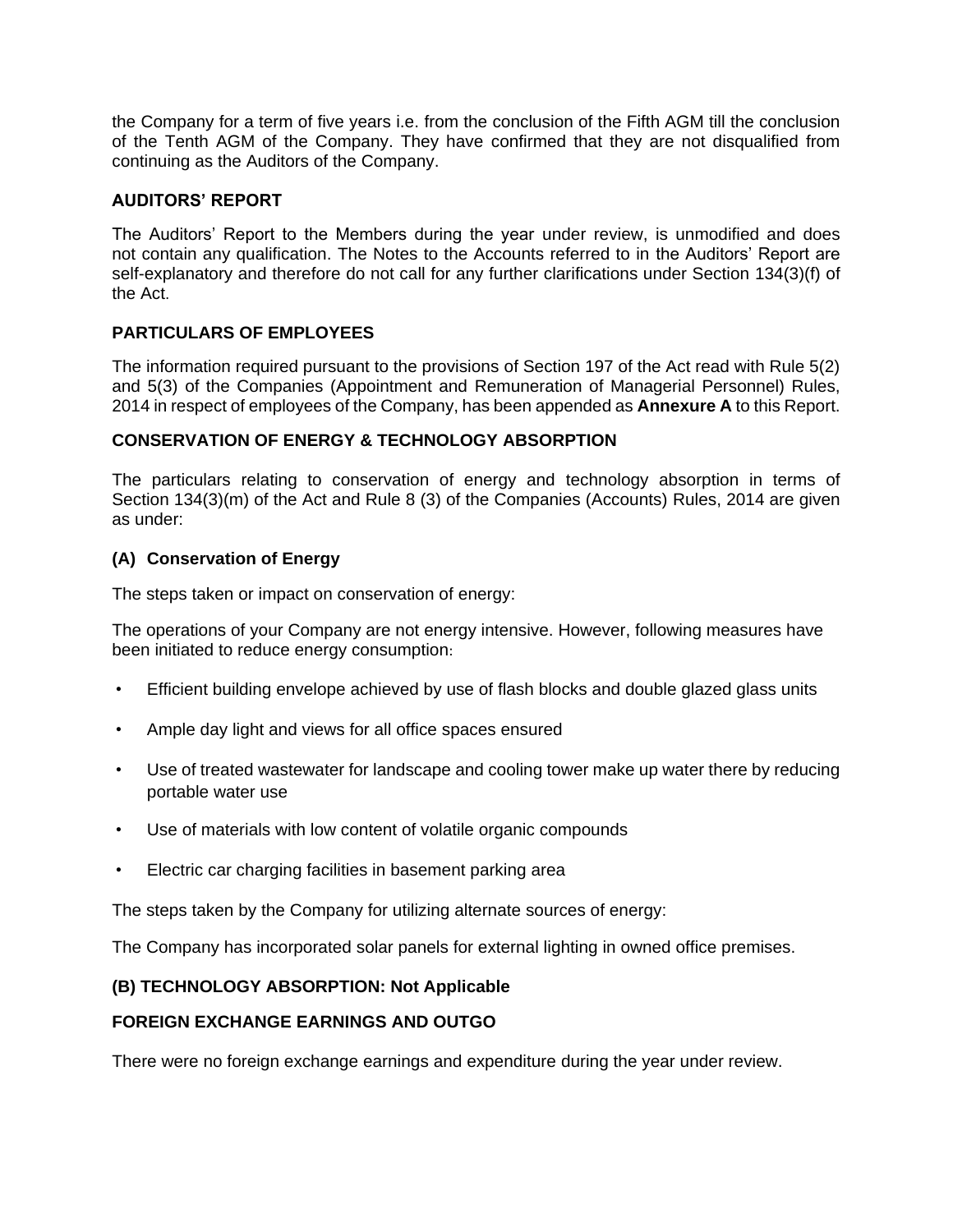the Company for a term of five years i.e. from the conclusion of the Fifth AGM till the conclusion of the Tenth AGM of the Company. They have confirmed that they are not disqualified from continuing as the Auditors of the Company.

## AUDITORS' REPORT

The Auditors' Report to the Members during the year under review, is unmodified and does not contain any qualification. The Notes to the Accounts referred to in the Auditors' Report are self-explanatory and therefore do not call for any further clarifications under Section 134(3)(f) of the Act.

## PARTICULARS OF EMPLOYEES

The information required pursuant to the provisions of Section 197 of the Act read with Rule 5(2) and 5(3) of the Companies (Appointment and Remuneration of Managerial Personnel) Rules, 2014 in respect of employees of the Company, has been appended as **Annexure A** to this Report.

## CONSERVATION OF ENERGY & TECHNOLOGY ABSORPTION

The particulars relating to conservation of energy and technology absorption in terms of Section 134(3)(m) of the Act and Rule 8 (3) of the Companies (Accounts) Rules, 2014 are given as under:

### (A) Conservation of Energy

The steps taken or impact on conservation of energy:

The operations of your Company are not energy intensive. However, following measures have been initiated to reduce energy consumption:

- Efficient building envelope achieved by use of flash blocks and double glazed glass units
- Ample day light and views for all office spaces ensured
- Use of treated wastewater for landscape and cooling tower make up water there by reducing portable water use
- Use of materials with low content of volatile organic compounds
- Electric car charging facilities in basement parking area

The steps taken by the Company for utilizing alternate sources of energy:

The Company has incorporated solar panels for external lighting in owned office premises.

### (B) TECHNOLOGY ABSORPTION: Not Applicable

## FOREIGN EXCHANGE EARNINGS AND OUTGO

There were no foreign exchange earnings and expenditure during the year under review.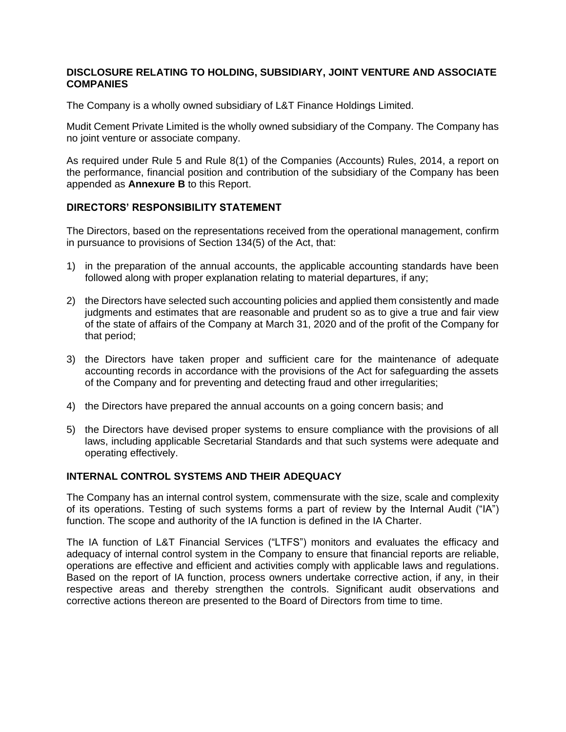## DISCLOSURE RELATING TO HOLDING, SUBSIDIARY, JOINT VENTURE AND ASSOCIATE COMPANIES

The Company is a wholly owned subsidiary of L&T Finance Holdings Limited.

Mudit Cement Private Limited is the wholly owned subsidiary of the Company. The Company has no joint venture or associate company.

As required under Rule 5 and Rule 8(1) of the Companies (Accounts) Rules, 2014, a report on the performance, financial position and contribution of the subsidiary of the Company has been appended as **Annexure B** to this Report.

## DIRECTORS' RESPONSIBILITY STATEMENT

The Directors, based on the representations received from the operational management, confirm in pursuance to provisions of Section 134(5) of the Act, that:

1) in the preparation of the annual accounts, the applicable accounting standards have been followed along with proper explanation relating to material departures, if any;

2) the Directors have selected such accounting policies and applied them consistently and made judgments and estimates that are reasonable and prudent so as to give a true and fair view of the state of affairs of the Company at March 31, 2020 and of the profit of the Company for that period;

3) the Directors have taken proper and sufficient care for the maintenance of adequate accounting records in accordance with the provisions of the Act for safeguarding the assets of the Company and for preventing and detecting fraud and other irregularities;

4) the Directors have prepared the annual accounts on a going concern basis; and

5) the Directors have devised proper systems to ensure compliance with the provisions of all laws, including applicable Secretarial Standards and that such systems were adequate and operating effectively.

## INTERNAL CONTROL SYSTEMS AND THEIR ADEQUACY

The Company has an internal control system, commensurate with the size, scale and complexity of its operations. Testing of such systems forms a part of review by the Internal Audit ("IA") function. The scope and authority of the IA function is defined in the IA Charter.

The IA function of L&T Financial Services ("LTFS") monitors and evaluates the efficacy and adequacy of internal control system in the Company to ensure that financial reports are reliable, operations are effective and efficient and activities comply with applicable laws and regulations. Based on the report of IA function, process owners undertake corrective action, if any, in their respective areas and thereby strengthen the controls. Significant audit observations and corrective actions thereon are presented to the Board of Directors from time to time.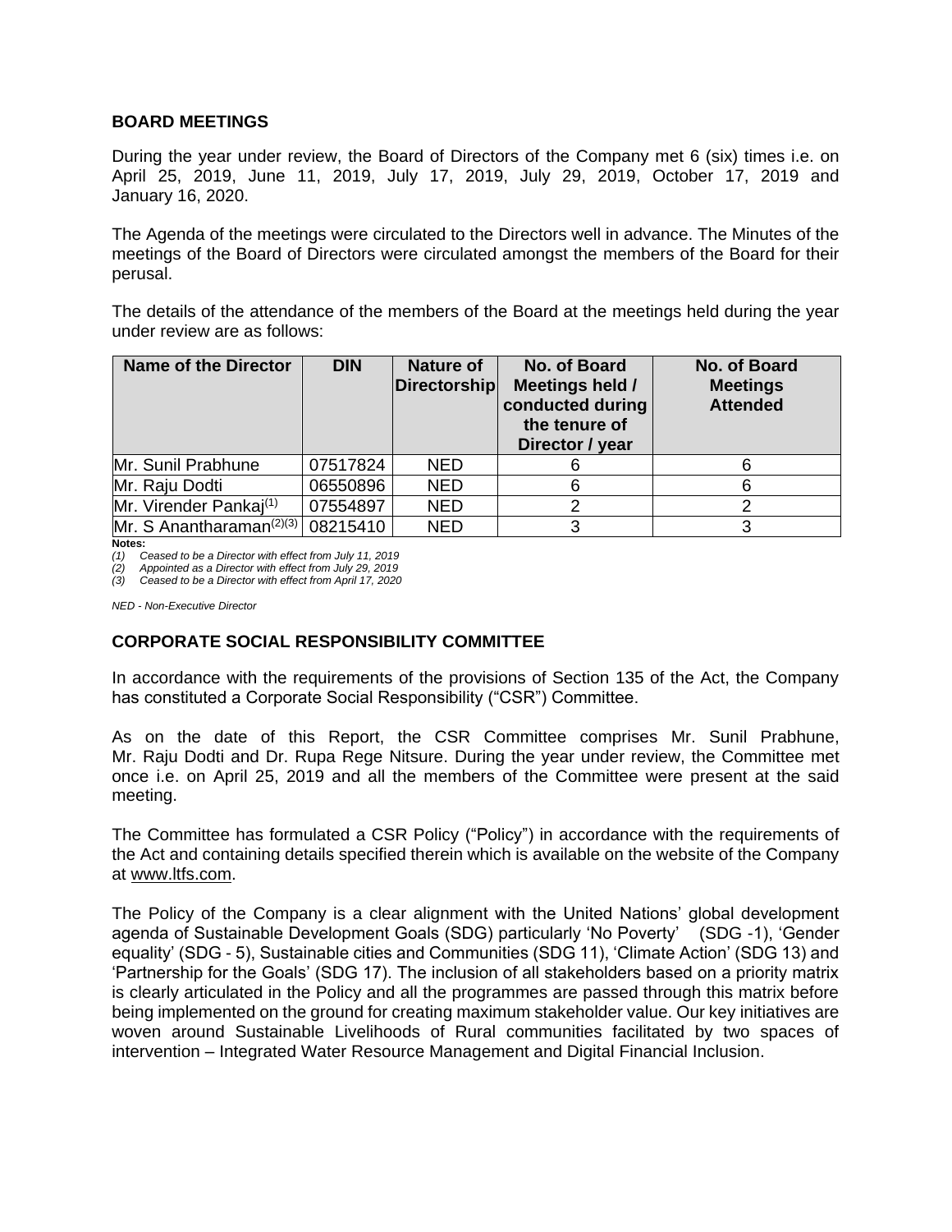## BOARD MEETINGS

During the year under review, the Board of Directors of the Company met 6 (six) times i.e. on April 25, 2019, June 11, 2019, July 17, 2019, July 29, 2019, October 17, 2019 and January 16, 2020.

The Agenda of the meetings were circulated to the Directors well in advance. The Minutes of the meetings of the Board of Directors were circulated amongst the members of the Board for their perusal.

The details of the attendance of the members of the Board at the meetings held during the year under review are as follows:

| Name of the Director | DIN | Nature of Directorship | No. of Board Meetings held / conducted during the tenure of Director / year | No. of Board Meetings Attended |
|---|---|---|---|---|
| Mr. Sunil Prabhune | 07517824 | NED | 6 | 6 |
| Mr. Raju Dodti | 06550896 | NED | 6 | 6 |
| Mr. Virender Pankaj[(1)] | 07554897 | NED | 2 | 2 |
| Mr. S Anantharaman[(2)(3)] | 08215410 | NED | 3 | 3 |

**Notes:**

*(1) Ceased to be a Director with effect from July 11, 2019*

*(2) Appointed as a Director with effect from July 29, 2019*

*(3) Ceased to be a Director with effect from April 17, 2020*

*NED - Non-Executive Director*

## CORPORATE SOCIAL RESPONSIBILITY COMMITTEE

In accordance with the requirements of the provisions of Section 135 of the Act, the Company has constituted a Corporate Social Responsibility ("CSR") Committee.

As on the date of this Report, the CSR Committee comprises Mr. Sunil Prabhune, Mr. Raju Dodti and Dr. Rupa Rege Nitsure. During the year under review, the Committee met once i.e. on April 25, 2019 and all the members of the Committee were present at the said meeting.

The Committee has formulated a CSR Policy ("Policy") in accordance with the requirements of the Act and containing details specified therein which is available on the website of the Company at www.ltfs.com.

The Policy of the Company is a clear alignment with the United Nations' global development agenda of Sustainable Development Goals (SDG) particularly 'No Poverty' (SDG -1), 'Gender equality' (SDG - 5), Sustainable cities and Communities (SDG 11), 'Climate Action' (SDG 13) and 'Partnership for the Goals' (SDG 17). The inclusion of all stakeholders based on a priority matrix is clearly articulated in the Policy and all the programmes are passed through this matrix before being implemented on the ground for creating maximum stakeholder value. Our key initiatives are woven around Sustainable Livelihoods of Rural communities facilitated by two spaces of intervention – Integrated Water Resource Management and Digital Financial Inclusion.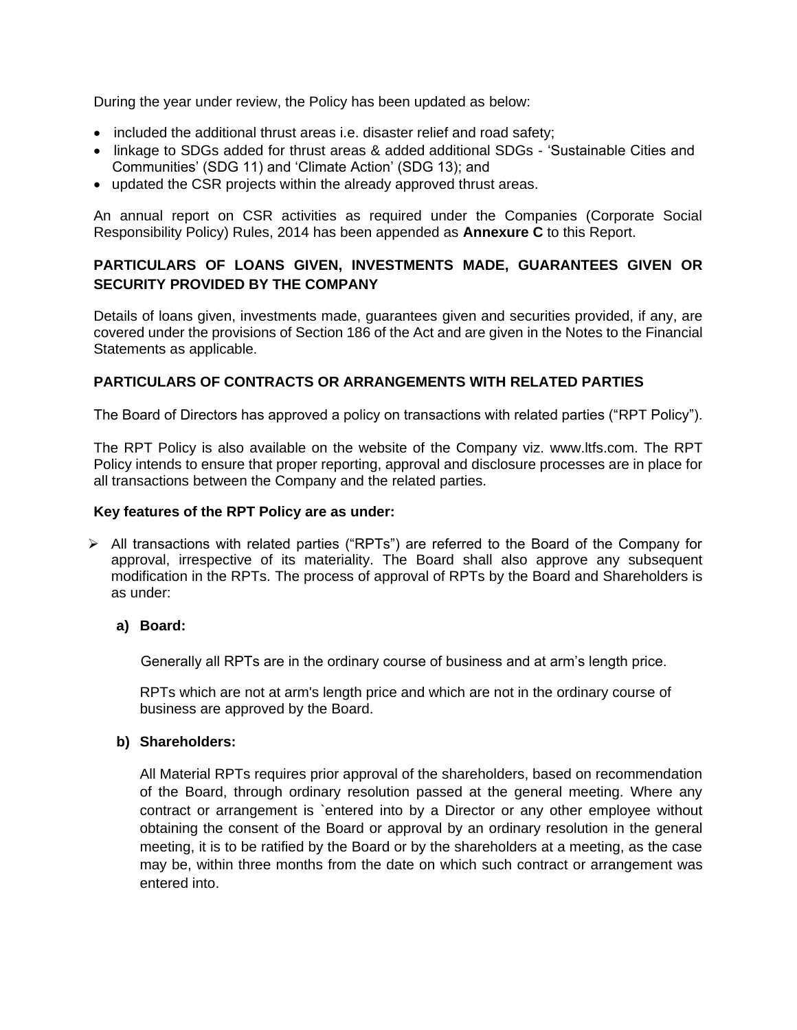During the year under review, the Policy has been updated as below:

- included the additional thrust areas i.e. disaster relief and road safety;
- linkage to SDGs added for thrust areas & added additional SDGs - 'Sustainable Cities and Communities' (SDG 11) and 'Climate Action' (SDG 13); and
- updated the CSR projects within the already approved thrust areas.

An annual report on CSR activities as required under the Companies (Corporate Social Responsibility Policy) Rules, 2014 has been appended as **Annexure C** to this Report.

## PARTICULARS OF LOANS GIVEN, INVESTMENTS MADE, GUARANTEES GIVEN OR SECURITY PROVIDED BY THE COMPANY

Details of loans given, investments made, guarantees given and securities provided, if any, are covered under the provisions of Section 186 of the Act and are given in the Notes to the Financial Statements as applicable.

## PARTICULARS OF CONTRACTS OR ARRANGEMENTS WITH RELATED PARTIES

The Board of Directors has approved a policy on transactions with related parties ("RPT Policy").

The RPT Policy is also available on the website of the Company viz. www.ltfs.com. The RPT Policy intends to ensure that proper reporting, approval and disclosure processes are in place for all transactions between the Company and the related parties.

**Key features of the RPT Policy are as under:**

- All transactions with related parties ("RPTs") are referred to the Board of the Company for approval, irrespective of its materiality. The Board shall also approve any subsequent modification in the RPTs. The process of approval of RPTs by the Board and Shareholders is as under:

  **a) Board:**

  Generally all RPTs are in the ordinary course of business and at arm's length price.

  RPTs which are not at arm's length price and which are not in the ordinary course of business are approved by the Board.

  **b) Shareholders:**

  All Material RPTs requires prior approval of the shareholders, based on recommendation of the Board, through ordinary resolution passed at the general meeting. Where any contract or arrangement is `entered into by a Director or any other employee without obtaining the consent of the Board or approval by an ordinary resolution in the general meeting, it is to be ratified by the Board or by the shareholders at a meeting, as the case may be, within three months from the date on which such contract or arrangement was entered into.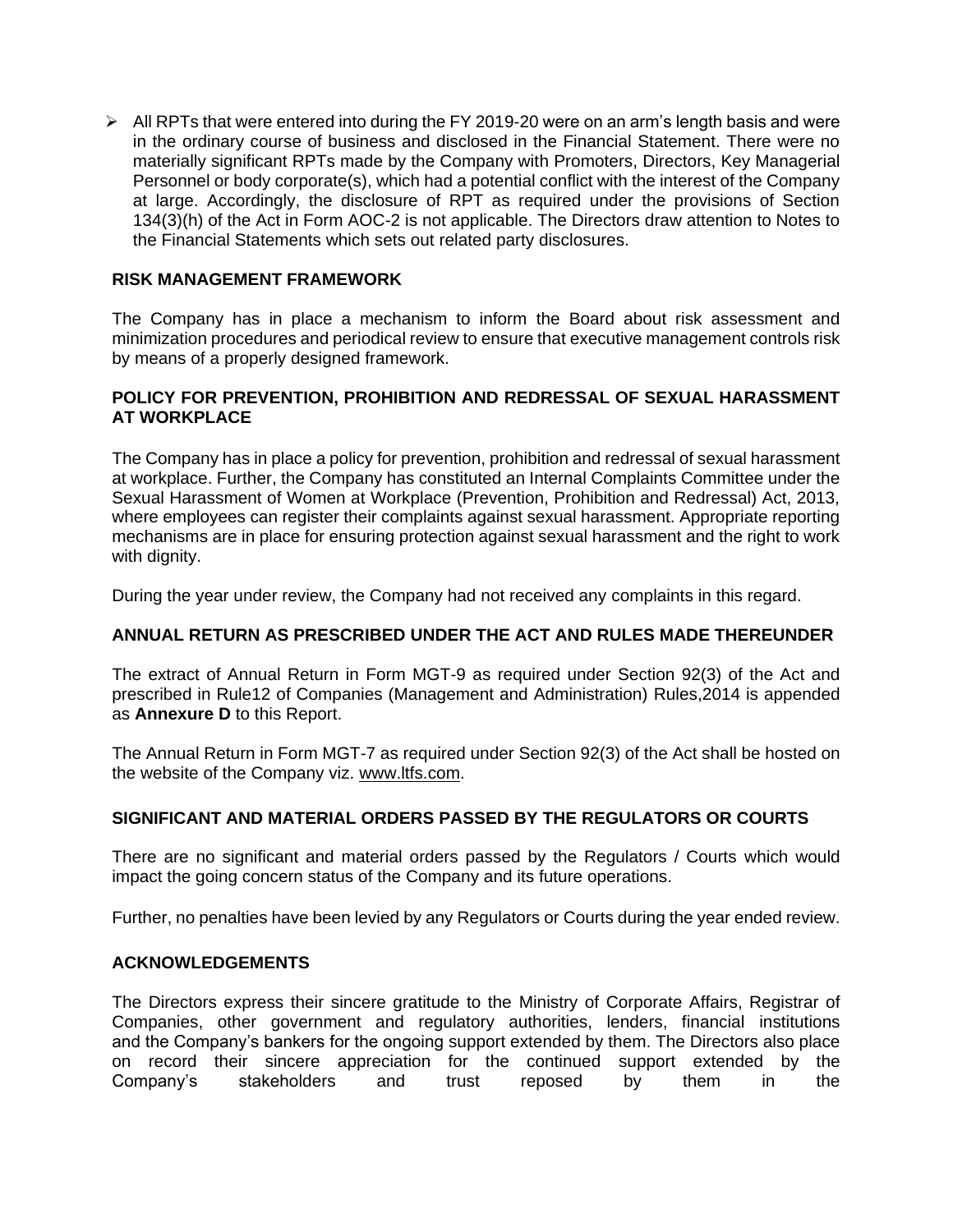- All RPTs that were entered into during the FY 2019-20 were on an arm's length basis and were in the ordinary course of business and disclosed in the Financial Statement. There were no materially significant RPTs made by the Company with Promoters, Directors, Key Managerial Personnel or body corporate(s), which had a potential conflict with the interest of the Company at large. Accordingly, the disclosure of RPT as required under the provisions of Section 134(3)(h) of the Act in Form AOC-2 is not applicable. The Directors draw attention to Notes to the Financial Statements which sets out related party disclosures.

## RISK MANAGEMENT FRAMEWORK

The Company has in place a mechanism to inform the Board about risk assessment and minimization procedures and periodical review to ensure that executive management controls risk by means of a properly designed framework.

## POLICY FOR PREVENTION, PROHIBITION AND REDRESSAL OF SEXUAL HARASSMENT AT WORKPLACE

The Company has in place a policy for prevention, prohibition and redressal of sexual harassment at workplace. Further, the Company has constituted an Internal Complaints Committee under the Sexual Harassment of Women at Workplace (Prevention, Prohibition and Redressal) Act, 2013, where employees can register their complaints against sexual harassment. Appropriate reporting mechanisms are in place for ensuring protection against sexual harassment and the right to work with dignity.

During the year under review, the Company had not received any complaints in this regard.

## ANNUAL RETURN AS PRESCRIBED UNDER THE ACT AND RULES MADE THEREUNDER

The extract of Annual Return in Form MGT-9 as required under Section 92(3) of the Act and prescribed in Rule12 of Companies (Management and Administration) Rules,2014 is appended as **Annexure D** to this Report.

The Annual Return in Form MGT-7 as required under Section 92(3) of the Act shall be hosted on the website of the Company viz. www.ltfs.com.

## SIGNIFICANT AND MATERIAL ORDERS PASSED BY THE REGULATORS OR COURTS

There are no significant and material orders passed by the Regulators / Courts which would impact the going concern status of the Company and its future operations.

Further, no penalties have been levied by any Regulators or Courts during the year ended review.

## ACKNOWLEDGEMENTS

The Directors express their sincere gratitude to the Ministry of Corporate Affairs, Registrar of Companies, other government and regulatory authorities, lenders, financial institutions and the Company's bankers for the ongoing support extended by them. The Directors also place on record their sincere appreciation for the continued support extended by the Company's stakeholders and trust reposed by them in the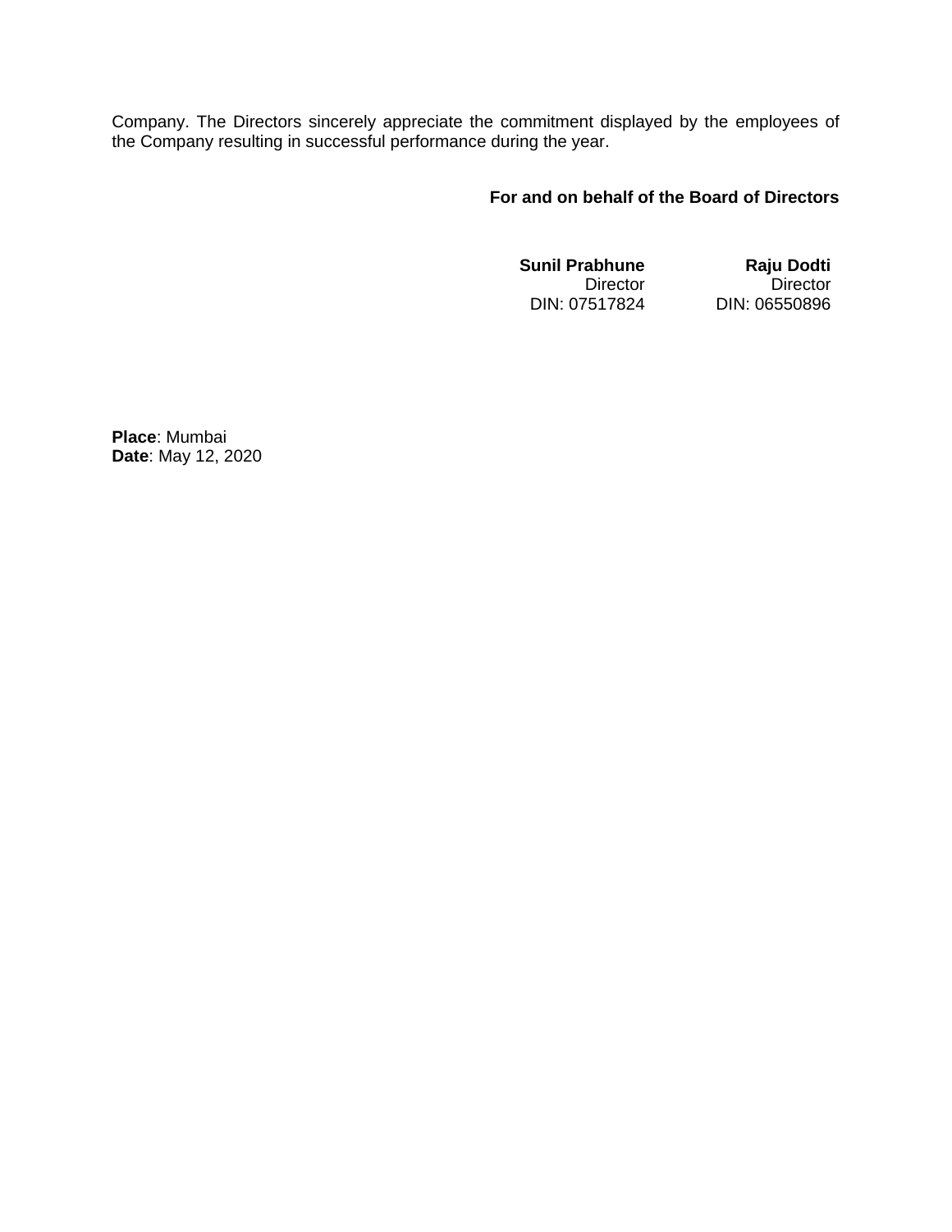Company. The Directors sincerely appreciate the commitment displayed by the employees of the Company resulting in successful performance during the year.

**For and on behalf of the Board of Directors**

| **Sunil Prabhune** | **Raju Dodti** |
|---|---|
| Director | Director |
| DIN: 07517824 | DIN: 06550896 |

**Place**: Mumbai
**Date**: May 12, 2020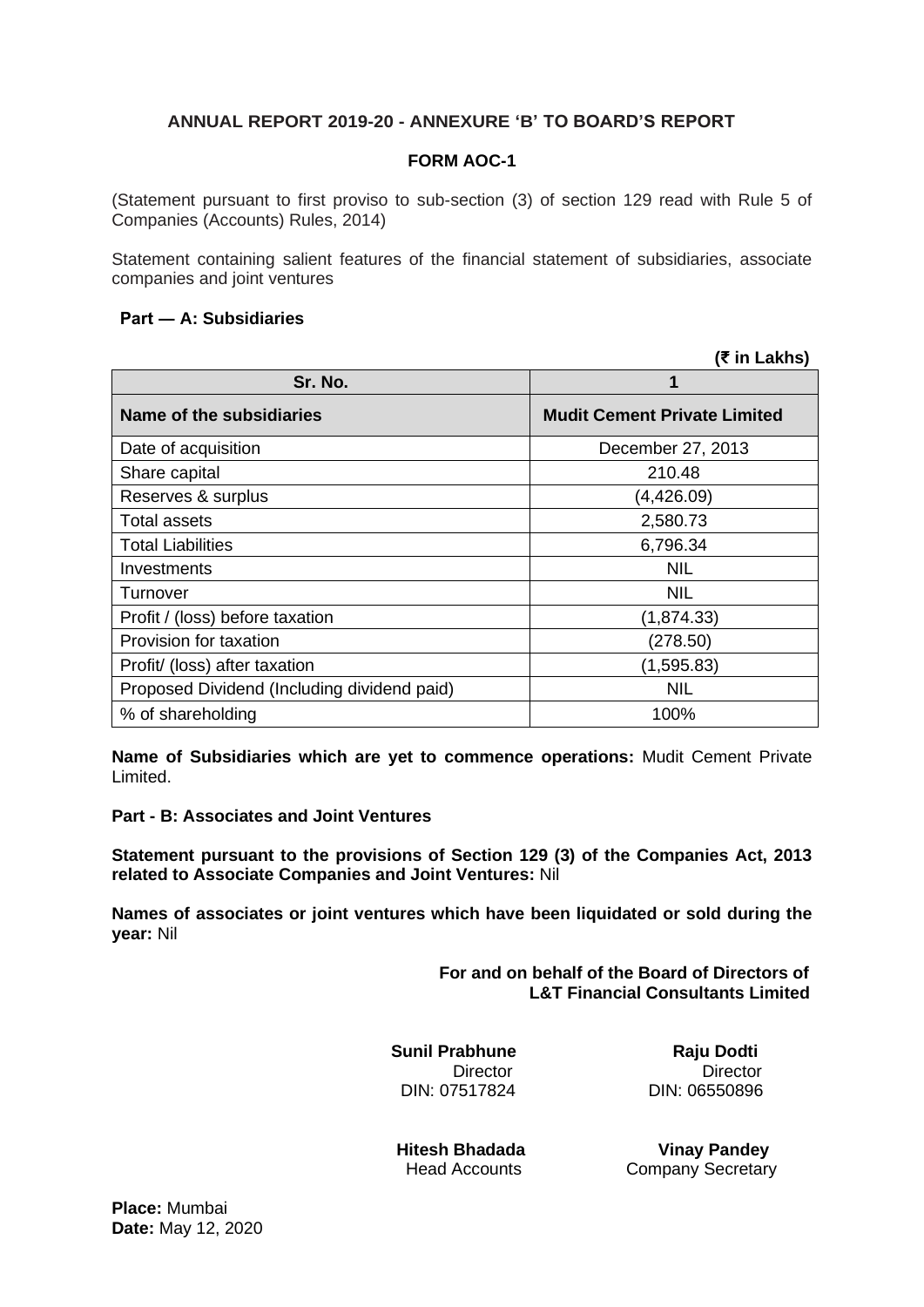**ANNUAL REPORT 2019-20 - ANNEXURE 'B' TO BOARD'S REPORT**

**FORM AOC-1**

(Statement pursuant to first proviso to sub-section (3) of section 129 read with Rule 5 of Companies (Accounts) Rules, 2014)

Statement containing salient features of the financial statement of subsidiaries, associate companies and joint ventures

**Part — A: Subsidiaries**

**(₹ in Lakhs)**

| Sr. No. | 1 |
|---|---|
| **Name of the subsidiaries** | **Mudit Cement Private Limited** |
| Date of acquisition | December 27, 2013 |
| Share capital | 210.48 |
| Reserves & surplus | (4,426.09) |
| Total assets | 2,580.73 |
| Total Liabilities | 6,796.34 |
| Investments | NIL |
| Turnover | NIL |
| Profit / (loss) before taxation | (1,874.33) |
| Provision for taxation | (278.50) |
| Profit/ (loss) after taxation | (1,595.83) |
| Proposed Dividend (Including dividend paid) | NIL |
| % of shareholding | 100% |

**Name of Subsidiaries which are yet to commence operations:** Mudit Cement Private Limited.

**Part - B: Associates and Joint Ventures**

**Statement pursuant to the provisions of Section 129 (3) of the Companies Act, 2013 related to Associate Companies and Joint Ventures:** Nil

**Names of associates or joint ventures which have been liquidated or sold during the year:** Nil

**For and on behalf of the Board of Directors of**
**L&T Financial Consultants Limited**

**Sunil Prabhune**
Director
DIN: 07517824

**Raju Dodti**
Director
DIN: 06550896

**Hitesh Bhadada**
Head Accounts

**Vinay Pandey**
Company Secretary

**Place:** Mumbai
**Date:** May 12, 2020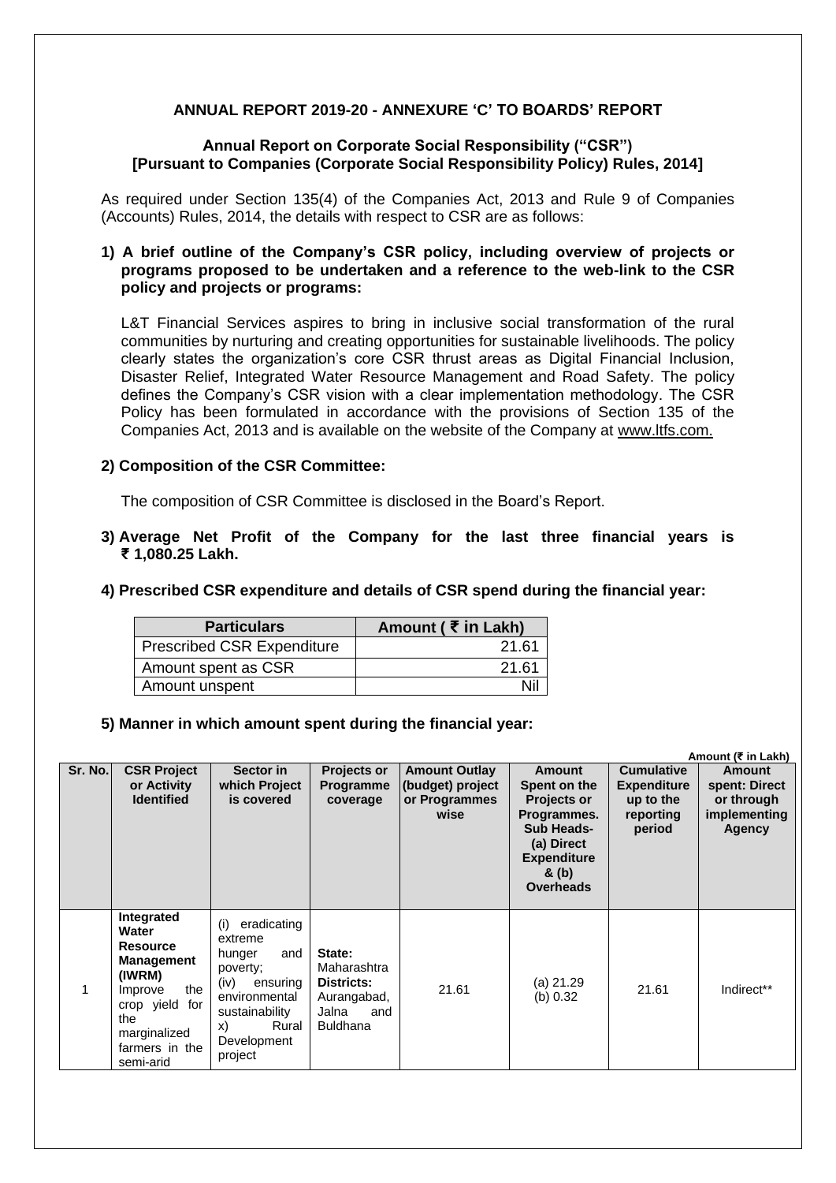## ANNUAL REPORT 2019-20 - ANNEXURE 'C' TO BOARDS' REPORT

### Annual Report on Corporate Social Responsibility ("CSR") [Pursuant to Companies (Corporate Social Responsibility Policy) Rules, 2014]

As required under Section 135(4) of the Companies Act, 2013 and Rule 9 of Companies (Accounts) Rules, 2014, the details with respect to CSR are as follows:

**1) A brief outline of the Company's CSR policy, including overview of projects or programs proposed to be undertaken and a reference to the web-link to the CSR policy and projects or programs:**

L&T Financial Services aspires to bring in inclusive social transformation of the rural communities by nurturing and creating opportunities for sustainable livelihoods. The policy clearly states the organization's core CSR thrust areas as Digital Financial Inclusion, Disaster Relief, Integrated Water Resource Management and Road Safety. The policy defines the Company's CSR vision with a clear implementation methodology. The CSR Policy has been formulated in accordance with the provisions of Section 135 of the Companies Act, 2013 and is available on the website of the Company at www.ltfs.com.

**2) Composition of the CSR Committee:**

The composition of CSR Committee is disclosed in the Board's Report.

**3) Average Net Profit of the Company for the last three financial years is ₹ 1,080.25 Lakh.**

**4) Prescribed CSR expenditure and details of CSR spend during the financial year:**

| Particulars | Amount ( ₹ in Lakh) |
|---|---|
| Prescribed CSR Expenditure | 21.61 |
| Amount spent as CSR | 21.61 |
| Amount unspent | Nil |

**5) Manner in which amount spent during the financial year:**

Amount (₹ in Lakh)

| Sr. No. | CSR Project or Activity Identified | Sector in which Project is covered | Projects or Programme coverage | Amount Outlay (budget) project or Programmes wise | Amount Spent on the Projects or Programmes. Sub Heads- (a) Direct Expenditure & (b) Overheads | Cumulative Expenditure up to the reporting period | Amount spent: Direct or through implementing Agency |
|---|---|---|---|---|---|---|---|
| 1 | **Integrated Water Resource Management (IWRM)** Improve the crop yield for the marginalized farmers in the semi-arid | (i) eradicating extreme hunger and poverty; (iv) ensuring environmental sustainability x) Rural Development project | **State:** Maharashtra **Districts:** Aurangabad, Jalna and Buldhana | 21.61 | (a) 21.29 (b) 0.32 | 21.61 | Indirect** |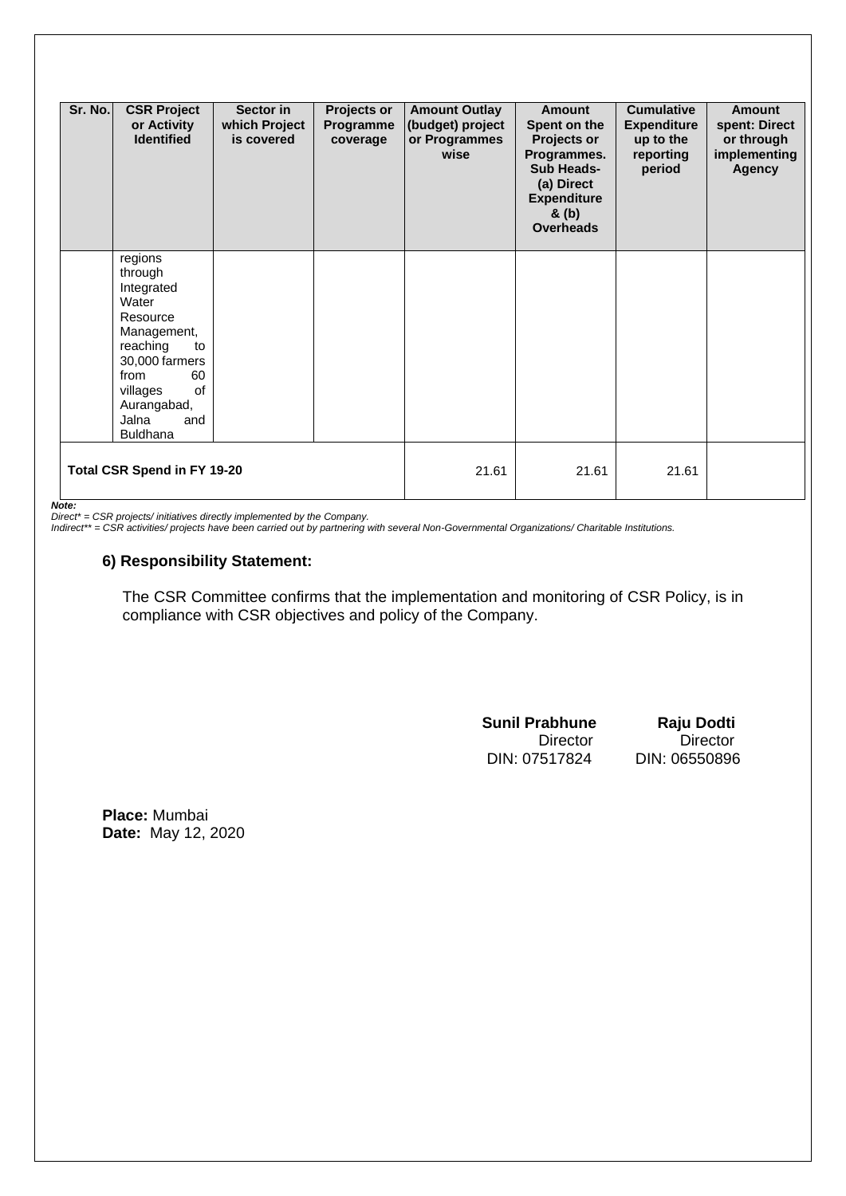| Sr. No. | CSR Project or Activity Identified | Sector in which Project is covered | Projects or Programme coverage | Amount Outlay (budget) project or Programmes wise | Amount Spent on the Projects or Programmes. Sub Heads- (a) Direct Expenditure & (b) Overheads | Cumulative Expenditure up to the reporting period | Amount spent: Direct or through implementing Agency |
|---|---|---|---|---|---|---|---|
| | regions through Integrated Water Resource Management, reaching to 30,000 farmers from 60 villages of Aurangabad, Jalna and Buldhana | | | | | | |
| **Total CSR Spend in FY 19-20** | | | | 21.61 | 21.61 | 21.61 | |

***Note:***

*Direct\* = CSR projects/ initiatives directly implemented by the Company.*

*Indirect\*\* = CSR activities/ projects have been carried out by partnering with several Non-Governmental Organizations/ Charitable Institutions.*

## 6) Responsibility Statement:

The CSR Committee confirms that the implementation and monitoring of CSR Policy, is in compliance with CSR objectives and policy of the Company.

**Sunil Prabhune**
Director
DIN: 07517824

**Raju Dodti**
Director
DIN: 06550896

**Place:** Mumbai
**Date:** May 12, 2020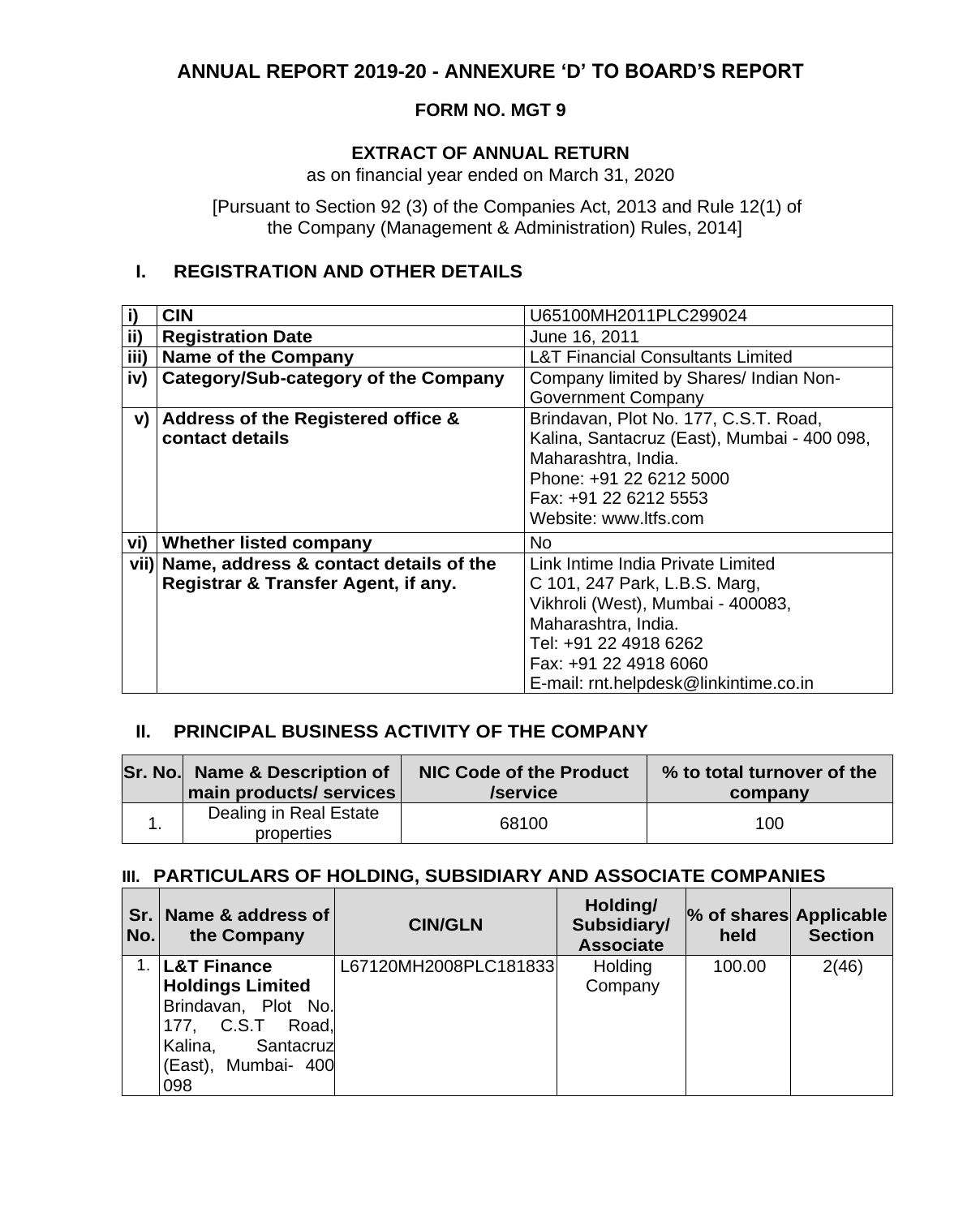# ANNUAL REPORT 2019-20 - ANNEXURE 'D' TO BOARD'S REPORT

## FORM NO. MGT 9

### EXTRACT OF ANNUAL RETURN

as on financial year ended on March 31, 2020

[Pursuant to Section 92 (3) of the Companies Act, 2013 and Rule 12(1) of the Company (Management & Administration) Rules, 2014]

## I. REGISTRATION AND OTHER DETAILS

| | | |
|---|---|---|
| i) | **CIN** | U65100MH2011PLC299024 |
| ii) | **Registration Date** | June 16, 2011 |
| iii) | **Name of the Company** | L&T Financial Consultants Limited |
| iv) | **Category/Sub-category of the Company** | Company limited by Shares/ Indian Non-Government Company |
| v) | **Address of the Registered office & contact details** | Brindavan, Plot No. 177, C.S.T. Road, Kalina, Santacruz (East), Mumbai - 400 098, Maharashtra, India.<br>Phone: +91 22 6212 5000<br>Fax: +91 22 6212 5553<br>Website: www.ltfs.com |
| vi) | **Whether listed company** | No |
| vii) | **Name, address & contact details of the Registrar & Transfer Agent, if any.** | Link Intime India Private Limited<br>C 101, 247 Park, L.B.S. Marg,<br>Vikhroli (West), Mumbai - 400083,<br>Maharashtra, India.<br>Tel: +91 22 4918 6262<br>Fax: +91 22 4918 6060<br>E-mail: rnt.helpdesk@linkintime.co.in |

## II. PRINCIPAL BUSINESS ACTIVITY OF THE COMPANY

| Sr. No. | Name & Description of main products/ services | NIC Code of the Product /service | % to total turnover of the company |
|---|---|---|---|
| 1. | Dealing in Real Estate properties | 68100 | 100 |

## III. PARTICULARS OF HOLDING, SUBSIDIARY AND ASSOCIATE COMPANIES

| Sr. No. | Name & address of the Company | CIN/GLN | Holding/ Subsidiary/ Associate | % of shares held | Applicable Section |
|---|---|---|---|---|---|
| 1. | **L&T Finance Holdings Limited** Brindavan, Plot No. 177, C.S.T Road, Kalina, Santacruz (East), Mumbai- 400 098 | L67120MH2008PLC181833 | Holding Company | 100.00 | 2(46) |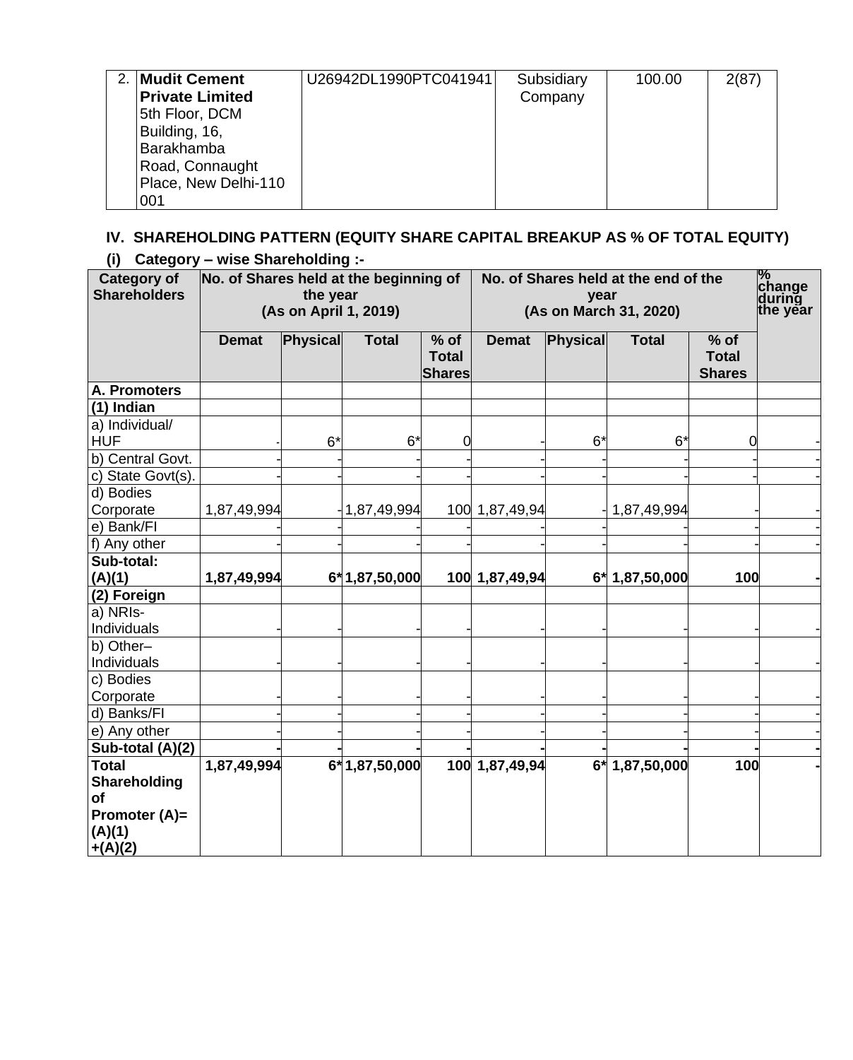| 2. | **Mudit Cement Private Limited** 5th Floor, DCM Building, 16, Barakhamba Road, Connaught Place, New Delhi-110 001 | U26942DL1990PTC041941 | Subsidiary Company | 100.00 | 2(87) |
|---|---|---|---|---|---|

## IV. SHAREHOLDING PATTERN (EQUITY SHARE CAPITAL BREAKUP AS % OF TOTAL EQUITY)

### (i) Category – wise Shareholding :-

| Category of Shareholders | No. of Shares held at the beginning of the year (As on April 1, 2019) | | | | No. of Shares held at the end of the year (As on March 31, 2020) | | | | % change during the year |
|---|---|---|---|---|---|---|---|---|---|
| | Demat | Physical | Total | % of Total Shares | Demat | Physical | Total | % of Total Shares | |
| **A. Promoters** | | | | | | | | | |
| **(1) Indian** | | | | | | | | | |
| a) Individual/ HUF | - | 6* | 6* | 0 | - | 6* | 6* | 0 | - |
| b) Central Govt. | - | - | - | - | - | - | - | - | - |
| c) State Govt(s). | - | - | - | - | - | - | - | - | - |
| d) Bodies Corporate | 1,87,49,994 | - | 1,87,49,994 | 100 | 1,87,49,94 | - | 1,87,49,994 | - | - |
| e) Bank/FI | - | - | - | - | - | - | - | - | - |
| f) Any other | - | - | - | - | - | - | - | - | - |
| **Sub-total: (A)(1)** | **1,87,49,994** | **6*** | **1,87,50,000** | **100** | **1,87,49,94** | **6*** | **1,87,50,000** | **100** | **-** |
| **(2) Foreign** | | | | | | | | | |
| a) NRIs- Individuals | - | - | - | - | - | - | - | - | - |
| b) Other– Individuals | - | - | - | - | - | - | - | - | - |
| c) Bodies Corporate | - | - | - | - | - | - | - | - | - |
| d) Banks/FI | - | - | - | - | - | - | - | - | - |
| e) Any other | - | - | - | - | - | - | - | - | - |
| **Sub-total (A)(2)** | **-** | **-** | **-** | **-** | **-** | **-** | **-** | **-** | **-** |
| **Total Shareholding of Promoter (A)= (A)(1) +(A)(2)** | **1,87,49,994** | **6*** | **1,87,50,000** | **100** | **1,87,49,94** | **6*** | **1,87,50,000** | **100** | **-** |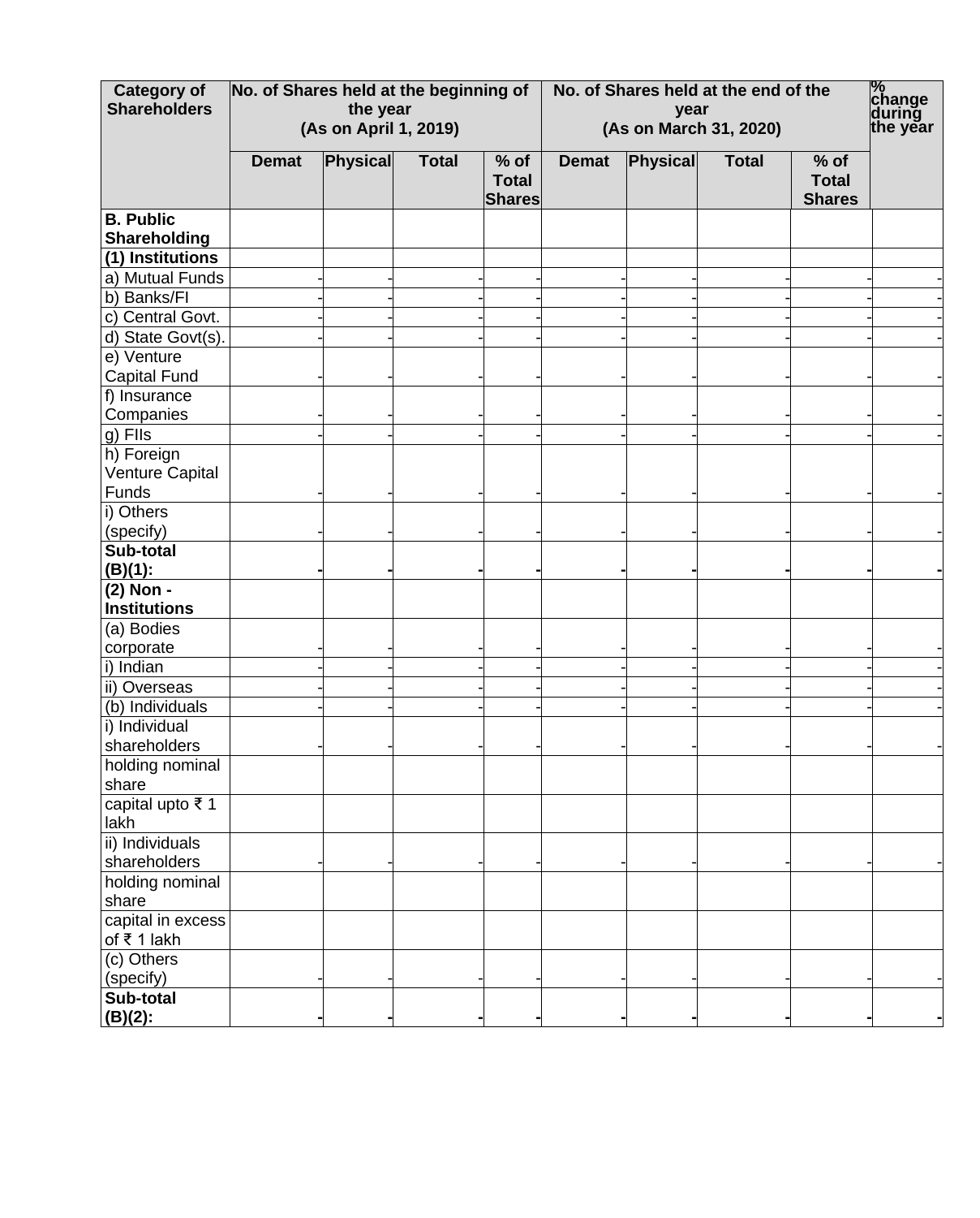| Category of Shareholders | No. of Shares held at the beginning of the year (As on April 1, 2019) | | | | No. of Shares held at the end of the year (As on March 31, 2020) | | | | % change during the year |
|---|---|---|---|---|---|---|---|---|---|
| | Demat | Physical | Total | % of Total Shares | Demat | Physical | Total | % of Total Shares | |
| **B. Public Shareholding** | | | | | | | | | |
| **(1) Institutions** | | | | | | | | | |
| a) Mutual Funds | - | - | - | - | - | - | - | - | - |
| b) Banks/FI | - | - | - | - | - | - | - | - | - |
| c) Central Govt. | - | - | - | - | - | - | - | - | - |
| d) State Govt(s). | - | - | - | - | - | - | - | - | - |
| e) Venture Capital Fund | - | - | - | - | - | - | - | - | - |
| f) Insurance Companies | - | - | - | - | - | - | - | - | - |
| g) FIIs | - | - | - | - | - | - | - | - | - |
| h) Foreign Venture Capital Funds | - | - | - | - | - | - | - | - | - |
| i) Others (specify) | - | - | - | - | - | - | - | - | - |
| **Sub-total (B)(1):** | **-** | **-** | **-** | **-** | **-** | **-** | **-** | **-** | **-** |
| **(2) Non - Institutions** | | | | | | | | | |
| (a) Bodies corporate | - | - | - | - | - | - | - | - | - |
| i) Indian | - | - | - | - | - | - | - | - | - |
| ii) Overseas | - | - | - | - | - | - | - | - | - |
| (b) Individuals | - | - | - | - | - | - | - | - | - |
| i) Individual shareholders holding nominal share capital upto ₹ 1 lakh | - | - | - | - | - | - | - | - | - |
| ii) Individuals shareholders holding nominal share capital in excess of ₹ 1 lakh | - | - | - | - | - | - | - | - | - |
| (c) Others (specify) | - | - | - | - | - | - | - | - | - |
| **Sub-total (B)(2):** | **-** | **-** | **-** | **-** | **-** | **-** | **-** | **-** | **-** |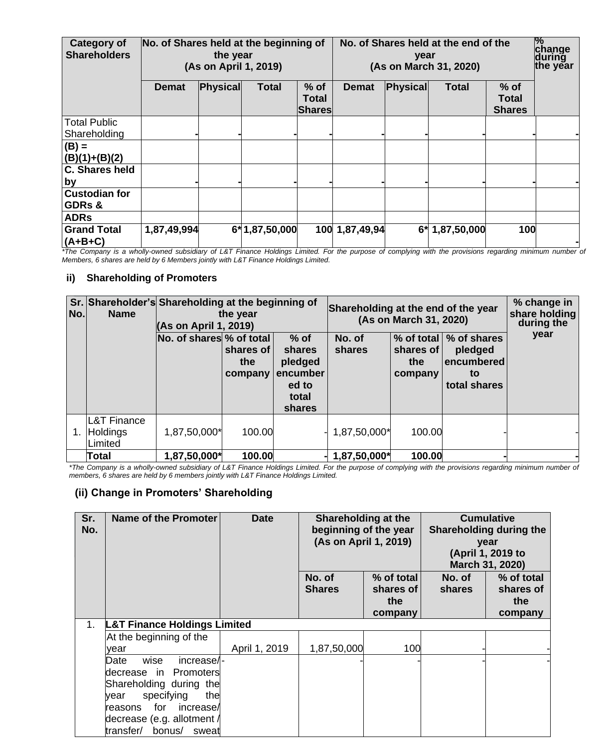| Category of Shareholders | No. of Shares held at the beginning of the year (As on April 1, 2019) | | | | No. of Shares held at the end of the year (As on March 31, 2020) | | | | % change during the year |
|---|---|---|---|---|---|---|---|---|---|
| | Demat | Physical | Total | % of Total Shares | Demat | Physical | Total | % of Total Shares | |
| Total Public Shareholding | - | - | - | - | - | - | - | - | - |
| **(B) = (B)(1)+(B)(2)** | | | | | | | | | |
| **C. Shares held by** | - | - | - | - | - | - | - | - | - |
| **Custodian for GDRs &** | | | | | | | | | |
| **ADRs** | | | | | | | | | |
| **Grand Total (A+B+C)** | **1,87,49,994** | **6*** | **1,87,50,000** | **100** | **1,87,49,94** | **6*** | **1,87,50,000** | **100** | **-** |

*\*The Company is a wholly-owned subsidiary of L&T Finance Holdings Limited. For the purpose of complying with the provisions regarding minimum number of Members, 6 shares are held by 6 Members jointly with L&T Finance Holdings Limited.*

### ii) Shareholding of Promoters

| Sr. No. | Shareholder's Name | Shareholding at the beginning of the year (As on April 1, 2019) | | | Shareholding at the end of the year (As on March 31, 2020) | | | % change in share holding during the year |
|---|---|---|---|---|---|---|---|---|
| | | No. of shares | % of total shares of the company | % of shares pledged encumbered to total shares | No. of shares | % of total shares of the company | % of shares pledged encumbered to total shares | |
| 1. | L&T Finance Holdings Limited | 1,87,50,000* | 100.00 | - | 1,87,50,000* | 100.00 | - | - |
| | **Total** | **1,87,50,000*** | **100.00** | **-** | **1,87,50,000*** | **100.00** | **-** | **-** |

*\*The Company is a wholly-owned subsidiary of L&T Finance Holdings Limited. For the purpose of complying with the provisions regarding minimum number of members, 6 shares are held by 6 members jointly with L&T Finance Holdings Limited.*

### (ii) Change in Promoters' Shareholding

| Sr. No. | Name of the Promoter | Date | Shareholding at the beginning of the year (As on April 1, 2019) | | Cumulative Shareholding during the year (April 1, 2019 to March 31, 2020) | |
|---|---|---|---|---|---|---|
| | | | No. of Shares | % of total shares of the company | No. of shares | % of total shares of the company |
| 1. | **L&T Finance Holdings Limited** | | | | | |
| | At the beginning of the year | April 1, 2019 | 1,87,50,000 | 100 | - | - |
| | Date wise increase/ decrease in Promoters Shareholding during the year specifying the reasons for increase/ decrease (e.g. allotment / transfer/ bonus/ sweat | - | - | - | - | - |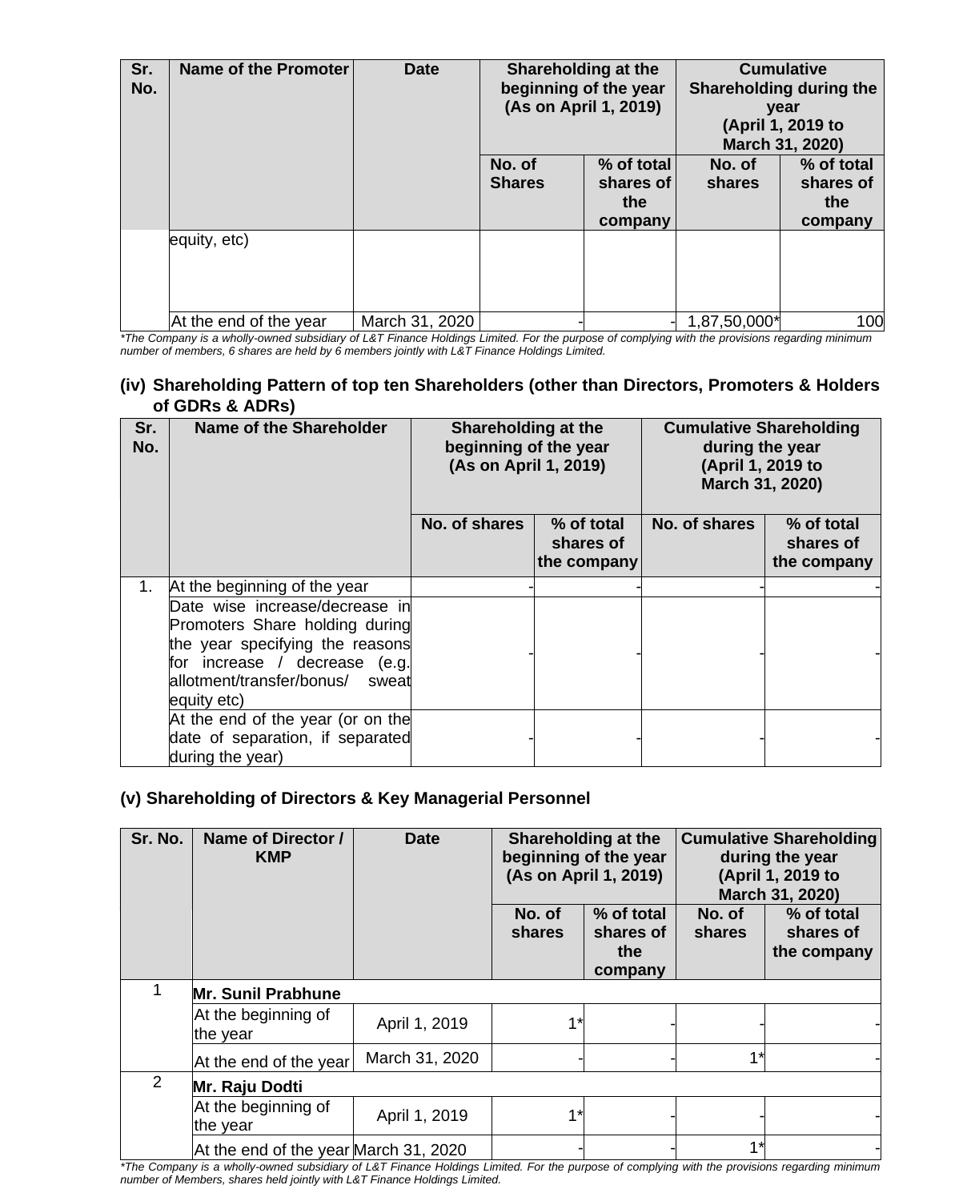| Sr. No. | Name of the Promoter | Date | Shareholding at the beginning of the year (As on April 1, 2019) | | Cumulative Shareholding during the year (April 1, 2019 to March 31, 2020) | |
|---|---|---|---|---|---|---|
| | | | No. of Shares | % of total shares of the company | No. of shares | % of total shares of the company |
| | equity, etc) | | | | | |
| | At the end of the year | March 31, 2020 | - | - | 1,87,50,000* | 100 |

*The Company is a wholly-owned subsidiary of L&T Finance Holdings Limited. For the purpose of complying with the provisions regarding minimum number of members, 6 shares are held by 6 members jointly with L&T Finance Holdings Limited.*

### (iv) Shareholding Pattern of top ten Shareholders (other than Directors, Promoters & Holders of GDRs & ADRs)

| Sr. No. | Name of the Shareholder | Shareholding at the beginning of the year (As on April 1, 2019) | | Cumulative Shareholding during the year (April 1, 2019 to March 31, 2020) | |
|---|---|---|---|---|---|
| | | No. of shares | % of total shares of the company | No. of shares | % of total shares of the company |
| 1. | At the beginning of the year | - | - | - | - |
| | Date wise increase/decrease in Promoters Share holding during the year specifying the reasons for increase / decrease (e.g. allotment/transfer/bonus/ sweat equity etc) | - | - | - | - |
| | At the end of the year (or on the date of separation, if separated during the year) | - | - | - | - |

### (v) Shareholding of Directors & Key Managerial Personnel

| Sr. No. | Name of Director / KMP | Date | Shareholding at the beginning of the year (As on April 1, 2019) | | Cumulative Shareholding during the year (April 1, 2019 to March 31, 2020) | |
|---|---|---|---|---|---|---|
| | | | No. of shares | % of total shares of the company | No. of shares | % of total shares of the company |
| 1 | **Mr. Sunil Prabhune** | | | | | |
| | At the beginning of the year | April 1, 2019 | 1* | - | - | - |
| | At the end of the year | March 31, 2020 | - | - | 1* | - |
| 2 | **Mr. Raju Dodti** | | | | | |
| | At the beginning of the year | April 1, 2019 | 1* | - | - | - |
| | At the end of the year | March 31, 2020 | - | - | 1* | - |

*The Company is a wholly-owned subsidiary of L&T Finance Holdings Limited. For the purpose of complying with the provisions regarding minimum number of Members, shares held jointly with L&T Finance Holdings Limited.*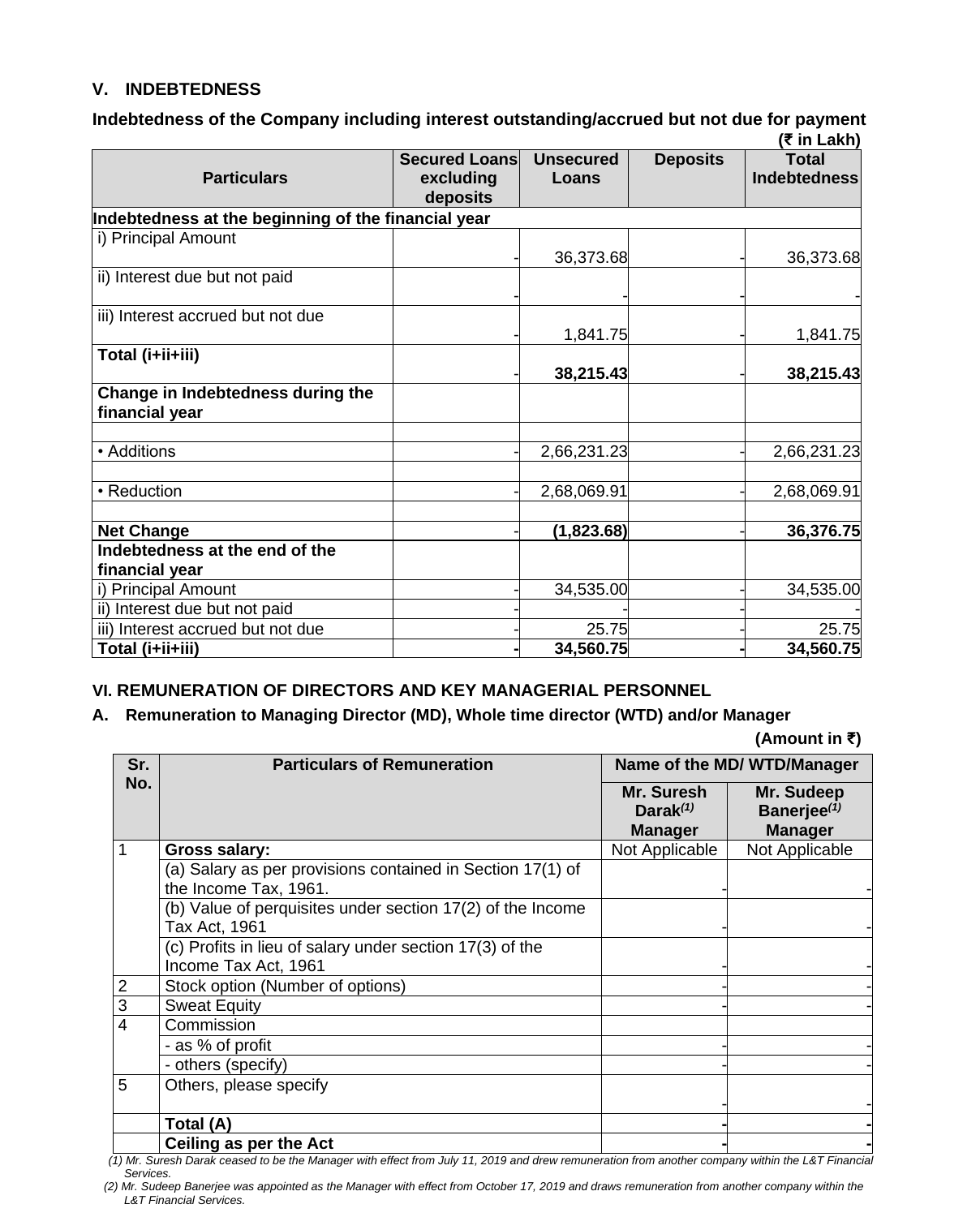## V. INDEBTEDNESS

**Indebtedness of the Company including interest outstanding/accrued but not due for payment**

**(₹ in Lakh)**

| Particulars | Secured Loans excluding deposits | Unsecured Loans | Deposits | Total Indebtedness |
|---|---|---|---|---|
| **Indebtedness at the beginning of the financial year** | | | | |
| i) Principal Amount | - | 36,373.68 | - | 36,373.68 |
| ii) Interest due but not paid | - | - | - | - |
| iii) Interest accrued but not due | - | 1,841.75 | - | 1,841.75 |
| **Total (i+ii+iii)** | - | **38,215.43** | - | **38,215.43** |
| **Change in Indebtedness during the financial year** | | | | |
| • Additions | - | 2,66,231.23 | - | 2,66,231.23 |
| • Reduction | - | 2,68,069.91 | - | 2,68,069.91 |
| **Net Change** | - | **(1,823.68)** | - | **36,376.75** |
| **Indebtedness at the end of the financial year** | | | | |
| i) Principal Amount | - | 34,535.00 | - | 34,535.00 |
| ii) Interest due but not paid | - | - | - | - |
| iii) Interest accrued but not due | - | 25.75 | - | 25.75 |
| **Total (i+ii+iii)** | **-** | **34,560.75** | **-** | **34,560.75** |

## VI. REMUNERATION OF DIRECTORS AND KEY MANAGERIAL PERSONNEL

### A. Remuneration to Managing Director (MD), Whole time director (WTD) and/or Manager

**(Amount in ₹)**

| Sr. No. | Particulars of Remuneration | Name of the MD/ WTD/Manager | |
|---|---|---|---|
| | | **Mr. Suresh Darak[(1)] Manager** | **Mr. Sudeep Banerjee[(1)] Manager** |
| 1 | **Gross salary:** | Not Applicable | Not Applicable |
| | (a) Salary as per provisions contained in Section 17(1) of the Income Tax, 1961. | - | - |
| | (b) Value of perquisites under section 17(2) of the Income Tax Act, 1961 | - | - |
| | (c) Profits in lieu of salary under section 17(3) of the Income Tax Act, 1961 | - | - |
| 2 | Stock option (Number of options) | - | - |
| 3 | Sweat Equity | - | - |
| 4 | Commission | | |
| | - as % of profit | - | - |
| | - others (specify) | - | - |
| 5 | Others, please specify | - | - |
| | **Total (A)** | **-** | **-** |
| | **Ceiling as per the Act** | **-** | **-** |

*(1) Mr. Suresh Darak ceased to be the Manager with effect from July 11, 2019 and drew remuneration from another company within the L&T Financial Services.*

*(2) Mr. Sudeep Banerjee was appointed as the Manager with effect from October 17, 2019 and draws remuneration from another company within the L&T Financial Services.*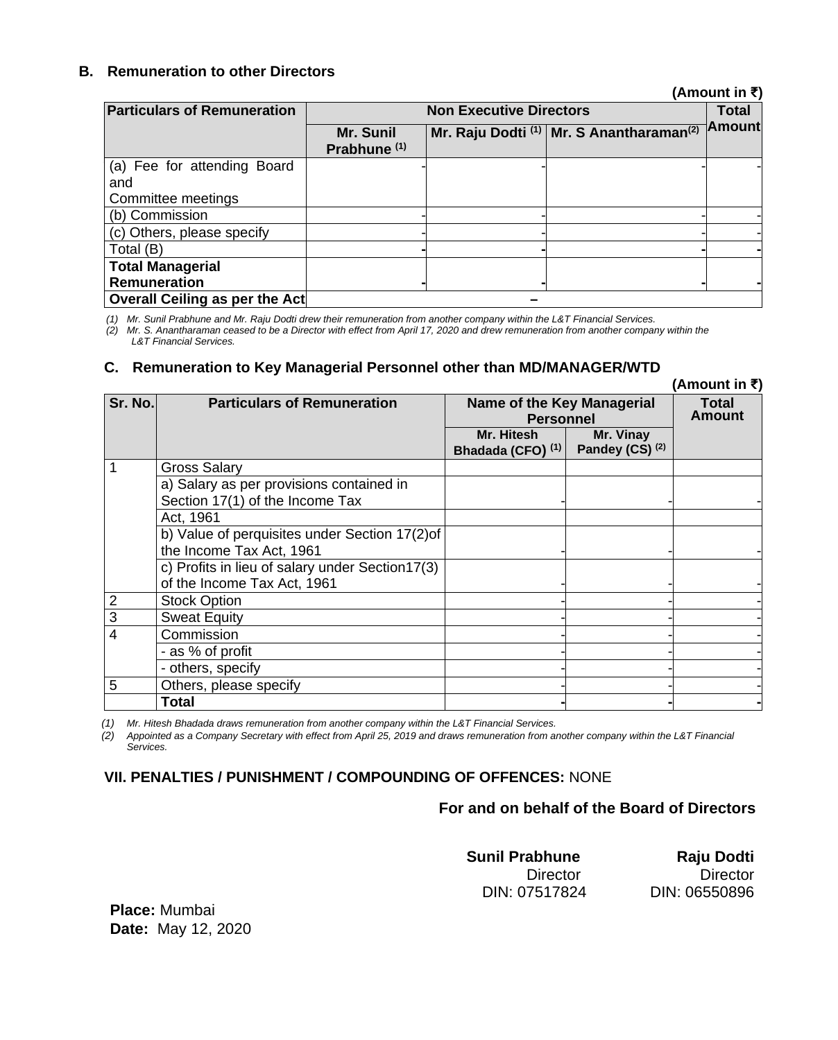### B. Remuneration to other Directors

**(Amount in ₹)**

| Particulars of Remuneration | Non Executive Directors | | | Total Amount |
|---|---|---|---|---|
| | Mr. Sunil Prabhune [(1)] | Mr. Raju Dodti [(1)] | Mr. S Anantharaman[(2)] | |
| (a) Fee for attending Board and Committee meetings | - | - | - | - |
| (b) Commission | - | - | - | - |
| (c) Others, please specify | - | - | - | - |
| Total (B) | **-** | **-** | **-** | **-** |
| **Total Managerial Remuneration** | **-** | **-** | **-** | **-** |
| **Overall Ceiling as per the Act** | **–** | | | |

*(1) Mr. Sunil Prabhune and Mr. Raju Dodti drew their remuneration from another company within the L&T Financial Services.*
*(2) Mr. S. Anantharaman ceased to be a Director with effect from April 17, 2020 and drew remuneration from another company within the L&T Financial Services.*

### C. Remuneration to Key Managerial Personnel other than MD/MANAGER/WTD

**(Amount in ₹)**

| Sr. No. | Particulars of Remuneration | Name of the Key Managerial Personnel | | Total Amount |
|---|---|---|---|---|
| | | Mr. Hitesh Bhadada (CFO) [(1)] | Mr. Vinay Pandey (CS) [(2)] | |
| 1 | Gross Salary | | | |
| | a) Salary as per provisions contained in Section 17(1) of the Income Tax Act, 1961 | - | - | - |
| | b) Value of perquisites under Section 17(2)of the Income Tax Act, 1961 | - | - | - |
| | c) Profits in lieu of salary under Section17(3) of the Income Tax Act, 1961 | - | - | - |
| 2 | Stock Option | - | - | - |
| 3 | Sweat Equity | - | - | - |
| 4 | Commission | - | - | - |
| | - as % of profit | - | - | - |
| | - others, specify | - | - | - |
| 5 | Others, please specify | - | - | - |
| | **Total** | **-** | **-** | **-** |

*(1) Mr. Hitesh Bhadada draws remuneration from another company within the L&T Financial Services.*
*(2) Appointed as a Company Secretary with effect from April 25, 2019 and draws remuneration from another company within the L&T Financial Services.*

### VII. PENALTIES / PUNISHMENT / COMPOUNDING OF OFFENCES: NONE

**For and on behalf of the Board of Directors**

**Sunil Prabhune**
Director
DIN: 07517824

**Raju Dodti**
Director
DIN: 06550896

**Place:** Mumbai
**Date:** May 12, 2020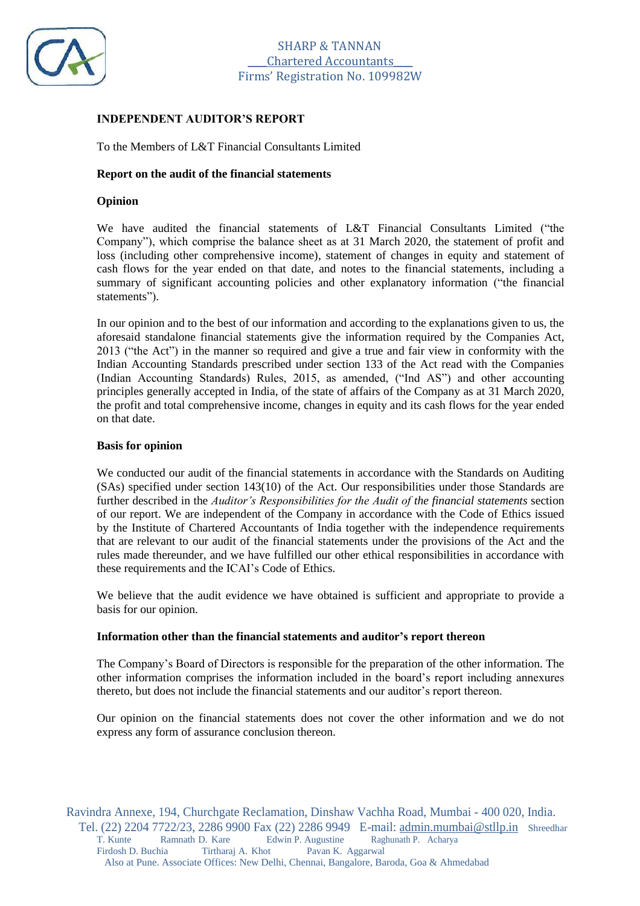SHARP & TANNAN
Chartered Accountants
Firms' Registration No. 109982W

## INDEPENDENT AUDITOR'S REPORT

To the Members of L&T Financial Consultants Limited

### Report on the audit of the financial statements

### Opinion

We have audited the financial statements of L&T Financial Consultants Limited ("the Company"), which comprise the balance sheet as at 31 March 2020, the statement of profit and loss (including other comprehensive income), statement of changes in equity and statement of cash flows for the year ended on that date, and notes to the financial statements, including a summary of significant accounting policies and other explanatory information ("the financial statements").

In our opinion and to the best of our information and according to the explanations given to us, the aforesaid standalone financial statements give the information required by the Companies Act, 2013 ("the Act") in the manner so required and give a true and fair view in conformity with the Indian Accounting Standards prescribed under section 133 of the Act read with the Companies (Indian Accounting Standards) Rules, 2015, as amended, ("Ind AS") and other accounting principles generally accepted in India, of the state of affairs of the Company as at 31 March 2020, the profit and total comprehensive income, changes in equity and its cash flows for the year ended on that date.

### Basis for opinion

We conducted our audit of the financial statements in accordance with the Standards on Auditing (SAs) specified under section 143(10) of the Act. Our responsibilities under those Standards are further described in the *Auditor's Responsibilities for the Audit of the financial statements* section of our report. We are independent of the Company in accordance with the Code of Ethics issued by the Institute of Chartered Accountants of India together with the independence requirements that are relevant to our audit of the financial statements under the provisions of the Act and the rules made thereunder, and we have fulfilled our other ethical responsibilities in accordance with these requirements and the ICAI's Code of Ethics.

We believe that the audit evidence we have obtained is sufficient and appropriate to provide a basis for our opinion.

### Information other than the financial statements and auditor's report thereon

The Company's Board of Directors is responsible for the preparation of the other information. The other information comprises the information included in the board's report including annexures thereto, but does not include the financial statements and our auditor's report thereon.

Our opinion on the financial statements does not cover the other information and we do not express any form of assurance conclusion thereon.

Ravindra Annexe, 194, Churchgate Reclamation, Dinshaw Vachha Road, Mumbai - 400 020, India.
Tel. (22) 2204 7722/23, 2286 9900 Fax (22) 2286 9949 E-mail: admin.mumbai@stllp.in Shreedhar T. Kunte Ramnath D. Kare Edwin P. Augustine Raghunath P. Acharya Firdosh D. Buchia Tirtharaj A. Khot Pavan K. Aggarwal
Also at Pune. Associate Offices: New Delhi, Chennai, Bangalore, Baroda, Goa & Ahmedabad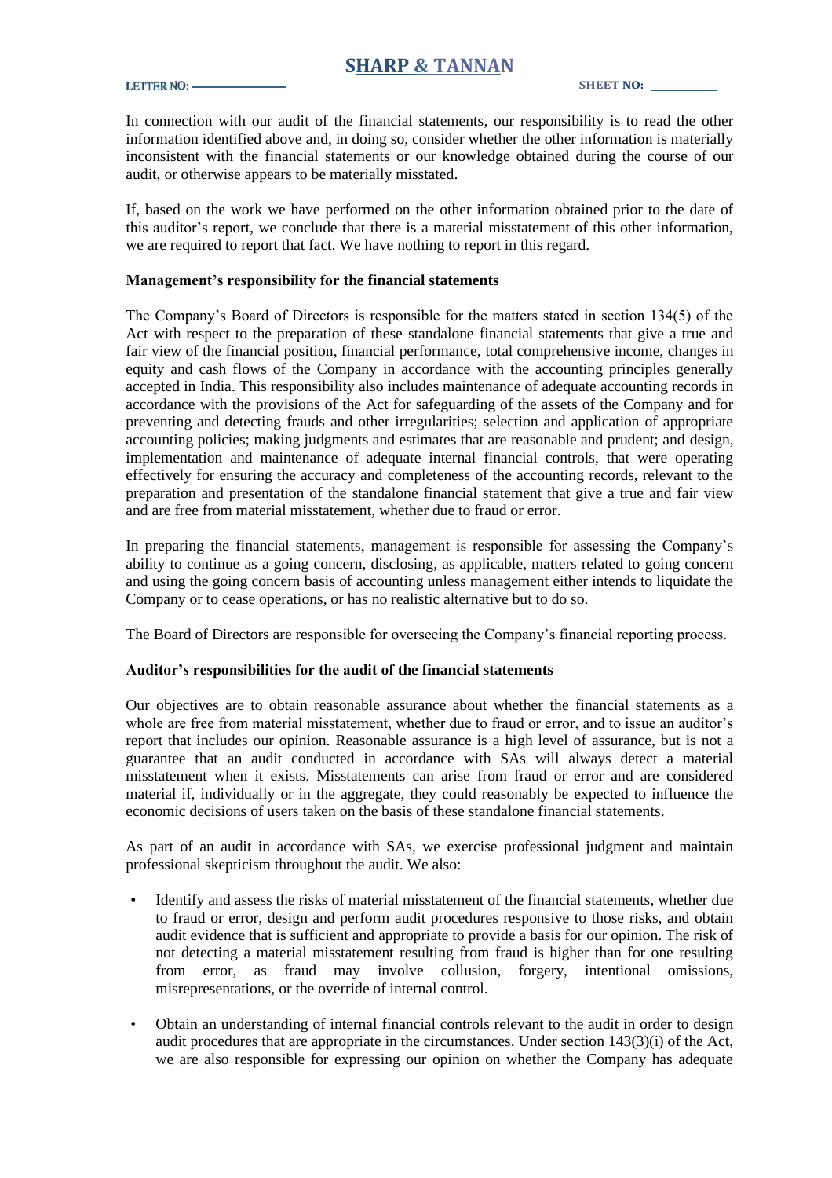In connection with our audit of the financial statements, our responsibility is to read the other information identified above and, in doing so, consider whether the other information is materially inconsistent with the financial statements or our knowledge obtained during the course of our audit, or otherwise appears to be materially misstated.

If, based on the work we have performed on the other information obtained prior to the date of this auditor's report, we conclude that there is a material misstatement of this other information, we are required to report that fact. We have nothing to report in this regard.

**Management's responsibility for the financial statements**

The Company's Board of Directors is responsible for the matters stated in section 134(5) of the Act with respect to the preparation of these standalone financial statements that give a true and fair view of the financial position, financial performance, total comprehensive income, changes in equity and cash flows of the Company in accordance with the accounting principles generally accepted in India. This responsibility also includes maintenance of adequate accounting records in accordance with the provisions of the Act for safeguarding of the assets of the Company and for preventing and detecting frauds and other irregularities; selection and application of appropriate accounting policies; making judgments and estimates that are reasonable and prudent; and design, implementation and maintenance of adequate internal financial controls, that were operating effectively for ensuring the accuracy and completeness of the accounting records, relevant to the preparation and presentation of the standalone financial statement that give a true and fair view and are free from material misstatement, whether due to fraud or error.

In preparing the financial statements, management is responsible for assessing the Company's ability to continue as a going concern, disclosing, as applicable, matters related to going concern and using the going concern basis of accounting unless management either intends to liquidate the Company or to cease operations, or has no realistic alternative but to do so.

The Board of Directors are responsible for overseeing the Company's financial reporting process.

**Auditor's responsibilities for the audit of the financial statements**

Our objectives are to obtain reasonable assurance about whether the financial statements as a whole are free from material misstatement, whether due to fraud or error, and to issue an auditor's report that includes our opinion. Reasonable assurance is a high level of assurance, but is not a guarantee that an audit conducted in accordance with SAs will always detect a material misstatement when it exists. Misstatements can arise from fraud or error and are considered material if, individually or in the aggregate, they could reasonably be expected to influence the economic decisions of users taken on the basis of these standalone financial statements.

As part of an audit in accordance with SAs, we exercise professional judgment and maintain professional skepticism throughout the audit. We also:

- Identify and assess the risks of material misstatement of the financial statements, whether due to fraud or error, design and perform audit procedures responsive to those risks, and obtain audit evidence that is sufficient and appropriate to provide a basis for our opinion. The risk of not detecting a material misstatement resulting from fraud is higher than for one resulting from error, as fraud may involve collusion, forgery, intentional omissions, misrepresentations, or the override of internal control.

- Obtain an understanding of internal financial controls relevant to the audit in order to design audit procedures that are appropriate in the circumstances. Under section 143(3)(i) of the Act, we are also responsible for expressing our opinion on whether the Company has adequate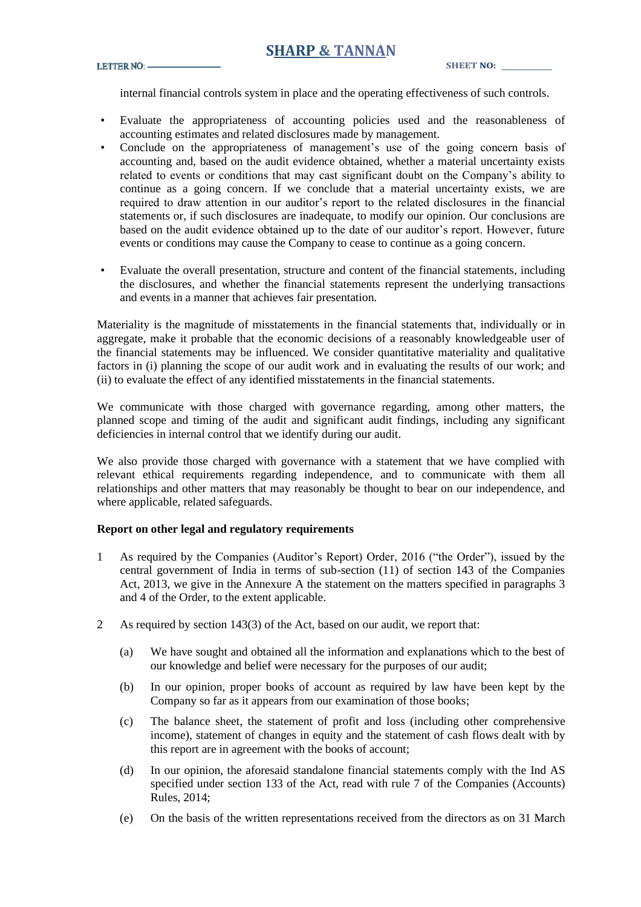internal financial controls system in place and the operating effectiveness of such controls.

- Evaluate the appropriateness of accounting policies used and the reasonableness of accounting estimates and related disclosures made by management.
- Conclude on the appropriateness of management's use of the going concern basis of accounting and, based on the audit evidence obtained, whether a material uncertainty exists related to events or conditions that may cast significant doubt on the Company's ability to continue as a going concern. If we conclude that a material uncertainty exists, we are required to draw attention in our auditor's report to the related disclosures in the financial statements or, if such disclosures are inadequate, to modify our opinion. Our conclusions are based on the audit evidence obtained up to the date of our auditor's report. However, future events or conditions may cause the Company to cease to continue as a going concern.
- Evaluate the overall presentation, structure and content of the financial statements, including the disclosures, and whether the financial statements represent the underlying transactions and events in a manner that achieves fair presentation.

Materiality is the magnitude of misstatements in the financial statements that, individually or in aggregate, make it probable that the economic decisions of a reasonably knowledgeable user of the financial statements may be influenced. We consider quantitative materiality and qualitative factors in (i) planning the scope of our audit work and in evaluating the results of our work; and (ii) to evaluate the effect of any identified misstatements in the financial statements.

We communicate with those charged with governance regarding, among other matters, the planned scope and timing of the audit and significant audit findings, including any significant deficiencies in internal control that we identify during our audit.

We also provide those charged with governance with a statement that we have complied with relevant ethical requirements regarding independence, and to communicate with them all relationships and other matters that may reasonably be thought to bear on our independence, and where applicable, related safeguards.

**Report on other legal and regulatory requirements**

1 As required by the Companies (Auditor's Report) Order, 2016 ("the Order"), issued by the central government of India in terms of sub-section (11) of section 143 of the Companies Act, 2013, we give in the Annexure A the statement on the matters specified in paragraphs 3 and 4 of the Order, to the extent applicable.

2 As required by section 143(3) of the Act, based on our audit, we report that:

(a) We have sought and obtained all the information and explanations which to the best of our knowledge and belief were necessary for the purposes of our audit;

(b) In our opinion, proper books of account as required by law have been kept by the Company so far as it appears from our examination of those books;

(c) The balance sheet, the statement of profit and loss (including other comprehensive income), statement of changes in equity and the statement of cash flows dealt with by this report are in agreement with the books of account;

(d) In our opinion, the aforesaid standalone financial statements comply with the Ind AS specified under section 133 of the Act, read with rule 7 of the Companies (Accounts) Rules, 2014;

(e) On the basis of the written representations received from the directors as on 31 March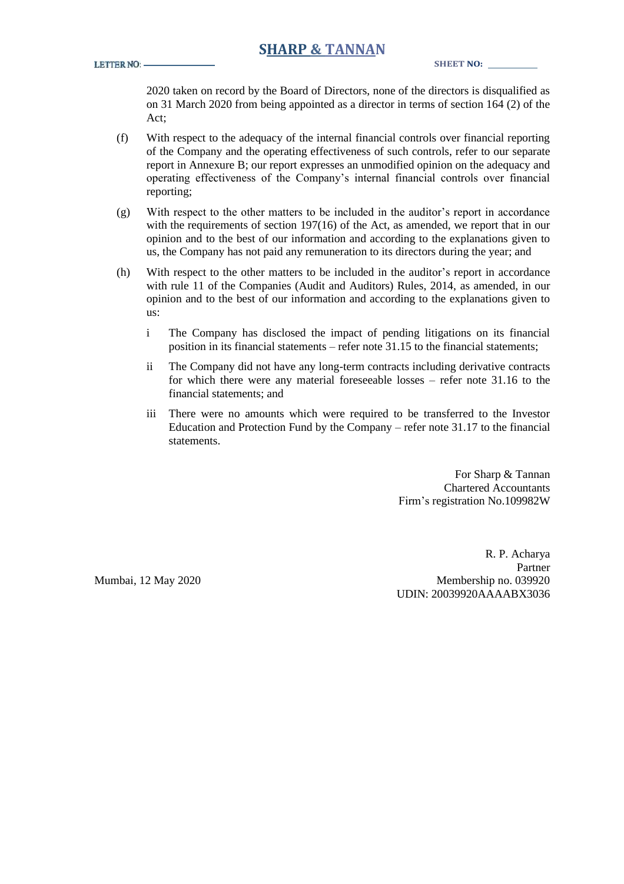2020 taken on record by the Board of Directors, none of the directors is disqualified as on 31 March 2020 from being appointed as a director in terms of section 164 (2) of the Act;

(f) With respect to the adequacy of the internal financial controls over financial reporting of the Company and the operating effectiveness of such controls, refer to our separate report in Annexure B; our report expresses an unmodified opinion on the adequacy and operating effectiveness of the Company's internal financial controls over financial reporting;

(g) With respect to the other matters to be included in the auditor's report in accordance with the requirements of section 197(16) of the Act, as amended, we report that in our opinion and to the best of our information and according to the explanations given to us, the Company has not paid any remuneration to its directors during the year; and

(h) With respect to the other matters to be included in the auditor's report in accordance with rule 11 of the Companies (Audit and Auditors) Rules, 2014, as amended, in our opinion and to the best of our information and according to the explanations given to us:

   i The Company has disclosed the impact of pending litigations on its financial position in its financial statements – refer note 31.15 to the financial statements;

   ii The Company did not have any long-term contracts including derivative contracts for which there were any material foreseeable losses – refer note 31.16 to the financial statements; and

   iii There were no amounts which were required to be transferred to the Investor Education and Protection Fund by the Company – refer note 31.17 to the financial statements.

For Sharp & Tannan
Chartered Accountants
Firm's registration No.109982W

R. P. Acharya
Partner
Membership no. 039920
UDIN: 20039920AAAABX3036

Mumbai, 12 May 2020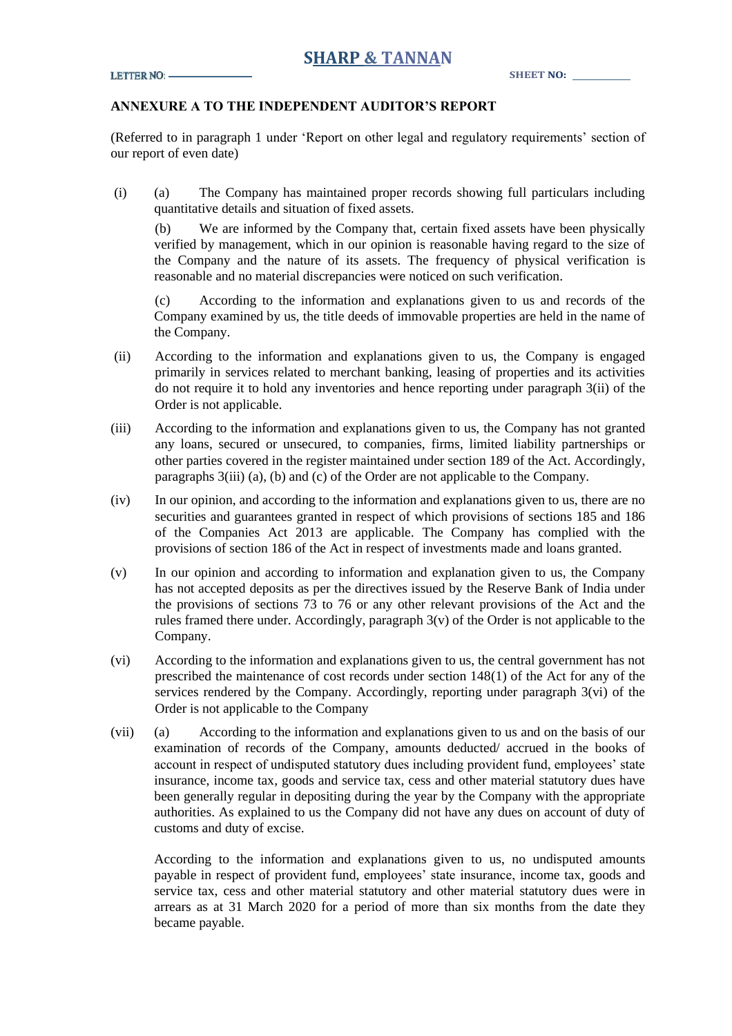## ANNEXURE A TO THE INDEPENDENT AUDITOR'S REPORT

(Referred to in paragraph 1 under 'Report on other legal and regulatory requirements' section of our report of even date)

(i) (a) The Company has maintained proper records showing full particulars including quantitative details and situation of fixed assets.

(b) We are informed by the Company that, certain fixed assets have been physically verified by management, which in our opinion is reasonable having regard to the size of the Company and the nature of its assets. The frequency of physical verification is reasonable and no material discrepancies were noticed on such verification.

(c) According to the information and explanations given to us and records of the Company examined by us, the title deeds of immovable properties are held in the name of the Company.

(ii) According to the information and explanations given to us, the Company is engaged primarily in services related to merchant banking, leasing of properties and its activities do not require it to hold any inventories and hence reporting under paragraph 3(ii) of the Order is not applicable.

(iii) According to the information and explanations given to us, the Company has not granted any loans, secured or unsecured, to companies, firms, limited liability partnerships or other parties covered in the register maintained under section 189 of the Act. Accordingly, paragraphs 3(iii) (a), (b) and (c) of the Order are not applicable to the Company.

(iv) In our opinion, and according to the information and explanations given to us, there are no securities and guarantees granted in respect of which provisions of sections 185 and 186 of the Companies Act 2013 are applicable. The Company has complied with the provisions of section 186 of the Act in respect of investments made and loans granted.

(v) In our opinion and according to information and explanation given to us, the Company has not accepted deposits as per the directives issued by the Reserve Bank of India under the provisions of sections 73 to 76 or any other relevant provisions of the Act and the rules framed there under. Accordingly, paragraph 3(v) of the Order is not applicable to the Company.

(vi) According to the information and explanations given to us, the central government has not prescribed the maintenance of cost records under section 148(1) of the Act for any of the services rendered by the Company. Accordingly, reporting under paragraph 3(vi) of the Order is not applicable to the Company

(vii) (a) According to the information and explanations given to us and on the basis of our examination of records of the Company, amounts deducted/ accrued in the books of account in respect of undisputed statutory dues including provident fund, employees' state insurance, income tax, goods and service tax, cess and other material statutory dues have been generally regular in depositing during the year by the Company with the appropriate authorities. As explained to us the Company did not have any dues on account of duty of customs and duty of excise.

According to the information and explanations given to us, no undisputed amounts payable in respect of provident fund, employees' state insurance, income tax, goods and service tax, cess and other material statutory and other material statutory dues were in arrears as at 31 March 2020 for a period of more than six months from the date they became payable.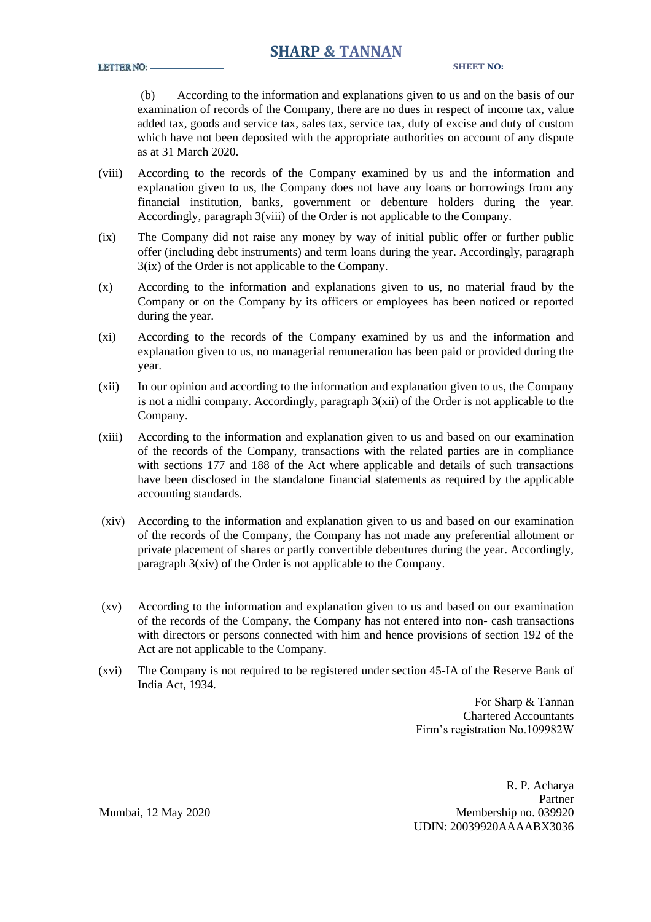(b) According to the information and explanations given to us and on the basis of our examination of records of the Company, there are no dues in respect of income tax, value added tax, goods and service tax, sales tax, service tax, duty of excise and duty of custom which have not been deposited with the appropriate authorities on account of any dispute as at 31 March 2020.

(viii) According to the records of the Company examined by us and the information and explanation given to us, the Company does not have any loans or borrowings from any financial institution, banks, government or debenture holders during the year. Accordingly, paragraph 3(viii) of the Order is not applicable to the Company.

(ix) The Company did not raise any money by way of initial public offer or further public offer (including debt instruments) and term loans during the year. Accordingly, paragraph 3(ix) of the Order is not applicable to the Company.

(x) According to the information and explanations given to us, no material fraud by the Company or on the Company by its officers or employees has been noticed or reported during the year.

(xi) According to the records of the Company examined by us and the information and explanation given to us, no managerial remuneration has been paid or provided during the year.

(xii) In our opinion and according to the information and explanation given to us, the Company is not a nidhi company. Accordingly, paragraph 3(xii) of the Order is not applicable to the Company.

(xiii) According to the information and explanation given to us and based on our examination of the records of the Company, transactions with the related parties are in compliance with sections 177 and 188 of the Act where applicable and details of such transactions have been disclosed in the standalone financial statements as required by the applicable accounting standards.

(xiv) According to the information and explanation given to us and based on our examination of the records of the Company, the Company has not made any preferential allotment or private placement of shares or partly convertible debentures during the year. Accordingly, paragraph 3(xiv) of the Order is not applicable to the Company.

(xv) According to the information and explanation given to us and based on our examination of the records of the Company, the Company has not entered into non- cash transactions with directors or persons connected with him and hence provisions of section 192 of the Act are not applicable to the Company.

(xvi) The Company is not required to be registered under section 45-IA of the Reserve Bank of India Act, 1934.

For Sharp & Tannan
Chartered Accountants
Firm's registration No.109982W

R. P. Acharya
Partner
Membership no. 039920
UDIN: 20039920AAAABX3036

Mumbai, 12 May 2020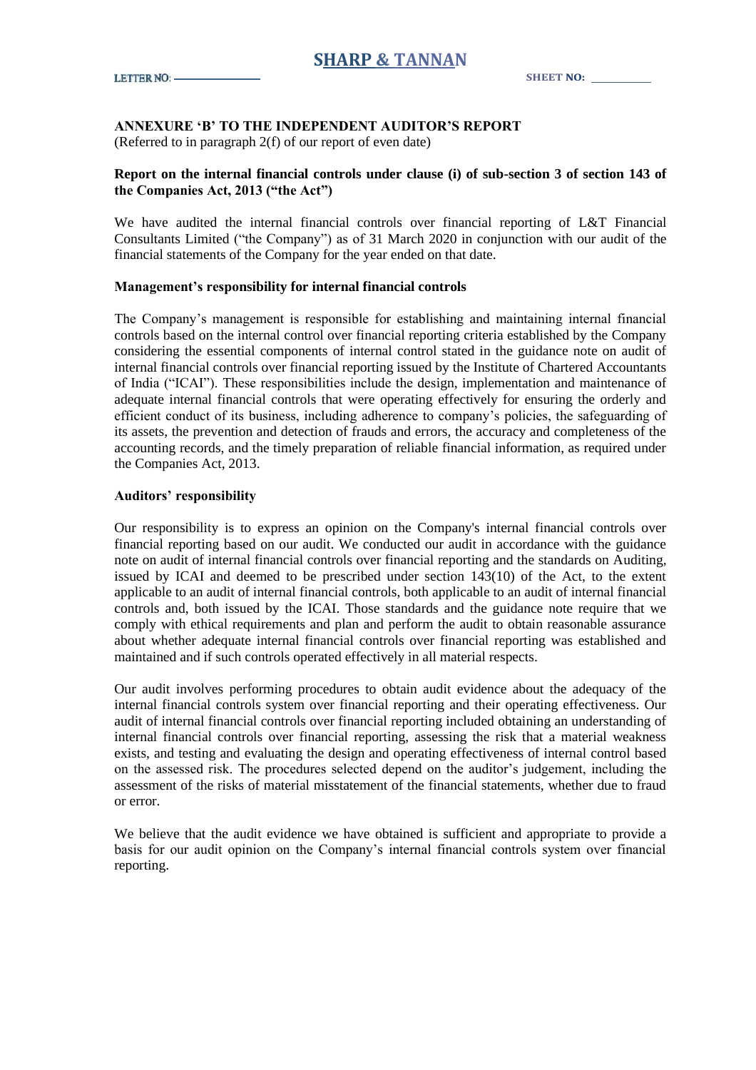## ANNEXURE 'B' TO THE INDEPENDENT AUDITOR'S REPORT

(Referred to in paragraph 2(f) of our report of even date)

### Report on the internal financial controls under clause (i) of sub-section 3 of section 143 of the Companies Act, 2013 ("the Act")

We have audited the internal financial controls over financial reporting of L&T Financial Consultants Limited ("the Company") as of 31 March 2020 in conjunction with our audit of the financial statements of the Company for the year ended on that date.

### Management's responsibility for internal financial controls

The Company's management is responsible for establishing and maintaining internal financial controls based on the internal control over financial reporting criteria established by the Company considering the essential components of internal control stated in the guidance note on audit of internal financial controls over financial reporting issued by the Institute of Chartered Accountants of India ("ICAI"). These responsibilities include the design, implementation and maintenance of adequate internal financial controls that were operating effectively for ensuring the orderly and efficient conduct of its business, including adherence to company's policies, the safeguarding of its assets, the prevention and detection of frauds and errors, the accuracy and completeness of the accounting records, and the timely preparation of reliable financial information, as required under the Companies Act, 2013.

### Auditors' responsibility

Our responsibility is to express an opinion on the Company's internal financial controls over financial reporting based on our audit. We conducted our audit in accordance with the guidance note on audit of internal financial controls over financial reporting and the standards on Auditing, issued by ICAI and deemed to be prescribed under section 143(10) of the Act, to the extent applicable to an audit of internal financial controls, both applicable to an audit of internal financial controls and, both issued by the ICAI. Those standards and the guidance note require that we comply with ethical requirements and plan and perform the audit to obtain reasonable assurance about whether adequate internal financial controls over financial reporting was established and maintained and if such controls operated effectively in all material respects.

Our audit involves performing procedures to obtain audit evidence about the adequacy of the internal financial controls system over financial reporting and their operating effectiveness. Our audit of internal financial controls over financial reporting included obtaining an understanding of internal financial controls over financial reporting, assessing the risk that a material weakness exists, and testing and evaluating the design and operating effectiveness of internal control based on the assessed risk. The procedures selected depend on the auditor's judgement, including the assessment of the risks of material misstatement of the financial statements, whether due to fraud or error.

We believe that the audit evidence we have obtained is sufficient and appropriate to provide a basis for our audit opinion on the Company's internal financial controls system over financial reporting.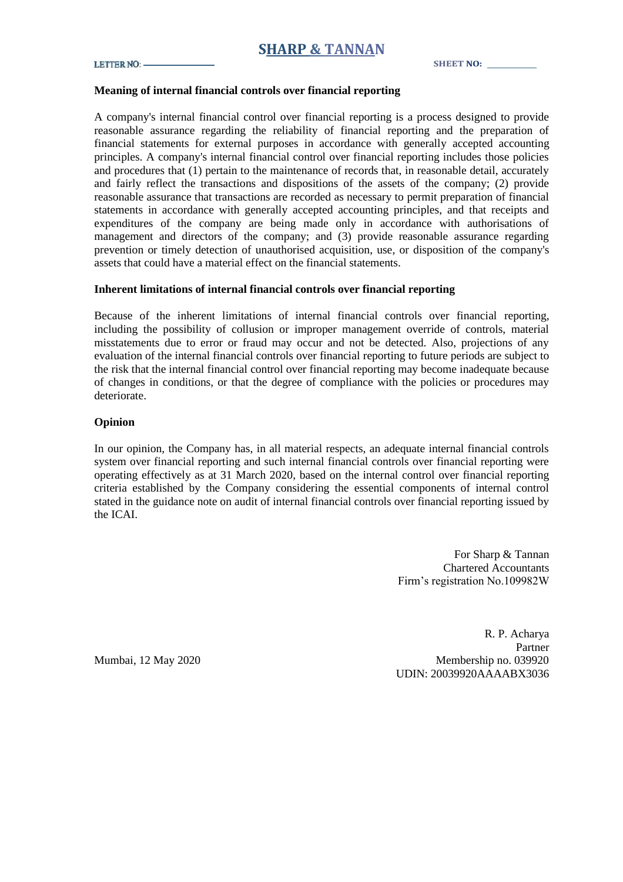### Meaning of internal financial controls over financial reporting

A company's internal financial control over financial reporting is a process designed to provide reasonable assurance regarding the reliability of financial reporting and the preparation of financial statements for external purposes in accordance with generally accepted accounting principles. A company's internal financial control over financial reporting includes those policies and procedures that (1) pertain to the maintenance of records that, in reasonable detail, accurately and fairly reflect the transactions and dispositions of the assets of the company; (2) provide reasonable assurance that transactions are recorded as necessary to permit preparation of financial statements in accordance with generally accepted accounting principles, and that receipts and expenditures of the company are being made only in accordance with authorisations of management and directors of the company; and (3) provide reasonable assurance regarding prevention or timely detection of unauthorised acquisition, use, or disposition of the company's assets that could have a material effect on the financial statements.

### Inherent limitations of internal financial controls over financial reporting

Because of the inherent limitations of internal financial controls over financial reporting, including the possibility of collusion or improper management override of controls, material misstatements due to error or fraud may occur and not be detected. Also, projections of any evaluation of the internal financial controls over financial reporting to future periods are subject to the risk that the internal financial control over financial reporting may become inadequate because of changes in conditions, or that the degree of compliance with the policies or procedures may deteriorate.

### Opinion

In our opinion, the Company has, in all material respects, an adequate internal financial controls system over financial reporting and such internal financial controls over financial reporting were operating effectively as at 31 March 2020, based on the internal control over financial reporting criteria established by the Company considering the essential components of internal control stated in the guidance note on audit of internal financial controls over financial reporting issued by the ICAI.

For Sharp & Tannan
Chartered Accountants
Firm's registration No.109982W

R. P. Acharya
Partner
Membership no. 039920
UDIN: 20039920AAAABX3036

Mumbai, 12 May 2020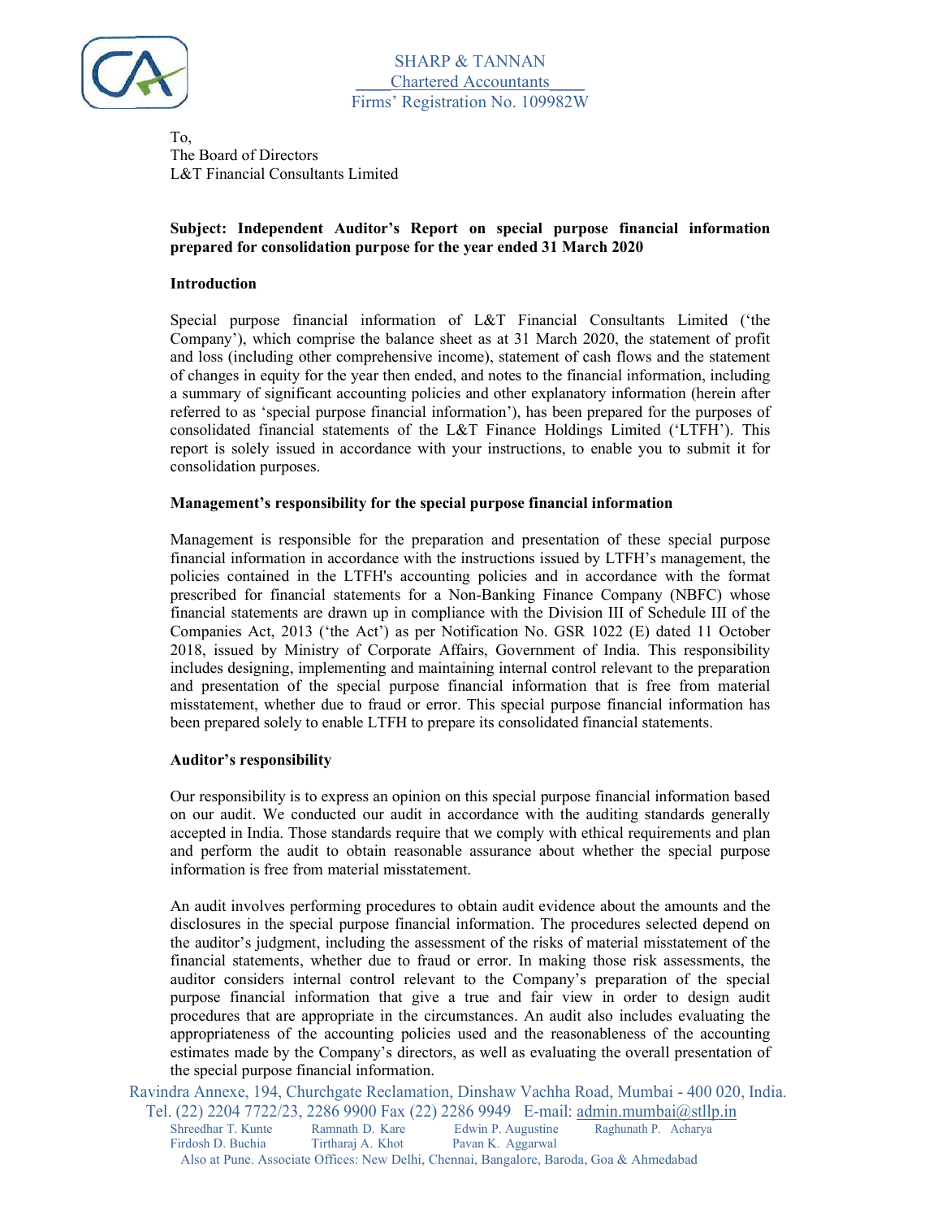SHARP & TANNAN
Chartered Accountants
Firms' Registration No. 109982W

To,
The Board of Directors
L&T Financial Consultants Limited

**Subject: Independent Auditor's Report on special purpose financial information prepared for consolidation purpose for the year ended 31 March 2020**

**Introduction**

Special purpose financial information of L&T Financial Consultants Limited ('the Company'), which comprise the balance sheet as at 31 March 2020, the statement of profit and loss (including other comprehensive income), statement of cash flows and the statement of changes in equity for the year then ended, and notes to the financial information, including a summary of significant accounting policies and other explanatory information (herein after referred to as 'special purpose financial information'), has been prepared for the purposes of consolidated financial statements of the L&T Finance Holdings Limited ('LTFH'). This report is solely issued in accordance with your instructions, to enable you to submit it for consolidation purposes.

**Management's responsibility for the special purpose financial information**

Management is responsible for the preparation and presentation of these special purpose financial information in accordance with the instructions issued by LTFH's management, the policies contained in the LTFH's accounting policies and in accordance with the format prescribed for financial statements for a Non-Banking Finance Company (NBFC) whose financial statements are drawn up in compliance with the Division III of Schedule III of the Companies Act, 2013 ('the Act') as per Notification No. GSR 1022 (E) dated 11 October 2018, issued by Ministry of Corporate Affairs, Government of India. This responsibility includes designing, implementing and maintaining internal control relevant to the preparation and presentation of the special purpose financial information that is free from material misstatement, whether due to fraud or error. This special purpose financial information has been prepared solely to enable LTFH to prepare its consolidated financial statements.

**Auditor's responsibility**

Our responsibility is to express an opinion on this special purpose financial information based on our audit. We conducted our audit in accordance with the auditing standards generally accepted in India. Those standards require that we comply with ethical requirements and plan and perform the audit to obtain reasonable assurance about whether the special purpose information is free from material misstatement.

An audit involves performing procedures to obtain audit evidence about the amounts and the disclosures in the special purpose financial information. The procedures selected depend on the auditor's judgment, including the assessment of the risks of material misstatement of the financial statements, whether due to fraud or error. In making those risk assessments, the auditor considers internal control relevant to the Company's preparation of the special purpose financial information that give a true and fair view in order to design audit procedures that are appropriate in the circumstances. An audit also includes evaluating the appropriateness of the accounting policies used and the reasonableness of the accounting estimates made by the Company's directors, as well as evaluating the overall presentation of the special purpose financial information.

Ravindra Annexe, 194, Churchgate Reclamation, Dinshaw Vachha Road, Mumbai - 400 020, India.
Tel. (22) 2204 7722/23, 2286 9900 Fax (22) 2286 9949 E-mail: admin.mumbai@stllp.in
Shreedhar T. Kunte  Ramnath D. Kare  Edwin P. Augustine  Raghunath P. Acharya
Firdosh D. Buchia  Tirtharaj A. Khot  Pavan K. Aggarwal
Also at Pune. Associate Offices: New Delhi, Chennai, Bangalore, Baroda, Goa & Ahmedabad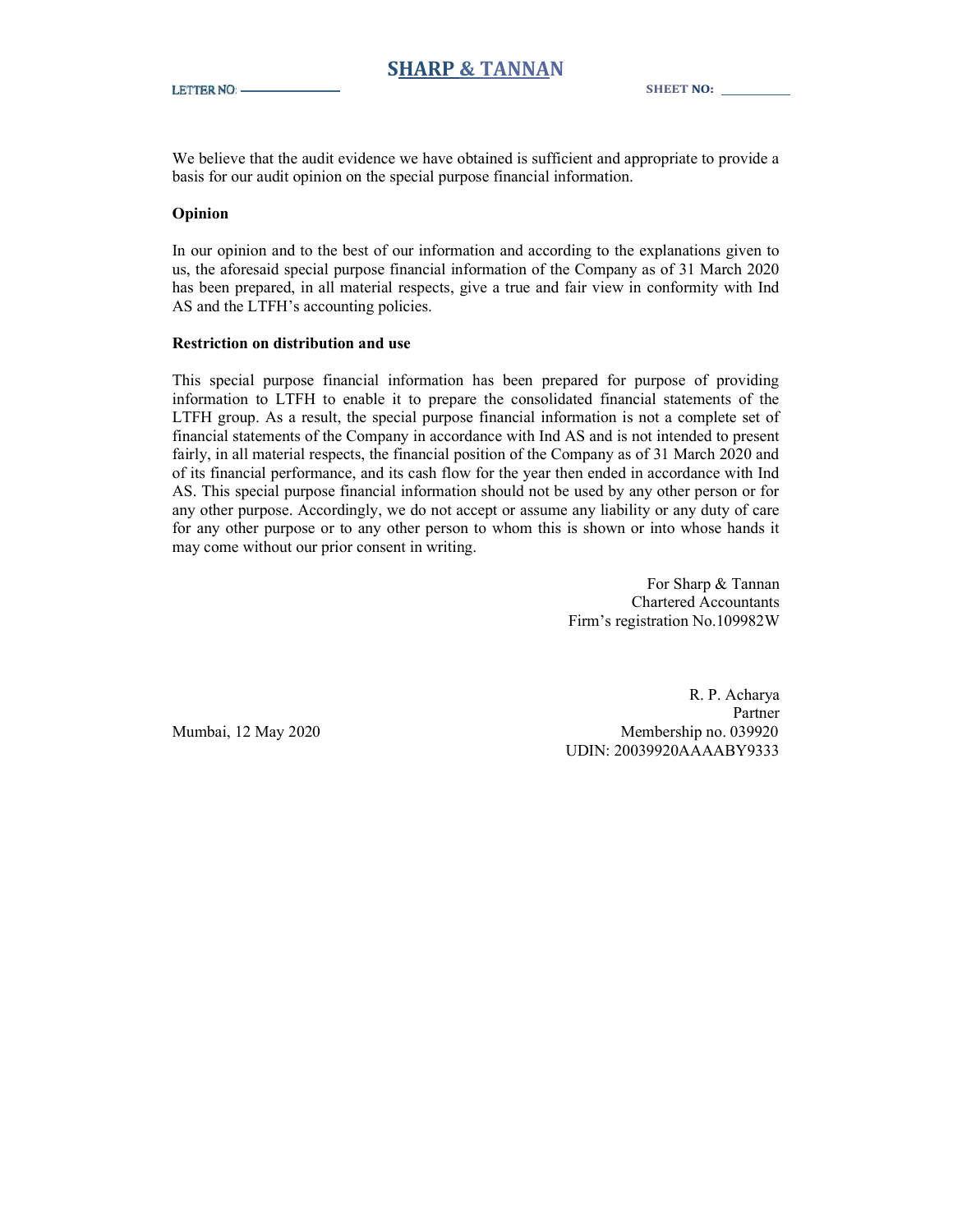We believe that the audit evidence we have obtained is sufficient and appropriate to provide a basis for our audit opinion on the special purpose financial information.

**Opinion**

In our opinion and to the best of our information and according to the explanations given to us, the aforesaid special purpose financial information of the Company as of 31 March 2020 has been prepared, in all material respects, give a true and fair view in conformity with Ind AS and the LTFH's accounting policies.

**Restriction on distribution and use**

This special purpose financial information has been prepared for purpose of providing information to LTFH to enable it to prepare the consolidated financial statements of the LTFH group. As a result, the special purpose financial information is not a complete set of financial statements of the Company in accordance with Ind AS and is not intended to present fairly, in all material respects, the financial position of the Company as of 31 March 2020 and of its financial performance, and its cash flow for the year then ended in accordance with Ind AS. This special purpose financial information should not be used by any other person or for any other purpose. Accordingly, we do not accept or assume any liability or any duty of care for any other purpose or to any other person to whom this is shown or into whose hands it may come without our prior consent in writing.

For Sharp & Tannan
Chartered Accountants
Firm's registration No.109982W

R. P. Acharya
Partner
Membership no. 039920
UDIN: 20039920AAAABY9333

Mumbai, 12 May 2020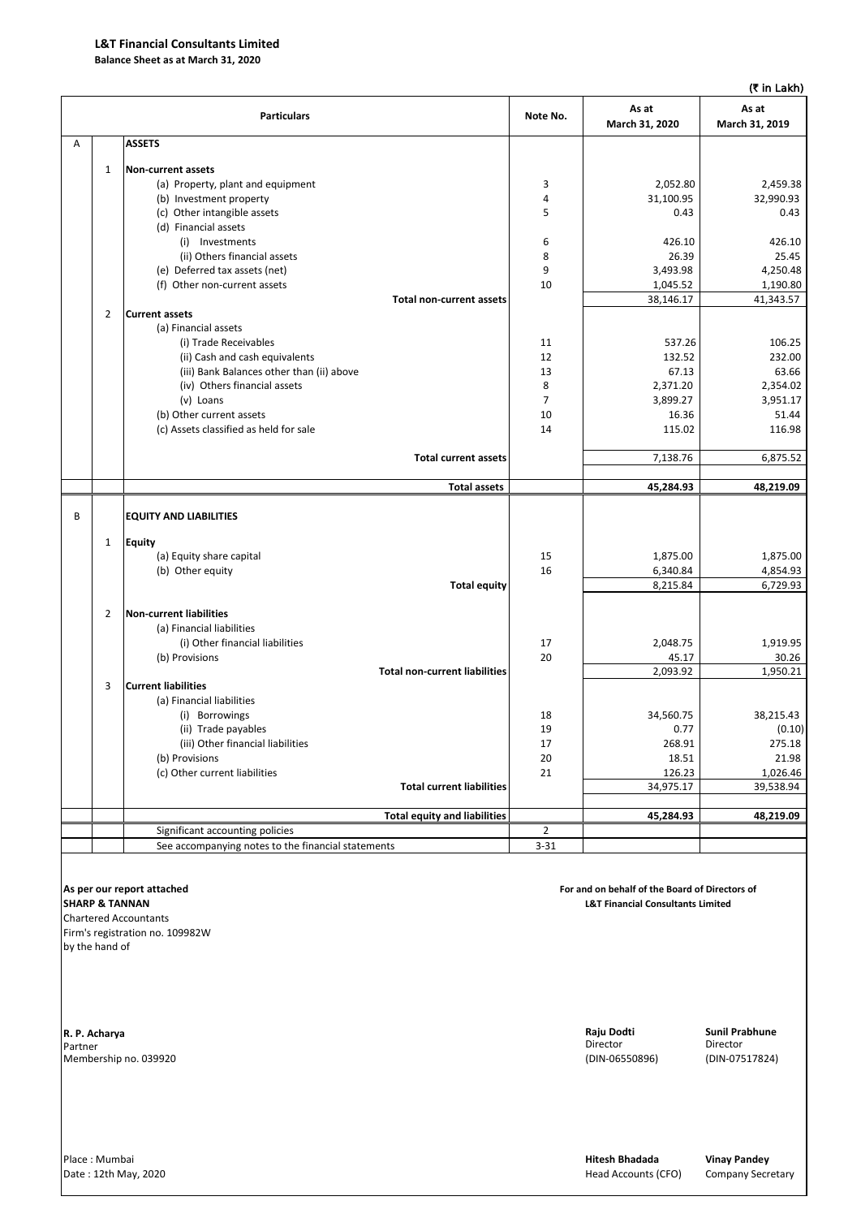**L&T Financial Consultants Limited**

**Balance Sheet as at March 31, 2020**

(₹ in Lakh)

| | | Particulars | Note No. | As at March 31, 2020 | As at March 31, 2019 |
|---|---|---|---|---|---|
| A | | **ASSETS** | | | |
| | 1 | **Non-current assets** | | | |
| | | (a) Property, plant and equipment | 3 | 2,052.80 | 2,459.38 |
| | | (b) Investment property | 4 | 31,100.95 | 32,990.93 |
| | | (c) Other intangible assets | 5 | 0.43 | 0.43 |
| | | (d) Financial assets | | | |
| | | (i) Investments | 6 | 426.10 | 426.10 |
| | | (ii) Others financial assets | 8 | 26.39 | 25.45 |
| | | (e) Deferred tax assets (net) | 9 | 3,493.98 | 4,250.48 |
| | | (f) Other non-current assets | 10 | 1,045.52 | 1,190.80 |
| | | **Total non-current assets** | | 38,146.17 | 41,343.57 |
| | 2 | **Current assets** | | | |
| | | (a) Financial assets | | | |
| | | (i) Trade Receivables | 11 | 537.26 | 106.25 |
| | | (ii) Cash and cash equivalents | 12 | 132.52 | 232.00 |
| | | (iii) Bank Balances other than (ii) above | 13 | 67.13 | 63.66 |
| | | (iv) Others financial assets | 8 | 2,371.20 | 2,354.02 |
| | | (v) Loans | 7 | 3,899.27 | 3,951.17 |
| | | (b) Other current assets | 10 | 16.36 | 51.44 |
| | | (c) Assets classified as held for sale | 14 | 115.02 | 116.98 |
| | | **Total current assets** | | 7,138.76 | 6,875.52 |
| | | **Total assets** | | **45,284.93** | **48,219.09** |
| B | | **EQUITY AND LIABILITIES** | | | |
| | 1 | **Equity** | | | |
| | | (a) Equity share capital | 15 | 1,875.00 | 1,875.00 |
| | | (b) Other equity | 16 | 6,340.84 | 4,854.93 |
| | | **Total equity** | | 8,215.84 | 6,729.93 |
| | 2 | **Non-current liabilities** | | | |
| | | (a) Financial liabilities | | | |
| | | (i) Other financial liabilities | 17 | 2,048.75 | 1,919.95 |
| | | (b) Provisions | 20 | 45.17 | 30.26 |
| | | **Total non-current liabilities** | | 2,093.92 | 1,950.21 |
| | 3 | **Current liabilities** | | | |
| | | (a) Financial liabilities | | | |
| | | (i) Borrowings | 18 | 34,560.75 | 38,215.43 |
| | | (ii) Trade payables | 19 | 0.77 | (0.10) |
| | | (iii) Other financial liabilities | 17 | 268.91 | 275.18 |
| | | (b) Provisions | 20 | 18.51 | 21.98 |
| | | (c) Other current liabilities | 21 | 126.23 | 1,026.46 |
| | | **Total current liabilities** | | 34,975.17 | 39,538.94 |
| | | **Total equity and liabilities** | | **45,284.93** | **48,219.09** |
| | | Significant accounting policies | 2 | | |
| | | See accompanying notes to the financial statements | 3-31 | | |

**As per our report attached**
**SHARP & TANNAN**
Chartered Accountants
Firm's registration no. 109982W
by the hand of

**For and on behalf of the Board of Directors of**
**L&T Financial Consultants Limited**

**R. P. Acharya**
Partner
Membership no. 039920

**Raju Dodti**
Director
(DIN-06550896)

**Sunil Prabhune**
Director
(DIN-07517824)

Place : Mumbai
Date : 12th May, 2020

**Hitesh Bhadada**
Head Accounts (CFO)

**Vinay Pandey**
Company Secretary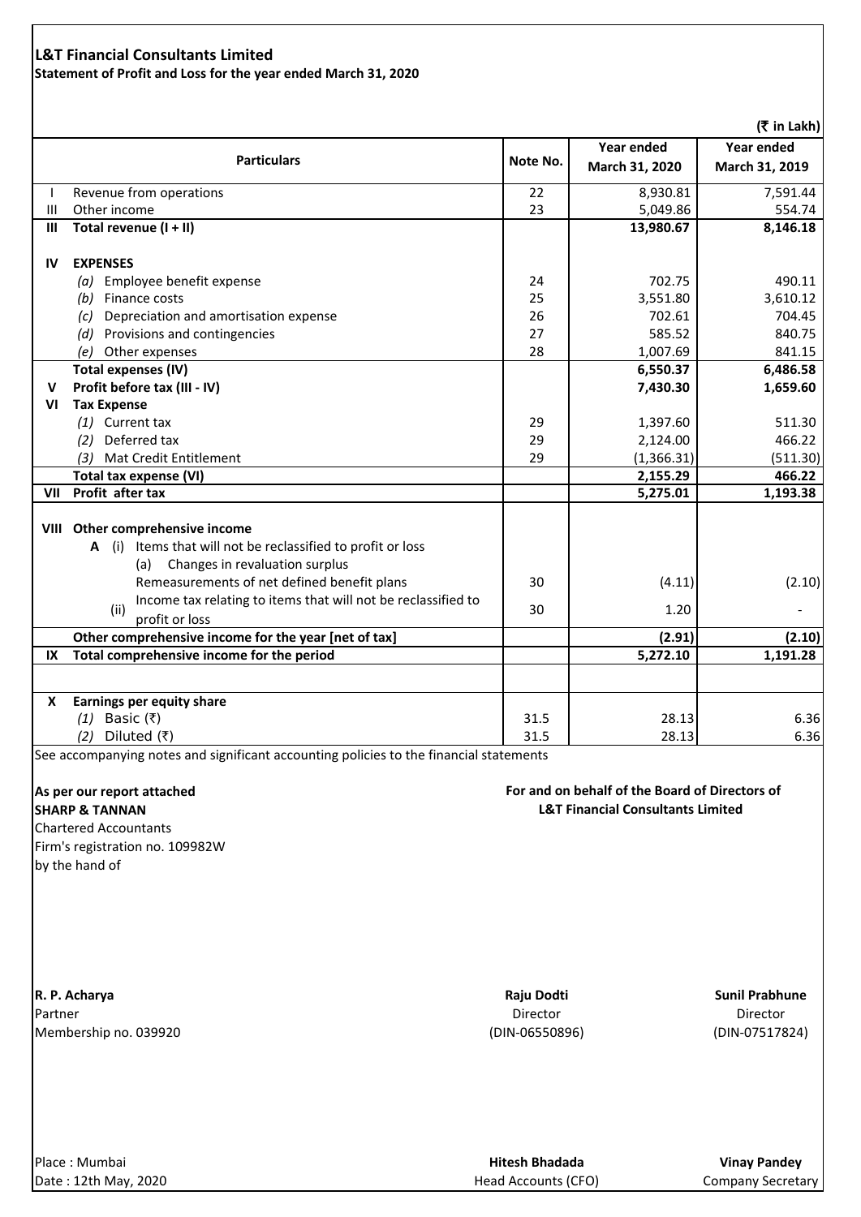**L&T Financial Consultants Limited**

**Statement of Profit and Loss for the year ended March 31, 2020**

(₹ in Lakh)

| | Particulars | Note No. | Year ended March 31, 2020 | Year ended March 31, 2019 |
|---|---|---|---|---|
| I | Revenue from operations | 22 | 8,930.81 | 7,591.44 |
| III | Other income | 23 | 5,049.86 | 554.74 |
| **III** | **Total revenue (I + II)** | | **13,980.67** | **8,146.18** |
| **IV** | **EXPENSES** | | | |
| | *(a)* Employee benefit expense | 24 | 702.75 | 490.11 |
| | *(b)* Finance costs | 25 | 3,551.80 | 3,610.12 |
| | *(c)* Depreciation and amortisation expense | 26 | 702.61 | 704.45 |
| | *(d)* Provisions and contingencies | 27 | 585.52 | 840.75 |
| | *(e)* Other expenses | 28 | 1,007.69 | 841.15 |
| | **Total expenses (IV)** | | **6,550.37** | **6,486.58** |
| **V** | **Profit before tax (III - IV)** | | **7,430.30** | **1,659.60** |
| **VI** | **Tax Expense** | | | |
| | *(1)* Current tax | 29 | 1,397.60 | 511.30 |
| | *(2)* Deferred tax | 29 | 2,124.00 | 466.22 |
| | *(3)* Mat Credit Entitlement | 29 | (1,366.31) | (511.30) |
| | **Total tax expense (VI)** | | **2,155.29** | **466.22** |
| **VII** | **Profit after tax** | | **5,275.01** | **1,193.38** |
| **VIII** | **Other comprehensive income** | | | |
| | **A** (i) Items that will not be reclassified to profit or loss | | | |
| | (a) Changes in revaluation surplus | | | |
| | Remeasurements of net defined benefit plans | 30 | (4.11) | (2.10) |
| | (ii) Income tax relating to items that will not be reclassified to profit or loss | 30 | 1.20 | - |
| | **Other comprehensive income for the year [net of tax]** | | **(2.91)** | **(2.10)** |
| **IX** | **Total comprehensive income for the period** | | **5,272.10** | **1,191.28** |
| **X** | **Earnings per equity share** | | | |
| | *(1)* Basic (₹) | 31.5 | 28.13 | 6.36 |
| | *(2)* Diluted (₹) | 31.5 | 28.13 | 6.36 |

See accompanying notes and significant accounting policies to the financial statements

**As per our report attached**
**SHARP & TANNAN**
Chartered Accountants
Firm's registration no. 109982W
by the hand of

**For and on behalf of the Board of Directors of L&T Financial Consultants Limited**

**R. P. Acharya**
Partner
Membership no. 039920

**Raju Dodti**
Director
(DIN-06550896)

**Sunil Prabhune**
Director
(DIN-07517824)

Place : Mumbai
Date : 12th May, 2020

**Hitesh Bhadada**
Head Accounts (CFO)

**Vinay Pandey**
Company Secretary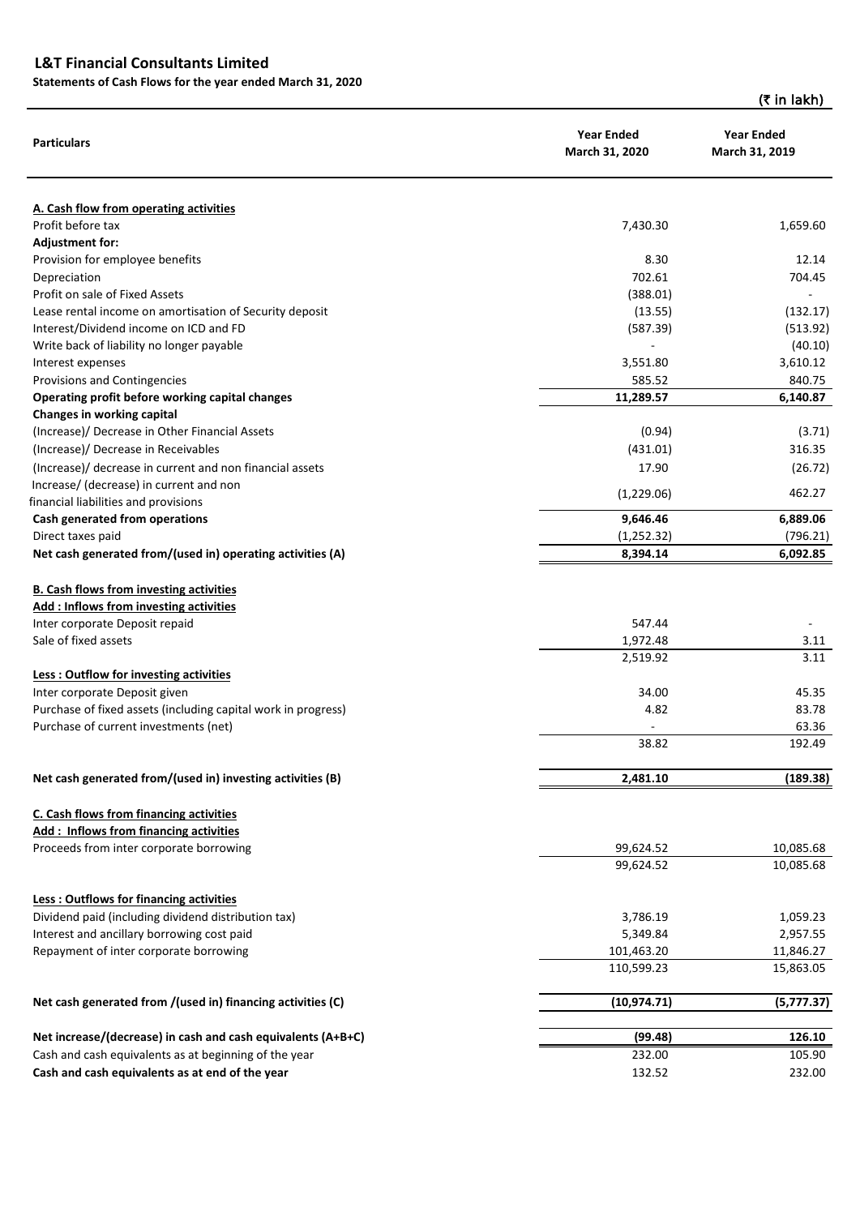## L&T Financial Consultants Limited

**Statements of Cash Flows for the year ended March 31, 2020**

(₹ in lakh)

| Particulars | Year Ended March 31, 2020 | Year Ended March 31, 2019 |
|---|---|---|
| **A. Cash flow from operating activities** | | |
| Profit before tax | 7,430.30 | 1,659.60 |
| **Adjustment for:** | | |
| Provision for employee benefits | 8.30 | 12.14 |
| Depreciation | 702.61 | 704.45 |
| Profit on sale of Fixed Assets | (388.01) | - |
| Lease rental income on amortisation of Security deposit | (13.55) | (132.17) |
| Interest/Dividend income on ICD and FD | (587.39) | (513.92) |
| Write back of liability no longer payable | - | (40.10) |
| Interest expenses | 3,551.80 | 3,610.12 |
| Provisions and Contingencies | 585.52 | 840.75 |
| **Operating profit before working capital changes** | **11,289.57** | **6,140.87** |
| **Changes in working capital** | | |
| (Increase)/ Decrease in Other Financial Assets | (0.94) | (3.71) |
| (Increase)/ Decrease in Receivables | (431.01) | 316.35 |
| (Increase)/ decrease in current and non financial assets | 17.90 | (26.72) |
| Increase/ (decrease) in current and non financial liabilities and provisions | (1,229.06) | 462.27 |
| **Cash generated from operations** | **9,646.46** | **6,889.06** |
| Direct taxes paid | (1,252.32) | (796.21) |
| **Net cash generated from/(used in) operating activities (A)** | **8,394.14** | **6,092.85** |
| | | |
| **B. Cash flows from investing activities** | | |
| **Add : Inflows from investing activities** | | |
| Inter corporate Deposit repaid | 547.44 | - |
| Sale of fixed assets | 1,972.48 | 3.11 |
| | 2,519.92 | 3.11 |
| **Less : Outflow for investing activities** | | |
| Inter corporate Deposit given | 34.00 | 45.35 |
| Purchase of fixed assets (including capital work in progress) | 4.82 | 83.78 |
| Purchase of current investments (net) | - | 63.36 |
| | 38.82 | 192.49 |
| | | |
| **Net cash generated from/(used in) investing activities (B)** | **2,481.10** | **(189.38)** |
| | | |
| **C. Cash flows from financing activities** | | |
| **Add : Inflows from financing activities** | | |
| Proceeds from inter corporate borrowing | 99,624.52 | 10,085.68 |
| | 99,624.52 | 10,085.68 |
| | | |
| **Less : Outflows for financing activities** | | |
| Dividend paid (including dividend distribution tax) | 3,786.19 | 1,059.23 |
| Interest and ancillary borrowing cost paid | 5,349.84 | 2,957.55 |
| Repayment of inter corporate borrowing | 101,463.20 | 11,846.27 |
| | 110,599.23 | 15,863.05 |
| | | |
| **Net cash generated from /(used in) financing activities (C)** | **(10,974.71)** | **(5,777.37)** |
| | | |
| **Net increase/(decrease) in cash and cash equivalents (A+B+C)** | **(99.48)** | **126.10** |
| Cash and cash equivalents as at beginning of the year | 232.00 | 105.90 |
| **Cash and cash equivalents as at end of the year** | 132.52 | 232.00 |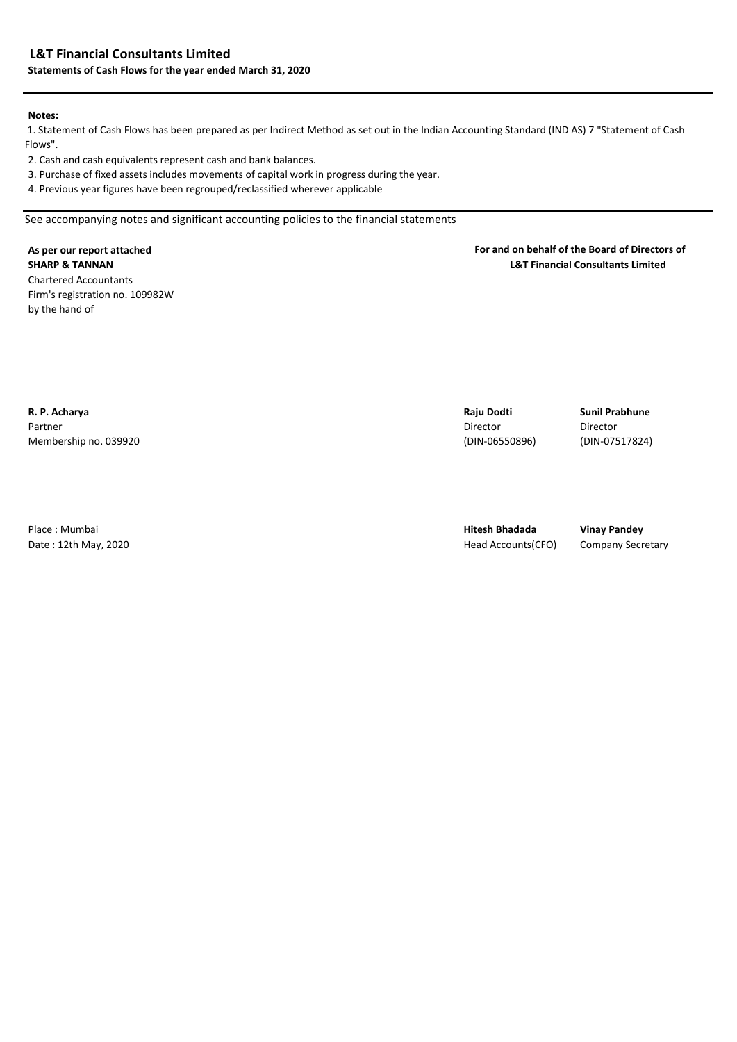## L&T Financial Consultants Limited

**Statements of Cash Flows for the year ended March 31, 2020**

**Notes:**

1. Statement of Cash Flows has been prepared as per Indirect Method as set out in the Indian Accounting Standard (IND AS) 7 "Statement of Cash Flows".
2. Cash and cash equivalents represent cash and bank balances.
3. Purchase of fixed assets includes movements of capital work in progress during the year.
4. Previous year figures have been regrouped/reclassified wherever applicable

See accompanying notes and significant accounting policies to the financial statements

**As per our report attached**
**SHARP & TANNAN**
Chartered Accountants
Firm's registration no. 109982W
by the hand of

**R. P. Acharya**
Partner
Membership no. 039920

Place : Mumbai
Date : 12th May, 2020

**For and on behalf of the Board of Directors of**
**L&T Financial Consultants Limited**

| | |
|---|---|
| **Raju Dodti** | **Sunil Prabhune** |
| Director | Director |
| (DIN-06550896) | (DIN-07517824) |
| | |
| **Hitesh Bhadada** | **Vinay Pandey** |
| Head Accounts(CFO) | Company Secretary |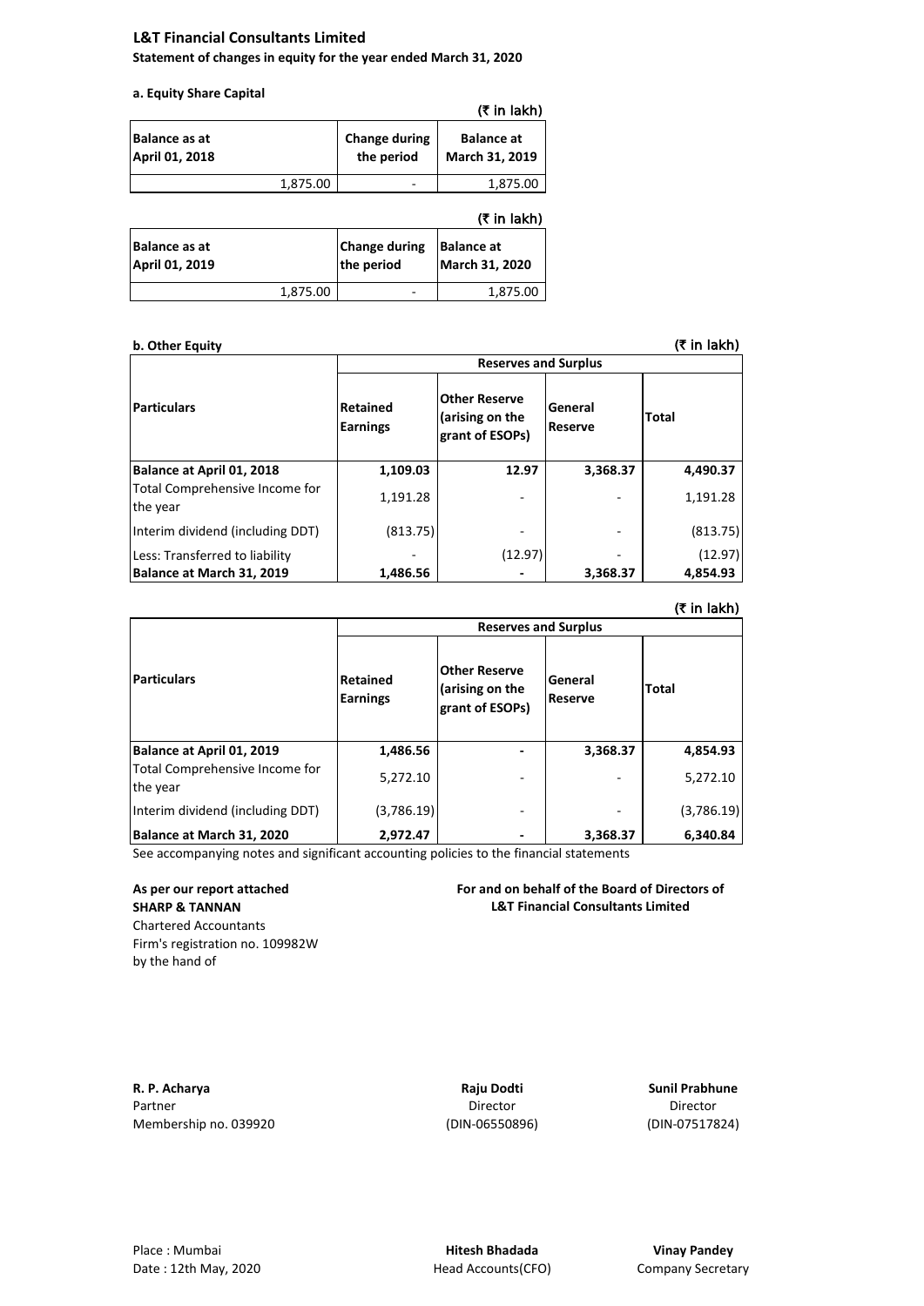**L&T Financial Consultants Limited**

**Statement of changes in equity for the year ended March 31, 2020**

**a. Equity Share Capital**

(₹ in lakh)

| Balance as at April 01, 2018 | Change during the period | Balance at March 31, 2019 |
|---|---|---|
| 1,875.00 | - | 1,875.00 |

(₹ in lakh)

| Balance as at April 01, 2019 | Change during the period | Balance at March 31, 2020 |
|---|---|---|
| 1,875.00 | - | 1,875.00 |

**b. Other Equity**

(₹ in lakh)

| Particulars | Reserves and Surplus | | | |
|---|---|---|---|---|
| | Retained Earnings | Other Reserve (arising on the grant of ESOPs) | General Reserve | Total |
| **Balance at April 01, 2018** | **1,109.03** | **12.97** | **3,368.37** | **4,490.37** |
| Total Comprehensive Income for the year | 1,191.28 | - | - | 1,191.28 |
| Interim dividend (including DDT) | (813.75) | - | - | (813.75) |
| Less: Transferred to liability | - | (12.97) | - | (12.97) |
| **Balance at March 31, 2019** | **1,486.56** | **-** | **3,368.37** | **4,854.93** |

(₹ in lakh)

| Particulars | Reserves and Surplus | | | |
|---|---|---|---|---|
| | Retained Earnings | Other Reserve (arising on the grant of ESOPs) | General Reserve | Total |
| **Balance at April 01, 2019** | **1,486.56** | **-** | **3,368.37** | **4,854.93** |
| Total Comprehensive Income for the year | 5,272.10 | - | - | 5,272.10 |
| Interim dividend (including DDT) | (3,786.19) | - | - | (3,786.19) |
| **Balance at March 31, 2020** | **2,972.47** | **-** | **3,368.37** | **6,340.84** |

See accompanying notes and significant accounting policies to the financial statements

**As per our report attached**
**SHARP & TANNAN**
Chartered Accountants
Firm's registration no. 109982W
by the hand of

**For and on behalf of the Board of Directors of**
**L&T Financial Consultants Limited**

**R. P. Acharya**
Partner
Membership no. 039920

**Raju Dodti**
Director
(DIN-06550896)

**Sunil Prabhune**
Director
(DIN-07517824)

Place : Mumbai
Date : 12th May, 2020

**Hitesh Bhadada**
Head Accounts(CFO)

**Vinay Pandey**
Company Secretary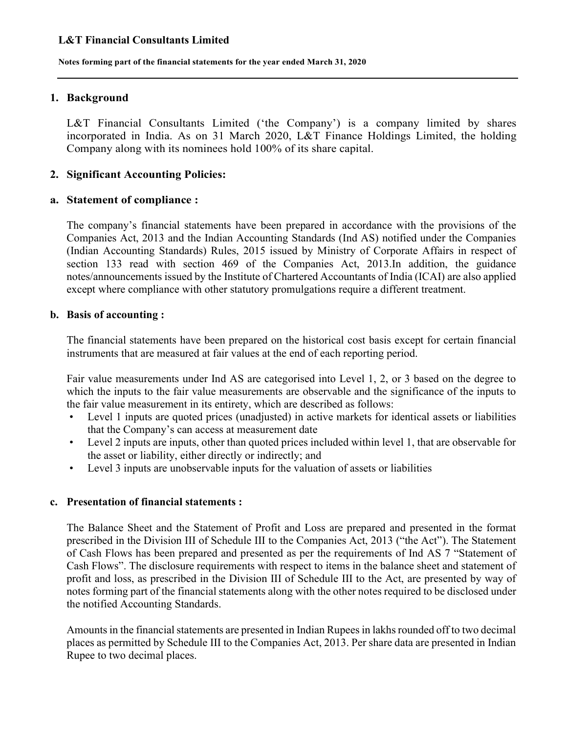**L&T Financial Consultants Limited**

**Notes forming part of the financial statements for the year ended March 31, 2020**

## 1. Background

L&T Financial Consultants Limited ('the Company') is a company limited by shares incorporated in India. As on 31 March 2020, L&T Finance Holdings Limited, the holding Company along with its nominees hold 100% of its share capital.

## 2. Significant Accounting Policies:

### a. Statement of compliance :

The company's financial statements have been prepared in accordance with the provisions of the Companies Act, 2013 and the Indian Accounting Standards (Ind AS) notified under the Companies (Indian Accounting Standards) Rules, 2015 issued by Ministry of Corporate Affairs in respect of section 133 read with section 469 of the Companies Act, 2013.In addition, the guidance notes/announcements issued by the Institute of Chartered Accountants of India (ICAI) are also applied except where compliance with other statutory promulgations require a different treatment.

### b. Basis of accounting :

The financial statements have been prepared on the historical cost basis except for certain financial instruments that are measured at fair values at the end of each reporting period.

Fair value measurements under Ind AS are categorised into Level 1, 2, or 3 based on the degree to which the inputs to the fair value measurements are observable and the significance of the inputs to the fair value measurement in its entirety, which are described as follows:

- Level 1 inputs are quoted prices (unadjusted) in active markets for identical assets or liabilities that the Company's can access at measurement date
- Level 2 inputs are inputs, other than quoted prices included within level 1, that are observable for the asset or liability, either directly or indirectly; and
- Level 3 inputs are unobservable inputs for the valuation of assets or liabilities

### c. Presentation of financial statements :

The Balance Sheet and the Statement of Profit and Loss are prepared and presented in the format prescribed in the Division III of Schedule III to the Companies Act, 2013 ("the Act"). The Statement of Cash Flows has been prepared and presented as per the requirements of Ind AS 7 "Statement of Cash Flows". The disclosure requirements with respect to items in the balance sheet and statement of profit and loss, as prescribed in the Division III of Schedule III to the Act, are presented by way of notes forming part of the financial statements along with the other notes required to be disclosed under the notified Accounting Standards.

Amounts in the financial statements are presented in Indian Rupees in lakhs rounded off to two decimal places as permitted by Schedule III to the Companies Act, 2013. Per share data are presented in Indian Rupee to two decimal places.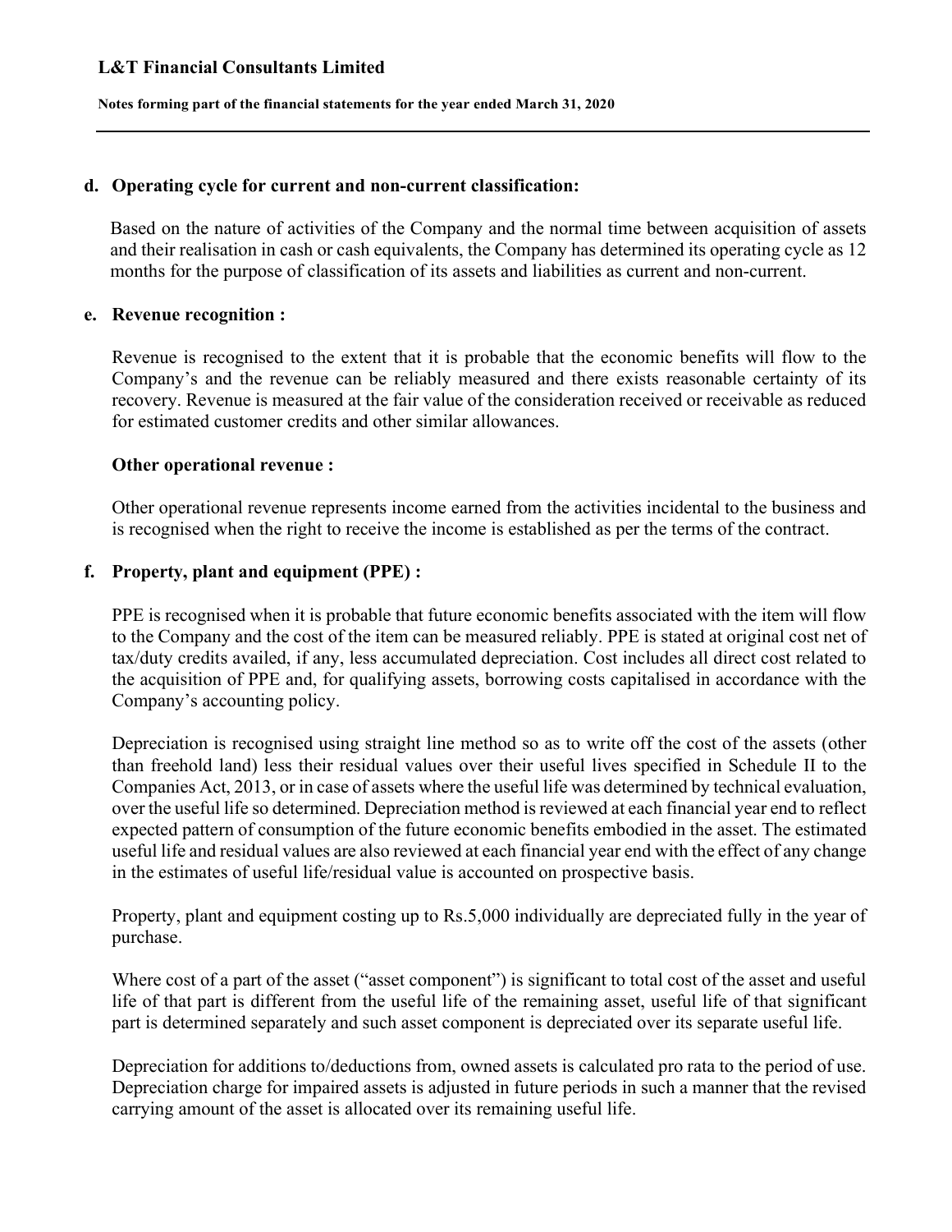### d. Operating cycle for current and non-current classification:

Based on the nature of activities of the Company and the normal time between acquisition of assets and their realisation in cash or cash equivalents, the Company has determined its operating cycle as 12 months for the purpose of classification of its assets and liabilities as current and non-current.

### e. Revenue recognition :

Revenue is recognised to the extent that it is probable that the economic benefits will flow to the Company's and the revenue can be reliably measured and there exists reasonable certainty of its recovery. Revenue is measured at the fair value of the consideration received or receivable as reduced for estimated customer credits and other similar allowances.

**Other operational revenue :**

Other operational revenue represents income earned from the activities incidental to the business and is recognised when the right to receive the income is established as per the terms of the contract.

### f. Property, plant and equipment (PPE) :

PPE is recognised when it is probable that future economic benefits associated with the item will flow to the Company and the cost of the item can be measured reliably. PPE is stated at original cost net of tax/duty credits availed, if any, less accumulated depreciation. Cost includes all direct cost related to the acquisition of PPE and, for qualifying assets, borrowing costs capitalised in accordance with the Company's accounting policy.

Depreciation is recognised using straight line method so as to write off the cost of the assets (other than freehold land) less their residual values over their useful lives specified in Schedule II to the Companies Act, 2013, or in case of assets where the useful life was determined by technical evaluation, over the useful life so determined. Depreciation method is reviewed at each financial year end to reflect expected pattern of consumption of the future economic benefits embodied in the asset. The estimated useful life and residual values are also reviewed at each financial year end with the effect of any change in the estimates of useful life/residual value is accounted on prospective basis.

Property, plant and equipment costing up to Rs.5,000 individually are depreciated fully in the year of purchase.

Where cost of a part of the asset ("asset component") is significant to total cost of the asset and useful life of that part is different from the useful life of the remaining asset, useful life of that significant part is determined separately and such asset component is depreciated over its separate useful life.

Depreciation for additions to/deductions from, owned assets is calculated pro rata to the period of use. Depreciation charge for impaired assets is adjusted in future periods in such a manner that the revised carrying amount of the asset is allocated over its remaining useful life.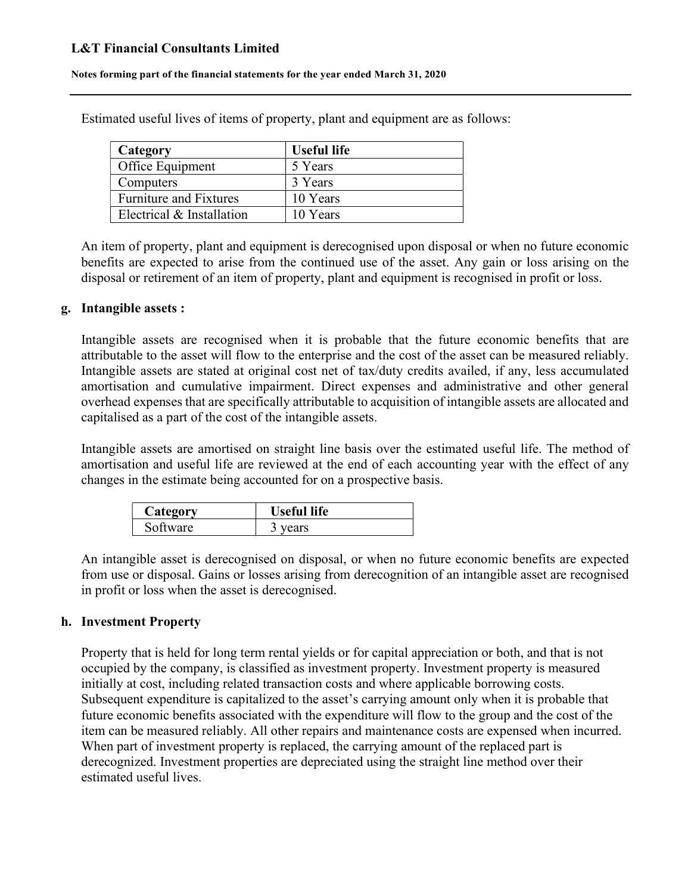Estimated useful lives of items of property, plant and equipment are as follows:

| Category | Useful life |
|---|---|
| Office Equipment | 5 Years |
| Computers | 3 Years |
| Furniture and Fixtures | 10 Years |
| Electrical & Installation | 10 Years |

An item of property, plant and equipment is derecognised upon disposal or when no future economic benefits are expected to arise from the continued use of the asset. Any gain or loss arising on the disposal or retirement of an item of property, plant and equipment is recognised in profit or loss.

**g. Intangible assets :**

Intangible assets are recognised when it is probable that the future economic benefits that are attributable to the asset will flow to the enterprise and the cost of the asset can be measured reliably. Intangible assets are stated at original cost net of tax/duty credits availed, if any, less accumulated amortisation and cumulative impairment. Direct expenses and administrative and other general overhead expenses that are specifically attributable to acquisition of intangible assets are allocated and capitalised as a part of the cost of the intangible assets.

Intangible assets are amortised on straight line basis over the estimated useful life. The method of amortisation and useful life are reviewed at the end of each accounting year with the effect of any changes in the estimate being accounted for on a prospective basis.

| Category | Useful life |
|---|---|
| Software | 3 years |

An intangible asset is derecognised on disposal, or when no future economic benefits are expected from use or disposal. Gains or losses arising from derecognition of an intangible asset are recognised in profit or loss when the asset is derecognised.

**h. Investment Property**

Property that is held for long term rental yields or for capital appreciation or both, and that is not occupied by the company, is classified as investment property. Investment property is measured initially at cost, including related transaction costs and where applicable borrowing costs. Subsequent expenditure is capitalized to the asset's carrying amount only when it is probable that future economic benefits associated with the expenditure will flow to the group and the cost of the item can be measured reliably. All other repairs and maintenance costs are expensed when incurred. When part of investment property is replaced, the carrying amount of the replaced part is derecognized. Investment properties are depreciated using the straight line method over their estimated useful lives.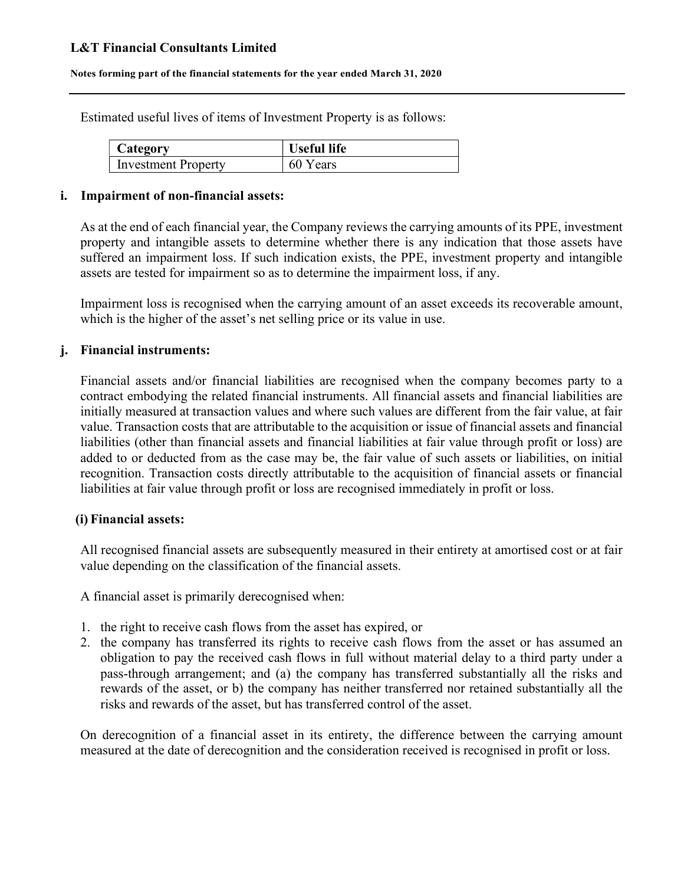Estimated useful lives of items of Investment Property is as follows:

| Category | Useful life |
| --- | --- |
| Investment Property | 60 Years |

### i. Impairment of non-financial assets:

As at the end of each financial year, the Company reviews the carrying amounts of its PPE, investment property and intangible assets to determine whether there is any indication that those assets have suffered an impairment loss. If such indication exists, the PPE, investment property and intangible assets are tested for impairment so as to determine the impairment loss, if any.

Impairment loss is recognised when the carrying amount of an asset exceeds its recoverable amount, which is the higher of the asset's net selling price or its value in use.

### j. Financial instruments:

Financial assets and/or financial liabilities are recognised when the company becomes party to a contract embodying the related financial instruments. All financial assets and financial liabilities are initially measured at transaction values and where such values are different from the fair value, at fair value. Transaction costs that are attributable to the acquisition or issue of financial assets and financial liabilities (other than financial assets and financial liabilities at fair value through profit or loss) are added to or deducted from as the case may be, the fair value of such assets or liabilities, on initial recognition. Transaction costs directly attributable to the acquisition of financial assets or financial liabilities at fair value through profit or loss are recognised immediately in profit or loss.

#### (i) Financial assets:

All recognised financial assets are subsequently measured in their entirety at amortised cost or at fair value depending on the classification of the financial assets.

A financial asset is primarily derecognised when:

1. the right to receive cash flows from the asset has expired, or
2. the company has transferred its rights to receive cash flows from the asset or has assumed an obligation to pay the received cash flows in full without material delay to a third party under a pass-through arrangement; and (a) the company has transferred substantially all the risks and rewards of the asset, or b) the company has neither transferred nor retained substantially all the risks and rewards of the asset, but has transferred control of the asset.

On derecognition of a financial asset in its entirety, the difference between the carrying amount measured at the date of derecognition and the consideration received is recognised in profit or loss.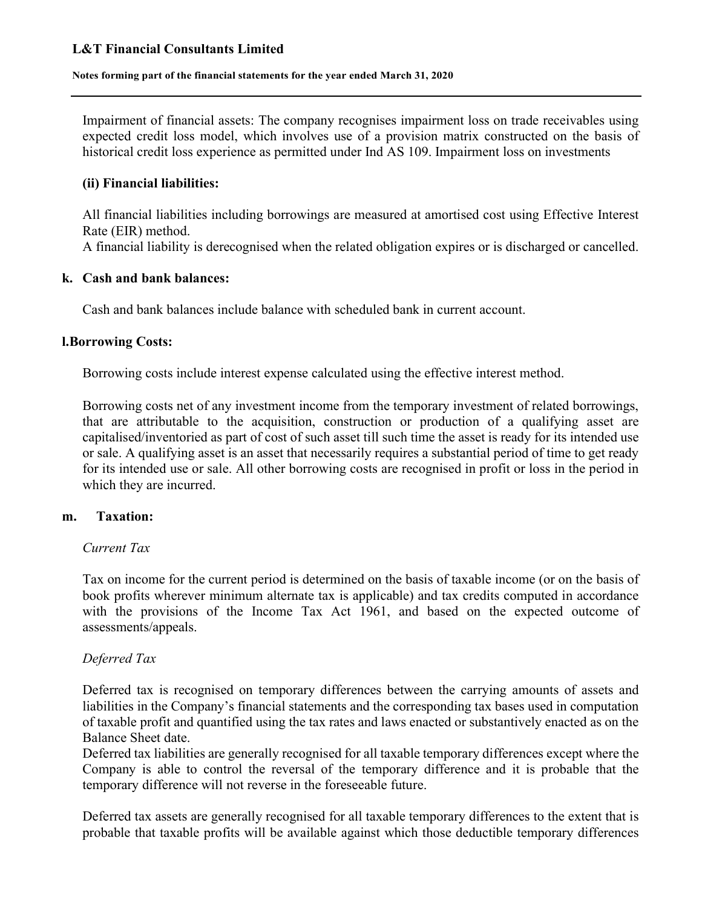Impairment of financial assets: The company recognises impairment loss on trade receivables using expected credit loss model, which involves use of a provision matrix constructed on the basis of historical credit loss experience as permitted under Ind AS 109. Impairment loss on investments

**(ii) Financial liabilities:**

All financial liabilities including borrowings are measured at amortised cost using Effective Interest Rate (EIR) method.
A financial liability is derecognised when the related obligation expires or is discharged or cancelled.

**k. Cash and bank balances:**

Cash and bank balances include balance with scheduled bank in current account.

**l.Borrowing Costs:**

Borrowing costs include interest expense calculated using the effective interest method.

Borrowing costs net of any investment income from the temporary investment of related borrowings, that are attributable to the acquisition, construction or production of a qualifying asset are capitalised/inventoried as part of cost of such asset till such time the asset is ready for its intended use or sale. A qualifying asset is an asset that necessarily requires a substantial period of time to get ready for its intended use or sale. All other borrowing costs are recognised in profit or loss in the period in which they are incurred.

**m. Taxation:**

*Current Tax*

Tax on income for the current period is determined on the basis of taxable income (or on the basis of book profits wherever minimum alternate tax is applicable) and tax credits computed in accordance with the provisions of the Income Tax Act 1961, and based on the expected outcome of assessments/appeals.

*Deferred Tax*

Deferred tax is recognised on temporary differences between the carrying amounts of assets and liabilities in the Company's financial statements and the corresponding tax bases used in computation of taxable profit and quantified using the tax rates and laws enacted or substantively enacted as on the Balance Sheet date.
Deferred tax liabilities are generally recognised for all taxable temporary differences except where the Company is able to control the reversal of the temporary difference and it is probable that the temporary difference will not reverse in the foreseeable future.

Deferred tax assets are generally recognised for all taxable temporary differences to the extent that is probable that taxable profits will be available against which those deductible temporary differences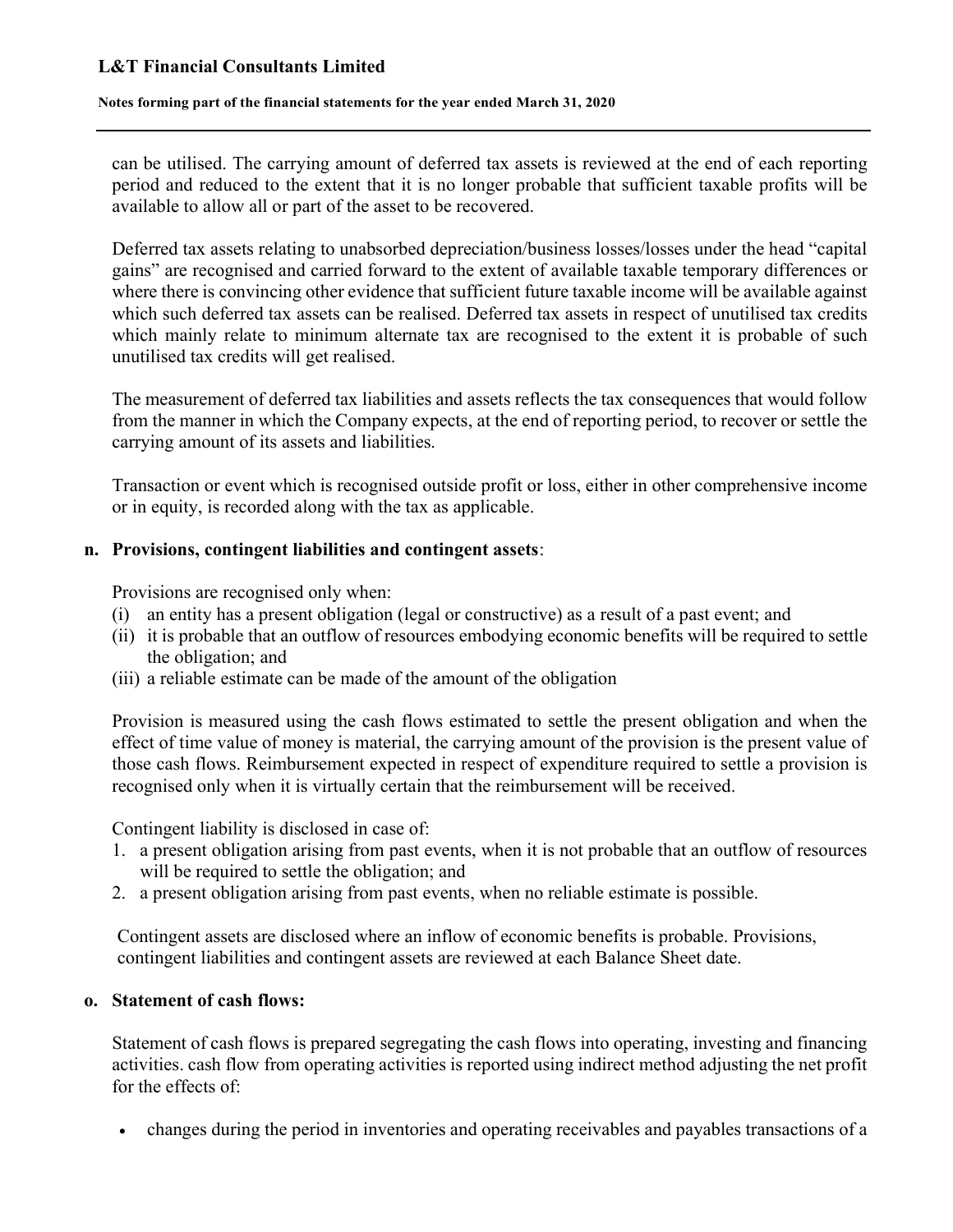can be utilised. The carrying amount of deferred tax assets is reviewed at the end of each reporting period and reduced to the extent that it is no longer probable that sufficient taxable profits will be available to allow all or part of the asset to be recovered.

Deferred tax assets relating to unabsorbed depreciation/business losses/losses under the head "capital gains" are recognised and carried forward to the extent of available taxable temporary differences or where there is convincing other evidence that sufficient future taxable income will be available against which such deferred tax assets can be realised. Deferred tax assets in respect of unutilised tax credits which mainly relate to minimum alternate tax are recognised to the extent it is probable of such unutilised tax credits will get realised.

The measurement of deferred tax liabilities and assets reflects the tax consequences that would follow from the manner in which the Company expects, at the end of reporting period, to recover or settle the carrying amount of its assets and liabilities.

Transaction or event which is recognised outside profit or loss, either in other comprehensive income or in equity, is recorded along with the tax as applicable.

**n. Provisions, contingent liabilities and contingent assets**:

Provisions are recognised only when:

(i) an entity has a present obligation (legal or constructive) as a result of a past event; and
(ii) it is probable that an outflow of resources embodying economic benefits will be required to settle the obligation; and
(iii) a reliable estimate can be made of the amount of the obligation

Provision is measured using the cash flows estimated to settle the present obligation and when the effect of time value of money is material, the carrying amount of the provision is the present value of those cash flows. Reimbursement expected in respect of expenditure required to settle a provision is recognised only when it is virtually certain that the reimbursement will be received.

Contingent liability is disclosed in case of:

1. a present obligation arising from past events, when it is not probable that an outflow of resources will be required to settle the obligation; and
2. a present obligation arising from past events, when no reliable estimate is possible.

Contingent assets are disclosed where an inflow of economic benefits is probable. Provisions, contingent liabilities and contingent assets are reviewed at each Balance Sheet date.

**o. Statement of cash flows:**

Statement of cash flows is prepared segregating the cash flows into operating, investing and financing activities. cash flow from operating activities is reported using indirect method adjusting the net profit for the effects of:

- changes during the period in inventories and operating receivables and payables transactions of a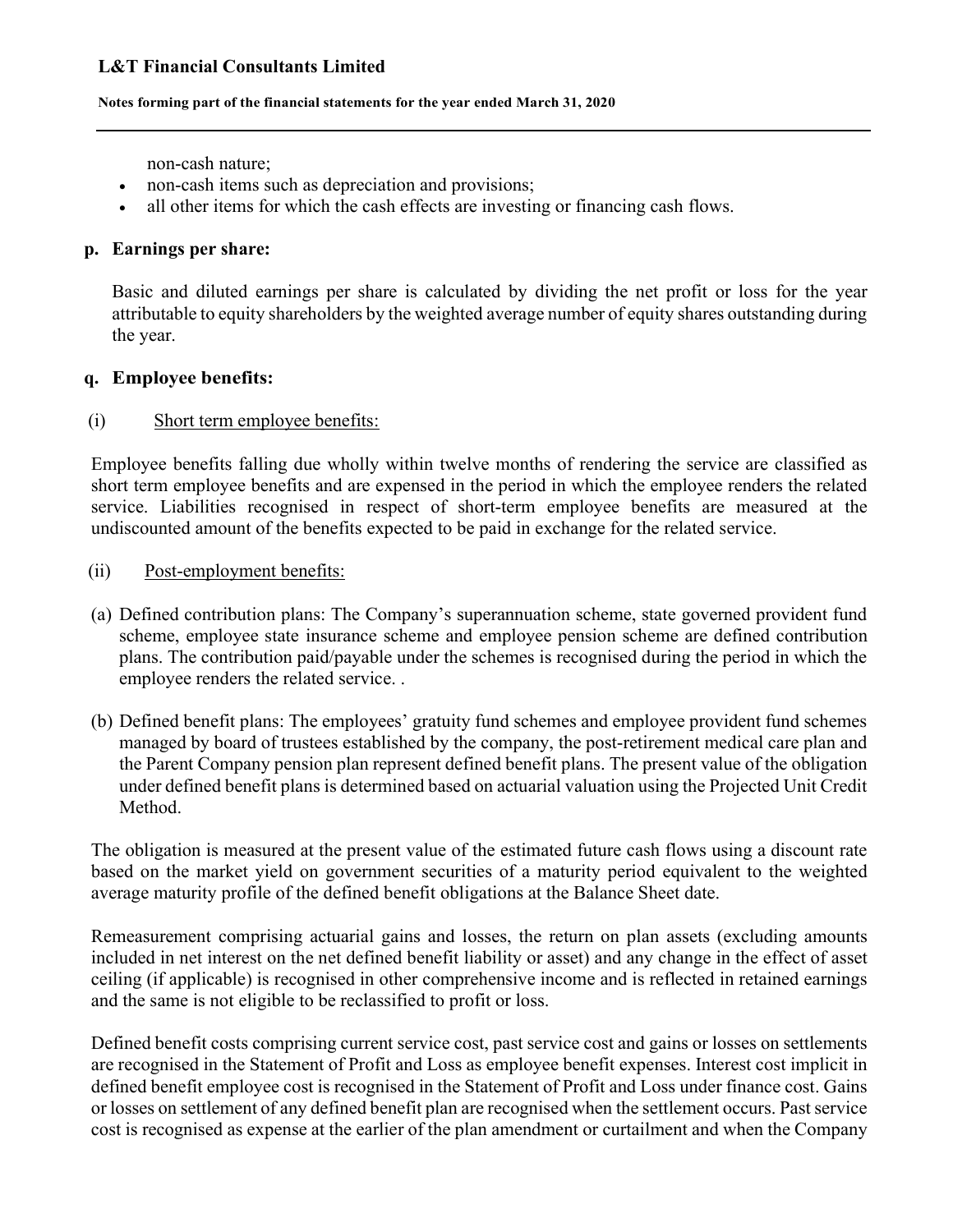non-cash nature;

- non-cash items such as depreciation and provisions;
- all other items for which the cash effects are investing or financing cash flows.

**p. Earnings per share:**

Basic and diluted earnings per share is calculated by dividing the net profit or loss for the year attributable to equity shareholders by the weighted average number of equity shares outstanding during the year.

**q. Employee benefits:**

(i) Short term employee benefits:

Employee benefits falling due wholly within twelve months of rendering the service are classified as short term employee benefits and are expensed in the period in which the employee renders the related service. Liabilities recognised in respect of short-term employee benefits are measured at the undiscounted amount of the benefits expected to be paid in exchange for the related service.

(ii) Post-employment benefits:

(a) Defined contribution plans: The Company's superannuation scheme, state governed provident fund scheme, employee state insurance scheme and employee pension scheme are defined contribution plans. The contribution paid/payable under the schemes is recognised during the period in which the employee renders the related service. .

(b) Defined benefit plans: The employees' gratuity fund schemes and employee provident fund schemes managed by board of trustees established by the company, the post-retirement medical care plan and the Parent Company pension plan represent defined benefit plans. The present value of the obligation under defined benefit plans is determined based on actuarial valuation using the Projected Unit Credit Method.

The obligation is measured at the present value of the estimated future cash flows using a discount rate based on the market yield on government securities of a maturity period equivalent to the weighted average maturity profile of the defined benefit obligations at the Balance Sheet date.

Remeasurement comprising actuarial gains and losses, the return on plan assets (excluding amounts included in net interest on the net defined benefit liability or asset) and any change in the effect of asset ceiling (if applicable) is recognised in other comprehensive income and is reflected in retained earnings and the same is not eligible to be reclassified to profit or loss.

Defined benefit costs comprising current service cost, past service cost and gains or losses on settlements are recognised in the Statement of Profit and Loss as employee benefit expenses. Interest cost implicit in defined benefit employee cost is recognised in the Statement of Profit and Loss under finance cost. Gains or losses on settlement of any defined benefit plan are recognised when the settlement occurs. Past service cost is recognised as expense at the earlier of the plan amendment or curtailment and when the Company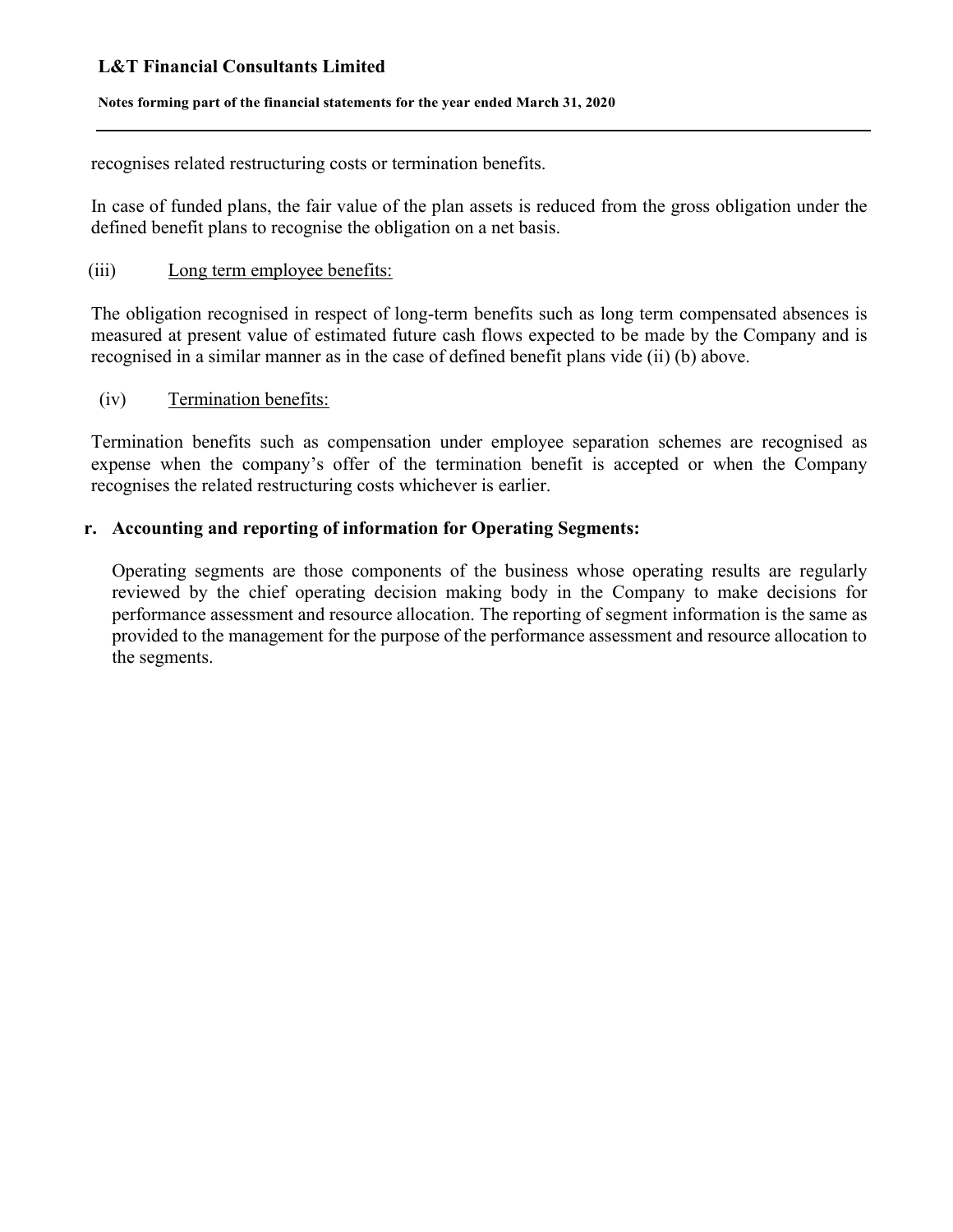recognises related restructuring costs or termination benefits.

In case of funded plans, the fair value of the plan assets is reduced from the gross obligation under the defined benefit plans to recognise the obligation on a net basis.

(iii) Long term employee benefits:

The obligation recognised in respect of long-term benefits such as long term compensated absences is measured at present value of estimated future cash flows expected to be made by the Company and is recognised in a similar manner as in the case of defined benefit plans vide (ii) (b) above.

(iv) Termination benefits:

Termination benefits such as compensation under employee separation schemes are recognised as expense when the company's offer of the termination benefit is accepted or when the Company recognises the related restructuring costs whichever is earlier.

**r. Accounting and reporting of information for Operating Segments:**

Operating segments are those components of the business whose operating results are regularly reviewed by the chief operating decision making body in the Company to make decisions for performance assessment and resource allocation. The reporting of segment information is the same as provided to the management for the purpose of the performance assessment and resource allocation to the segments.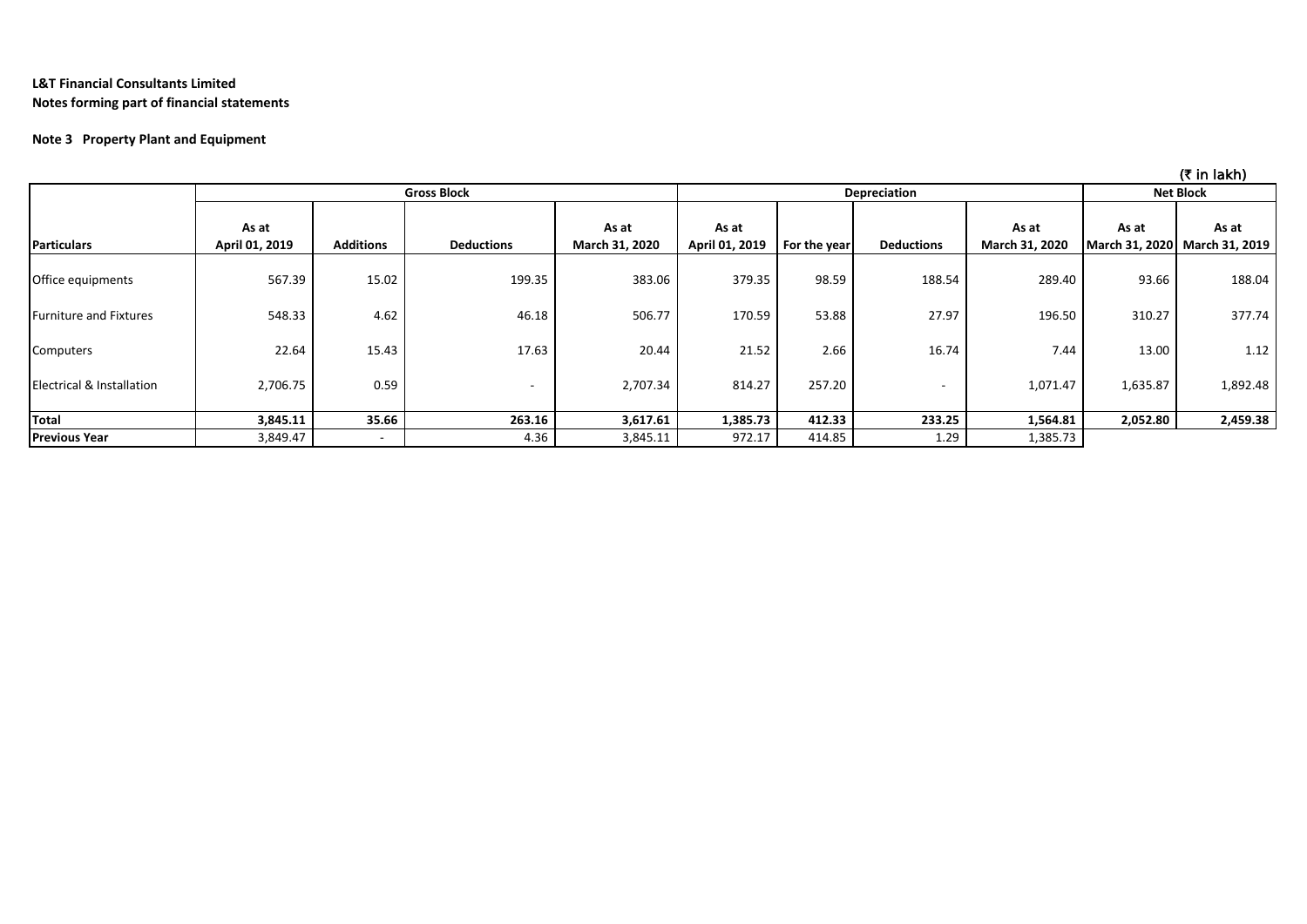**L&T Financial Consultants Limited**
**Notes forming part of financial statements**

**Note 3 Property Plant and Equipment**

(₹ in lakh)

| | Gross Block | | | | Depreciation | | | | Net Block | |
|---|---|---|---|---|---|---|---|---|---|---|
| **Particulars** | **As at April 01, 2019** | **Additions** | **Deductions** | **As at March 31, 2020** | **As at April 01, 2019** | **For the year** | **Deductions** | **As at March 31, 2020** | **As at March 31, 2020** | **As at March 31, 2019** |
| Office equipments | 567.39 | 15.02 | 199.35 | 383.06 | 379.35 | 98.59 | 188.54 | 289.40 | 93.66 | 188.04 |
| Furniture and Fixtures | 548.33 | 4.62 | 46.18 | 506.77 | 170.59 | 53.88 | 27.97 | 196.50 | 310.27 | 377.74 |
| Computers | 22.64 | 15.43 | 17.63 | 20.44 | 21.52 | 2.66 | 16.74 | 7.44 | 13.00 | 1.12 |
| Electrical & Installation | 2,706.75 | 0.59 | - | 2,707.34 | 814.27 | 257.20 | - | 1,071.47 | 1,635.87 | 1,892.48 |
| **Total** | **3,845.11** | **35.66** | **263.16** | **3,617.61** | **1,385.73** | **412.33** | **233.25** | **1,564.81** | **2,052.80** | **2,459.38** |
| **Previous Year** | 3,849.47 | - | 4.36 | 3,845.11 | 972.17 | 414.85 | 1.29 | 1,385.73 | | |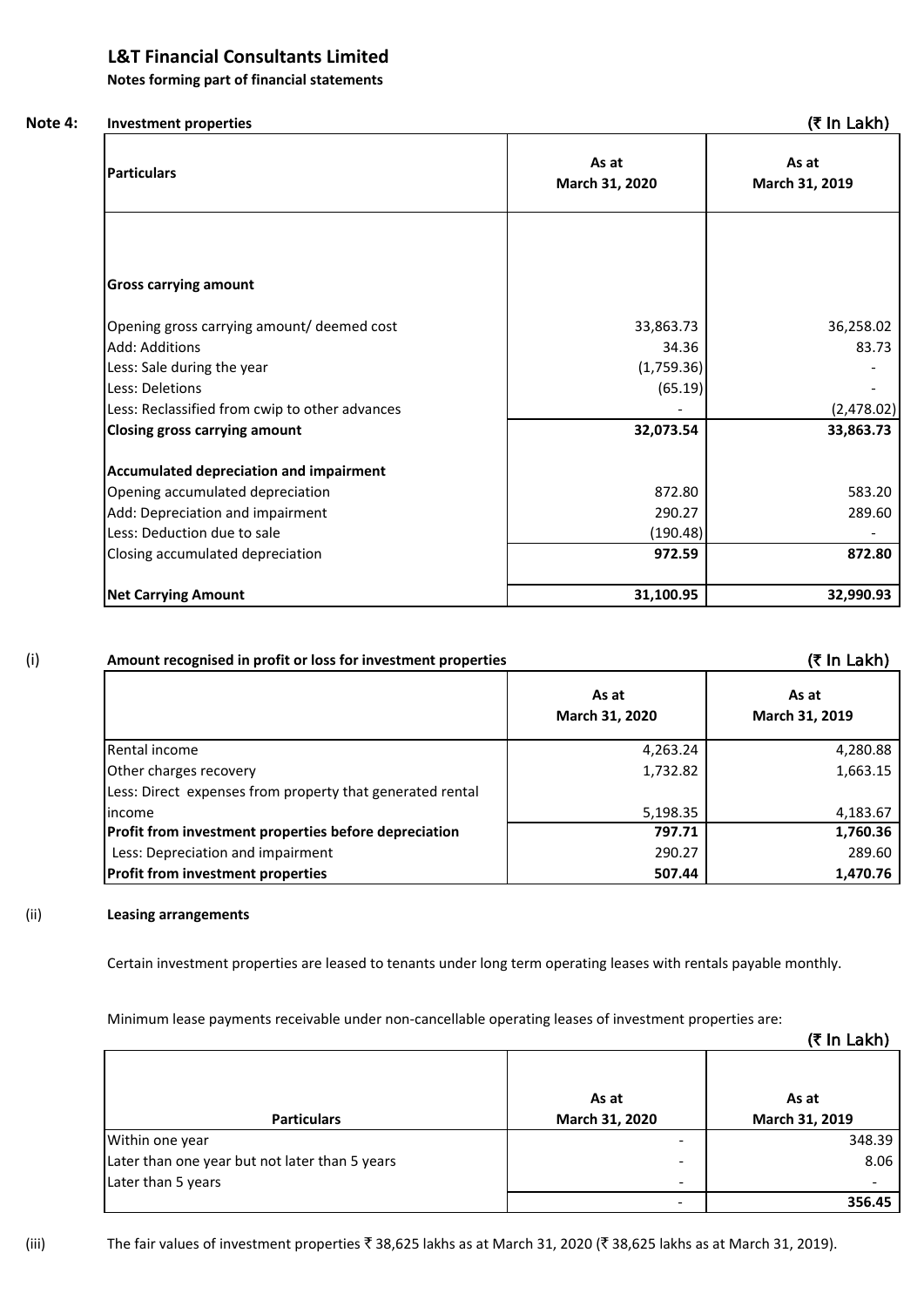# L&T Financial Consultants Limited

**Notes forming part of financial statements**

**Note 4: Investment properties**

(₹ In Lakh)

| Particulars | As at March 31, 2020 | As at March 31, 2019 |
|---|---|---|
| **Gross carrying amount** | | |
| Opening gross carrying amount/ deemed cost | 33,863.73 | 36,258.02 |
| Add: Additions | 34.36 | 83.73 |
| Less: Sale during the year | (1,759.36) | - |
| Less: Deletions | (65.19) | - |
| Less: Reclassified from cwip to other advances | - | (2,478.02) |
| **Closing gross carrying amount** | **32,073.54** | **33,863.73** |
| **Accumulated depreciation and impairment** | | |
| Opening accumulated depreciation | 872.80 | 583.20 |
| Add: Depreciation and impairment | 290.27 | 289.60 |
| Less: Deduction due to sale | (190.48) | - |
| Closing accumulated depreciation | **972.59** | **872.80** |
| **Net Carrying Amount** | **31,100.95** | **32,990.93** |

(i) **Amount recognised in profit or loss for investment properties**

(₹ In Lakh)

| | As at March 31, 2020 | As at March 31, 2019 |
|---|---|---|
| Rental income | 4,263.24 | 4,280.88 |
| Other charges recovery | 1,732.82 | 1,663.15 |
| Less: Direct expenses from property that generated rental income | 5,198.35 | 4,183.67 |
| **Profit from investment properties before depreciation** | **797.71** | **1,760.36** |
| Less: Depreciation and impairment | 290.27 | 289.60 |
| **Profit from investment properties** | **507.44** | **1,470.76** |

(ii) **Leasing arrangements**

Certain investment properties are leased to tenants under long term operating leases with rentals payable monthly.

Minimum lease payments receivable under non-cancellable operating leases of investment properties are:

(₹ In Lakh)

| Particulars | As at March 31, 2020 | As at March 31, 2019 |
|---|---|---|
| Within one year | - | 348.39 |
| Later than one year but not later than 5 years | - | 8.06 |
| Later than 5 years | - | - |
| | - | **356.45** |

(iii) The fair values of investment properties ₹ 38,625 lakhs as at March 31, 2020 (₹ 38,625 lakhs as at March 31, 2019).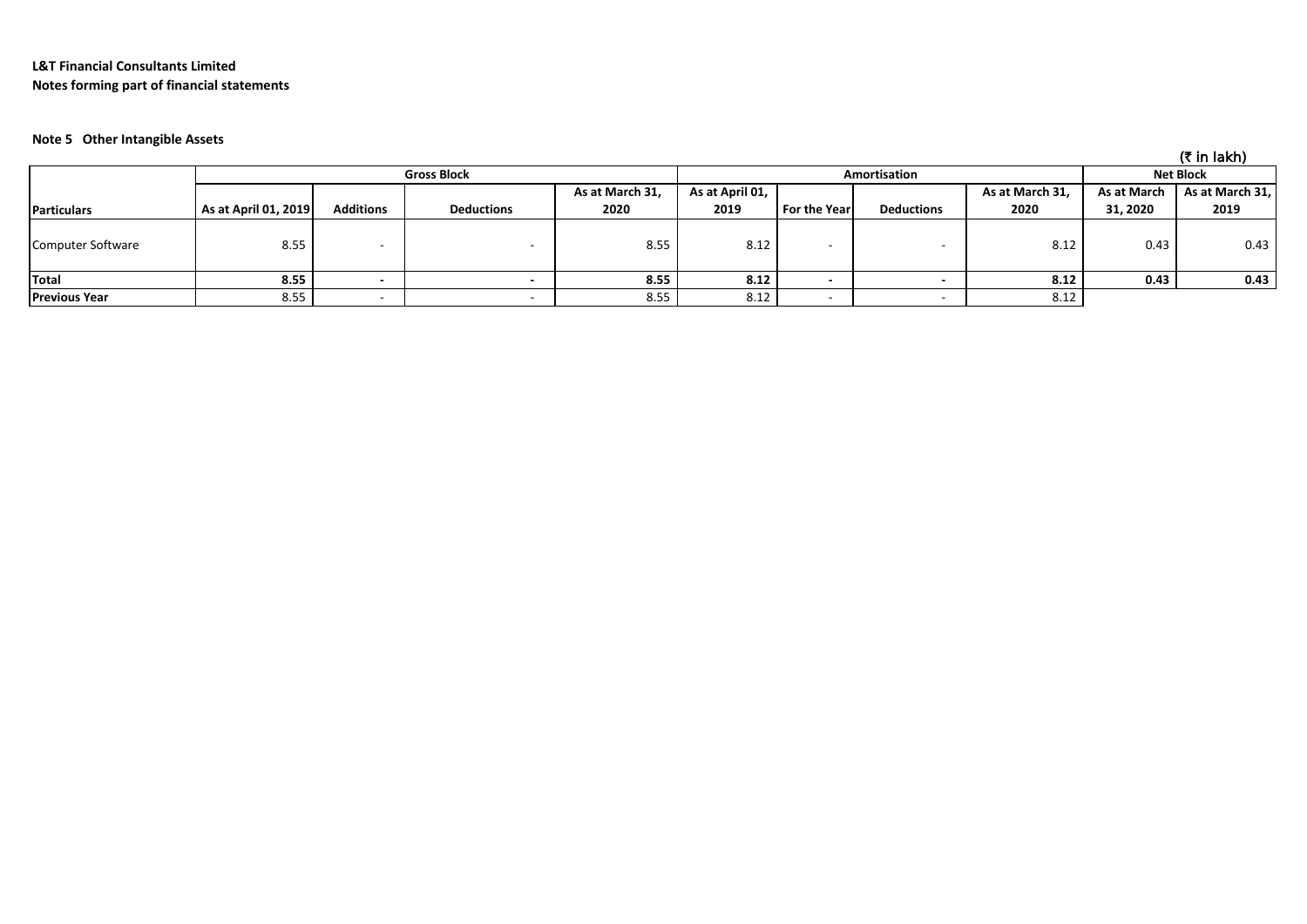**L&T Financial Consultants Limited**
**Notes forming part of financial statements**

**Note 5 Other Intangible Assets**

(₹ in lakh)

| | Gross Block | | | | Amortisation | | | | Net Block | |
|---|---|---|---|---|---|---|---|---|---|---|
| **Particulars** | **As at April 01, 2019** | **Additions** | **Deductions** | **As at March 31, 2020** | **As at April 01, 2019** | **For the Year** | **Deductions** | **As at March 31, 2020** | **As at March 31, 2020** | **As at March 31, 2019** |
| Computer Software | 8.55 | - | - | 8.55 | 8.12 | - | - | 8.12 | 0.43 | 0.43 |
| **Total** | **8.55** | **-** | **-** | **8.55** | **8.12** | **-** | **-** | **8.12** | **0.43** | **0.43** |
| **Previous Year** | 8.55 | - | - | 8.55 | 8.12 | - | - | 8.12 | | |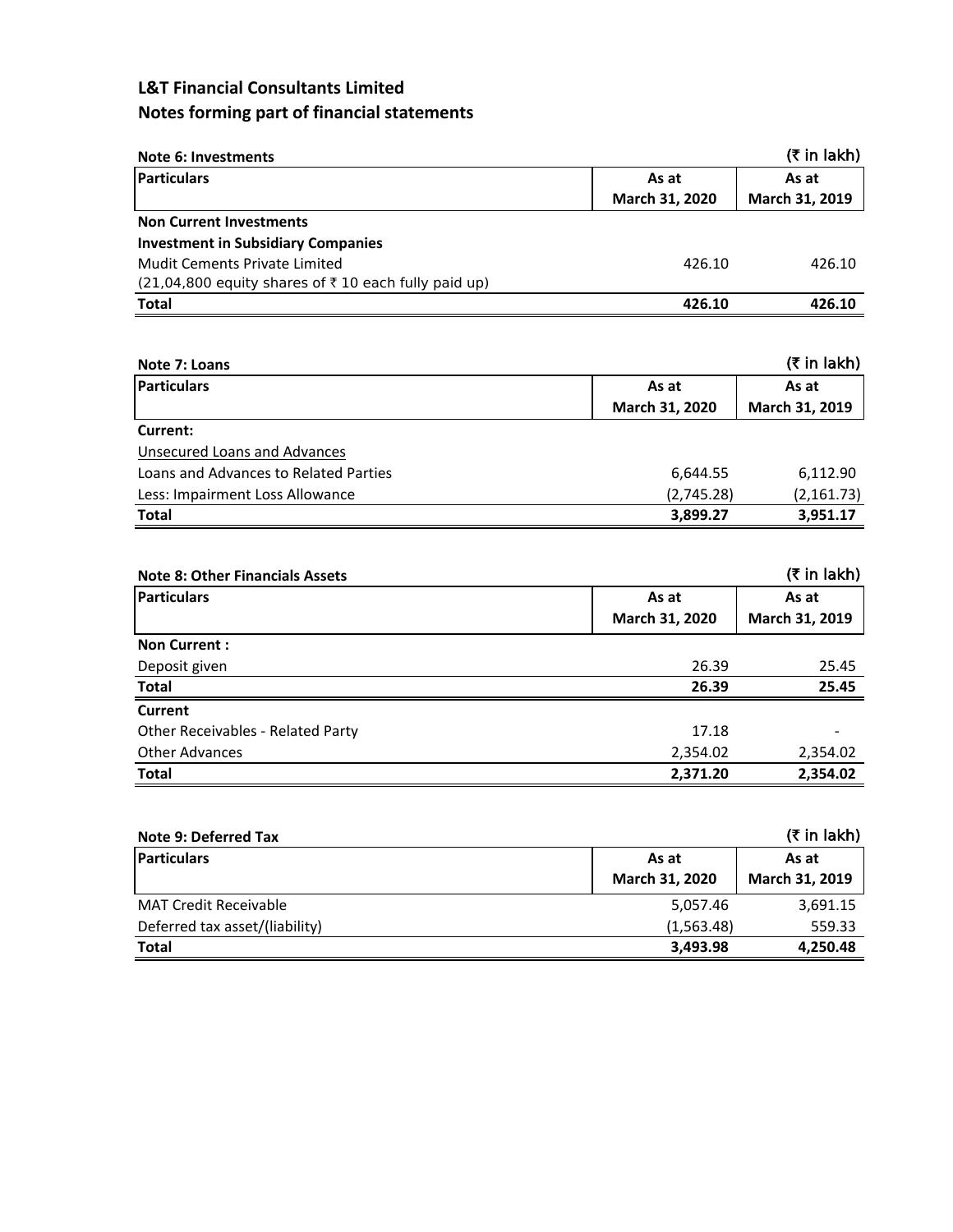# L&T Financial Consultants Limited

## Notes forming part of financial statements

**Note 6: Investments** (₹ in lakh)

| Particulars | As at March 31, 2020 | As at March 31, 2019 |
|---|---|---|
| **Non Current Investments** | | |
| **Investment in Subsidiary Companies** | | |
| Mudit Cements Private Limited | 426.10 | 426.10 |
| (21,04,800 equity shares of ₹ 10 each fully paid up) | | |
| **Total** | **426.10** | **426.10** |

**Note 7: Loans** (₹ in lakh)

| Particulars | As at March 31, 2020 | As at March 31, 2019 |
|---|---|---|
| **Current:** | | |
| Unsecured Loans and Advances | | |
| Loans and Advances to Related Parties | 6,644.55 | 6,112.90 |
| Less: Impairment Loss Allowance | (2,745.28) | (2,161.73) |
| **Total** | **3,899.27** | **3,951.17** |

**Note 8: Other Financials Assets** (₹ in lakh)

| Particulars | As at March 31, 2020 | As at March 31, 2019 |
|---|---|---|
| **Non Current :** | | |
| Deposit given | 26.39 | 25.45 |
| **Total** | **26.39** | **25.45** |
| **Current** | | |
| Other Receivables - Related Party | 17.18 | - |
| Other Advances | 2,354.02 | 2,354.02 |
| **Total** | **2,371.20** | **2,354.02** |

**Note 9: Deferred Tax** (₹ in lakh)

| Particulars | As at March 31, 2020 | As at March 31, 2019 |
|---|---|---|
| MAT Credit Receivable | 5,057.46 | 3,691.15 |
| Deferred tax asset/(liability) | (1,563.48) | 559.33 |
| **Total** | **3,493.98** | **4,250.48** |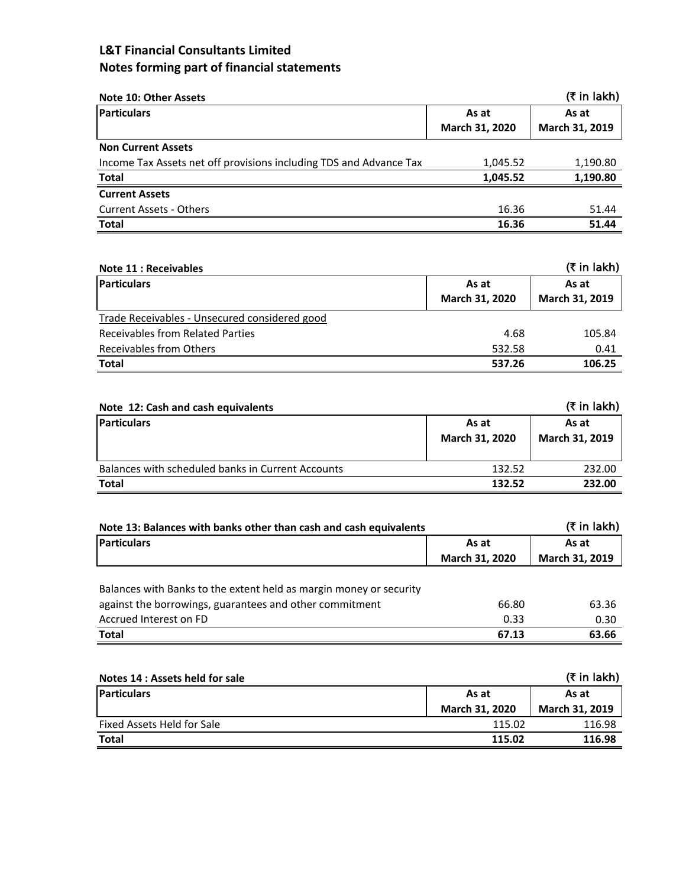# L&T Financial Consultants Limited
## Notes forming part of financial statements

**Note 10: Other Assets** (₹ in lakh)

| Particulars | As at March 31, 2020 | As at March 31, 2019 |
|---|---|---|
| **Non Current Assets** | | |
| Income Tax Assets net off provisions including TDS and Advance Tax | 1,045.52 | 1,190.80 |
| **Total** | **1,045.52** | **1,190.80** |
| **Current Assets** | | |
| Current Assets - Others | 16.36 | 51.44 |
| **Total** | **16.36** | **51.44** |

**Note 11 : Receivables** (₹ in lakh)

| Particulars | As at March 31, 2020 | As at March 31, 2019 |
|---|---|---|
| Trade Receivables - Unsecured considered good | | |
| Receivables from Related Parties | 4.68 | 105.84 |
| Receivables from Others | 532.58 | 0.41 |
| **Total** | **537.26** | **106.25** |

**Note 12: Cash and cash equivalents** (₹ in lakh)

| Particulars | As at March 31, 2020 | As at March 31, 2019 |
|---|---|---|
| Balances with scheduled banks in Current Accounts | 132.52 | 232.00 |
| **Total** | **132.52** | **232.00** |

**Note 13: Balances with banks other than cash and cash equivalents** (₹ in lakh)

| Particulars | As at March 31, 2020 | As at March 31, 2019 |
|---|---|---|
| Balances with Banks to the extent held as margin money or security against the borrowings, guarantees and other commitment | 66.80 | 63.36 |
| Accrued Interest on FD | 0.33 | 0.30 |
| **Total** | **67.13** | **63.66** |

**Notes 14 : Assets held for sale** (₹ in lakh)

| Particulars | As at March 31, 2020 | As at March 31, 2019 |
|---|---|---|
| Fixed Assets Held for Sale | 115.02 | 116.98 |
| **Total** | **115.02** | **116.98** |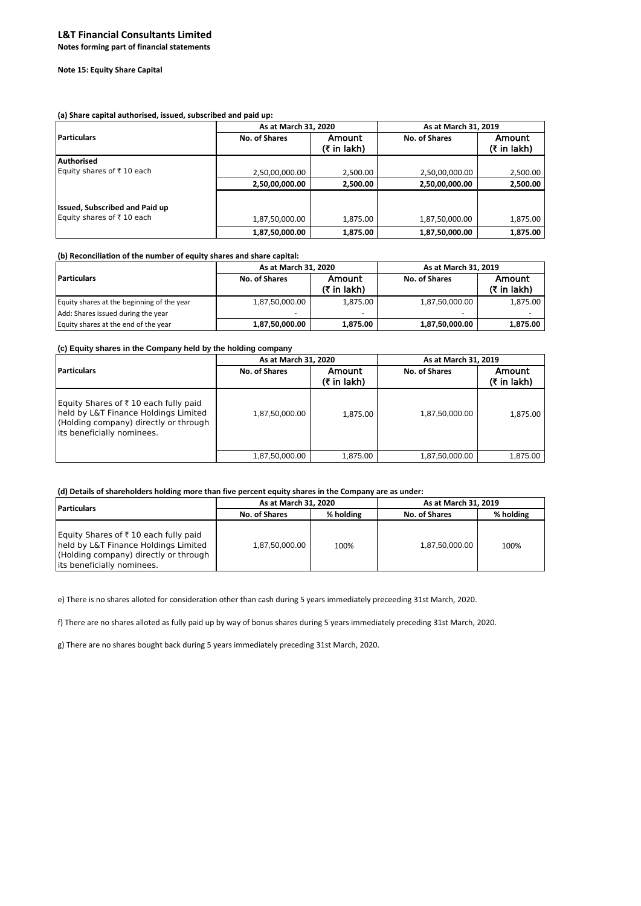# L&T Financial Consultants Limited

**Notes forming part of financial statements**

**Note 15: Equity Share Capital**

**(a) Share capital authorised, issued, subscribed and paid up:**

| Particulars | As at March 31, 2020 | | As at March 31, 2019 | |
|---|---|---|---|---|
| | No. of Shares | Amount (₹ in lakh) | No. of Shares | Amount (₹ in lakh) |
| **Authorised** | | | | |
| Equity shares of ₹ 10 each | 2,50,00,000.00 | 2,500.00 | 2,50,00,000.00 | 2,500.00 |
| | **2,50,00,000.00** | **2,500.00** | **2,50,00,000.00** | **2,500.00** |
| **Issued, Subscribed and Paid up** | | | | |
| Equity shares of ₹ 10 each | 1,87,50,000.00 | 1,875.00 | 1,87,50,000.00 | 1,875.00 |
| | **1,87,50,000.00** | **1,875.00** | **1,87,50,000.00** | **1,875.00** |

**(b) Reconciliation of the number of equity shares and share capital:**

| Particulars | As at March 31, 2020 | | As at March 31, 2019 | |
|---|---|---|---|---|
| | No. of Shares | Amount (₹ in lakh) | No. of Shares | Amount (₹ in lakh) |
| Equity shares at the beginning of the year | 1,87,50,000.00 | 1,875.00 | 1,87,50,000.00 | 1,875.00 |
| Add: Shares issued during the year | - | - | - | - |
| Equity shares at the end of the year | **1,87,50,000.00** | **1,875.00** | **1,87,50,000.00** | **1,875.00** |

**(c) Equity shares in the Company held by the holding company**

| Particulars | As at March 31, 2020 | | As at March 31, 2019 | |
|---|---|---|---|---|
| | No. of Shares | Amount (₹ in lakh) | No. of Shares | Amount (₹ in lakh) |
| Equity Shares of ₹ 10 each fully paid held by L&T Finance Holdings Limited (Holding company) directly or through its beneficially nominees. | 1,87,50,000.00 | 1,875.00 | 1,87,50,000.00 | 1,875.00 |
| | 1,87,50,000.00 | 1,875.00 | 1,87,50,000.00 | 1,875.00 |

**(d) Details of shareholders holding more than five percent equity shares in the Company are as under:**

| Particulars | As at March 31, 2020 | | As at March 31, 2019 | |
|---|---|---|---|---|
| | No. of Shares | % holding | No. of Shares | % holding |
| Equity Shares of ₹ 10 each fully paid held by L&T Finance Holdings Limited (Holding company) directly or through its beneficially nominees. | 1,87,50,000.00 | 100% | 1,87,50,000.00 | 100% |

e) There is no shares alloted for consideration other than cash during 5 years immediately preceeding 31st March, 2020.

f) There are no shares alloted as fully paid up by way of bonus shares during 5 years immediately preceding 31st March, 2020.

g) There are no shares bought back during 5 years immediately preceding 31st March, 2020.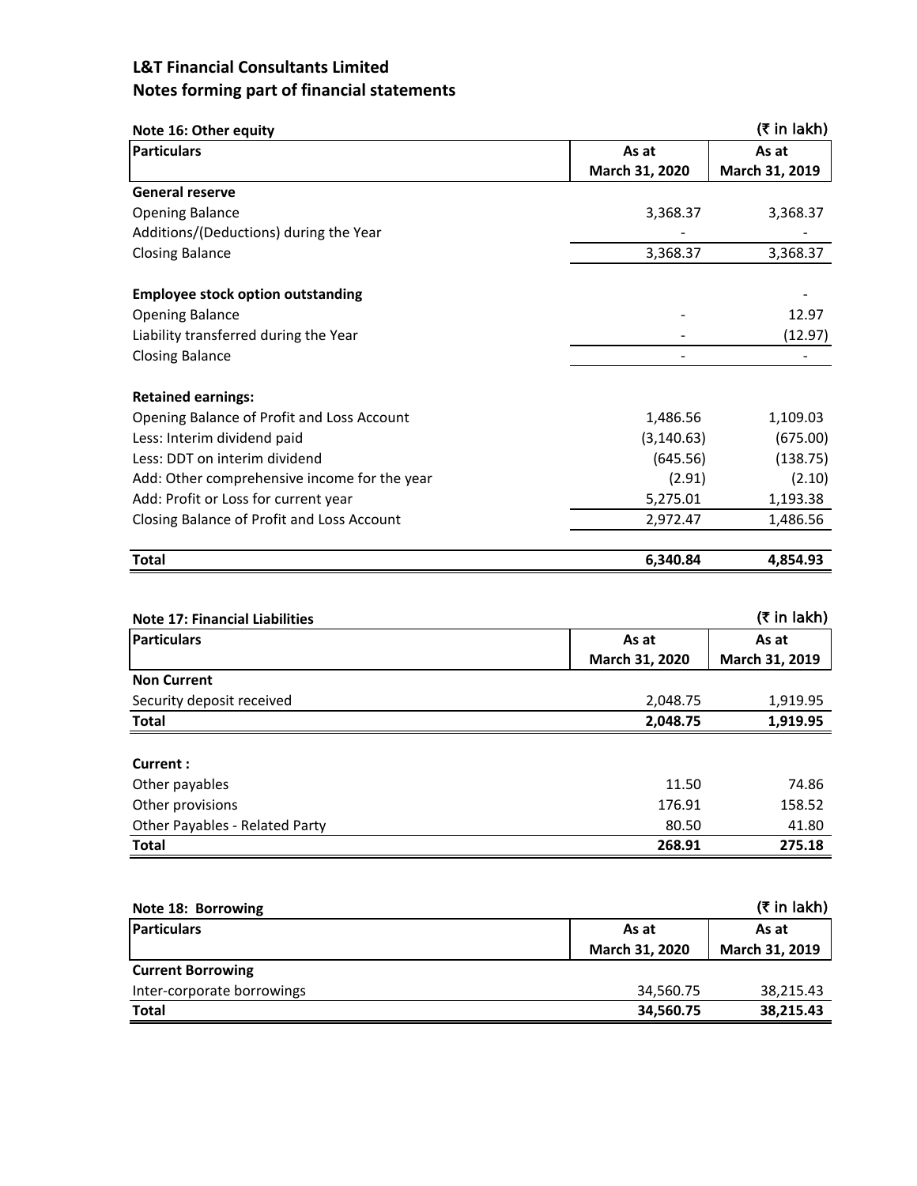## L&T Financial Consultants Limited
## Notes forming part of financial statements

**Note 16: Other equity** (₹ in lakh)

| Particulars | As at March 31, 2020 | As at March 31, 2019 |
|---|---|---|
| **General reserve** | | |
| Opening Balance | 3,368.37 | 3,368.37 |
| Additions/(Deductions) during the Year | - | - |
| Closing Balance | 3,368.37 | 3,368.37 |
| | | |
| **Employee stock option outstanding** | | - |
| Opening Balance | - | 12.97 |
| Liability transferred during the Year | - | (12.97) |
| Closing Balance | - | - |
| | | |
| **Retained earnings:** | | |
| Opening Balance of Profit and Loss Account | 1,486.56 | 1,109.03 |
| Less: Interim dividend paid | (3,140.63) | (675.00) |
| Less: DDT on interim dividend | (645.56) | (138.75) |
| Add: Other comprehensive income for the year | (2.91) | (2.10) |
| Add: Profit or Loss for current year | 5,275.01 | 1,193.38 |
| Closing Balance of Profit and Loss Account | 2,972.47 | 1,486.56 |
| | | |
| **Total** | **6,340.84** | **4,854.93** |

**Note 17: Financial Liabilities** (₹ in lakh)

| Particulars | As at March 31, 2020 | As at March 31, 2019 |
|---|---|---|
| **Non Current** | | |
| Security deposit received | 2,048.75 | 1,919.95 |
| **Total** | **2,048.75** | **1,919.95** |
| | | |
| **Current :** | | |
| Other payables | 11.50 | 74.86 |
| Other provisions | 176.91 | 158.52 |
| Other Payables - Related Party | 80.50 | 41.80 |
| **Total** | **268.91** | **275.18** |

**Note 18: Borrowing** (₹ in lakh)

| Particulars | As at March 31, 2020 | As at March 31, 2019 |
|---|---|---|
| **Current Borrowing** | | |
| Inter-corporate borrowings | 34,560.75 | 38,215.43 |
| **Total** | **34,560.75** | **38,215.43** |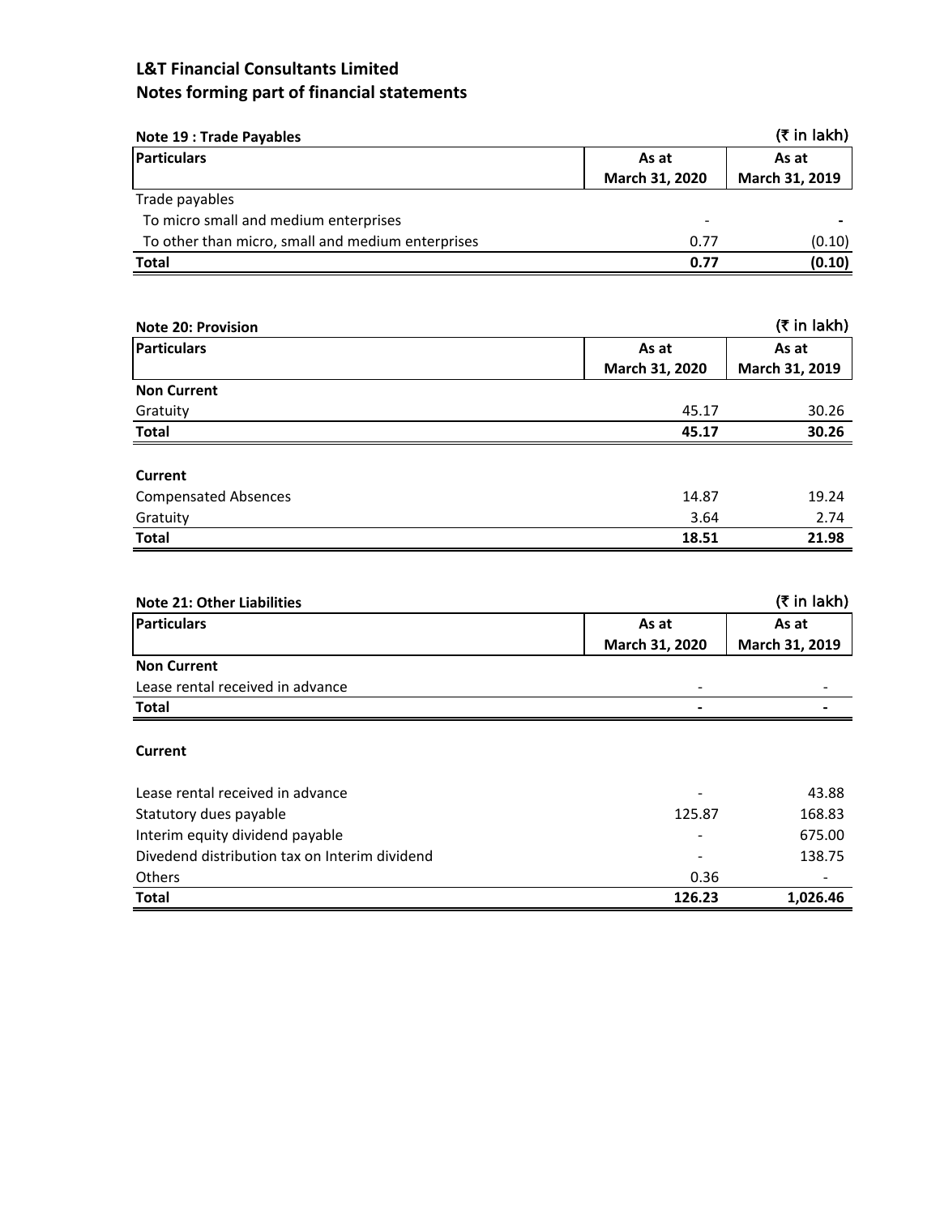# L&T Financial Consultants Limited
## Notes forming part of financial statements

**Note 19 : Trade Payables** (₹ in lakh)

| Particulars | As at March 31, 2020 | As at March 31, 2019 |
|---|---|---|
| Trade payables | | |
| To micro small and medium enterprises | - | - |
| To other than micro, small and medium enterprises | 0.77 | (0.10) |
| **Total** | **0.77** | **(0.10)** |

**Note 20: Provision** (₹ in lakh)

| Particulars | As at March 31, 2020 | As at March 31, 2019 |
|---|---|---|
| **Non Current** | | |
| Gratuity | 45.17 | 30.26 |
| **Total** | **45.17** | **30.26** |
| | | |
| **Current** | | |
| Compensated Absences | 14.87 | 19.24 |
| Gratuity | 3.64 | 2.74 |
| **Total** | **18.51** | **21.98** |

**Note 21: Other Liabilities** (₹ in lakh)

| Particulars | As at March 31, 2020 | As at March 31, 2019 |
|---|---|---|
| **Non Current** | | |
| Lease rental received in advance | - | - |
| **Total** | **-** | **-** |
| | | |
| **Current** | | |
| Lease rental received in advance | - | 43.88 |
| Statutory dues payable | 125.87 | 168.83 |
| Interim equity dividend payable | - | 675.00 |
| Divedend distribution tax on Interim dividend | - | 138.75 |
| Others | 0.36 | - |
| **Total** | **126.23** | **1,026.46** |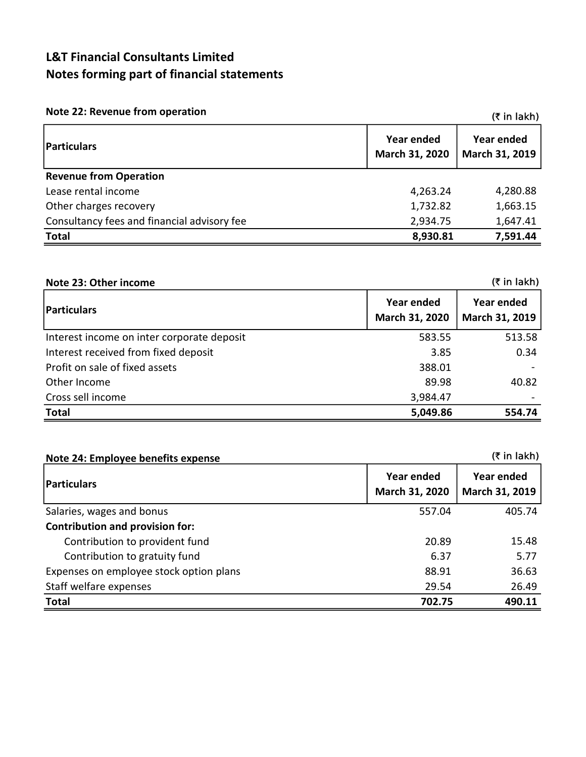# L&T Financial Consultants Limited
## Notes forming part of financial statements

### Note 22: Revenue from operation

(₹ in lakh)

| Particulars | Year ended March 31, 2020 | Year ended March 31, 2019 |
|---|---|---|
| **Revenue from Operation** | | |
| Lease rental income | 4,263.24 | 4,280.88 |
| Other charges recovery | 1,732.82 | 1,663.15 |
| Consultancy fees and financial advisory fee | 2,934.75 | 1,647.41 |
| **Total** | **8,930.81** | **7,591.44** |

### Note 23: Other income

(₹ in lakh)

| Particulars | Year ended March 31, 2020 | Year ended March 31, 2019 |
|---|---|---|
| Interest income on inter corporate deposit | 583.55 | 513.58 |
| Interest received from fixed deposit | 3.85 | 0.34 |
| Profit on sale of fixed assets | 388.01 | - |
| Other Income | 89.98 | 40.82 |
| Cross sell income | 3,984.47 | - |
| **Total** | **5,049.86** | **554.74** |

### Note 24: Employee benefits expense

(₹ in lakh)

| Particulars | Year ended March 31, 2020 | Year ended March 31, 2019 |
|---|---|---|
| Salaries, wages and bonus | 557.04 | 405.74 |
| **Contribution and provision for:** | | |
| Contribution to provident fund | 20.89 | 15.48 |
| Contribution to gratuity fund | 6.37 | 5.77 |
| Expenses on employee stock option plans | 88.91 | 36.63 |
| Staff welfare expenses | 29.54 | 26.49 |
| **Total** | **702.75** | **490.11** |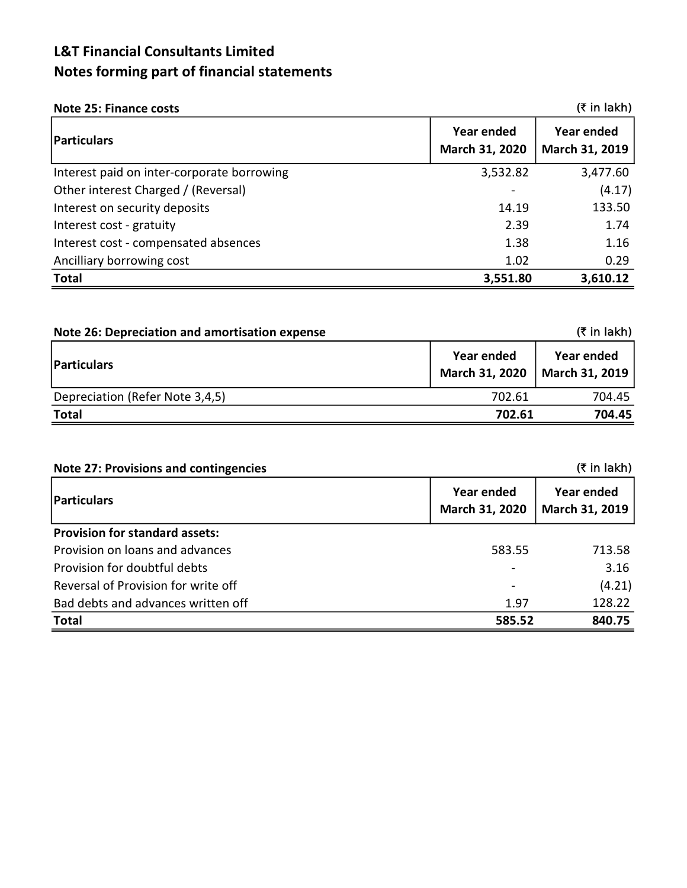# L&T Financial Consultants Limited
## Notes forming part of financial statements

**Note 25: Finance costs** (₹ in lakh)

| Particulars | Year ended March 31, 2020 | Year ended March 31, 2019 |
|---|---|---|
| Interest paid on inter-corporate borrowing | 3,532.82 | 3,477.60 |
| Other interest Charged / (Reversal) | - | (4.17) |
| Interest on security deposits | 14.19 | 133.50 |
| Interest cost - gratuity | 2.39 | 1.74 |
| Interest cost - compensated absences | 1.38 | 1.16 |
| Ancilliary borrowing cost | 1.02 | 0.29 |
| **Total** | **3,551.80** | **3,610.12** |

**Note 26: Depreciation and amortisation expense** (₹ in lakh)

| Particulars | Year ended March 31, 2020 | Year ended March 31, 2019 |
|---|---|---|
| Depreciation (Refer Note 3,4,5) | 702.61 | 704.45 |
| **Total** | **702.61** | **704.45** |

**Note 27: Provisions and contingencies** (₹ in lakh)

| Particulars | Year ended March 31, 2020 | Year ended March 31, 2019 |
|---|---|---|
| **Provision for standard assets:** | | |
| Provision on loans and advances | 583.55 | 713.58 |
| Provision for doubtful debts | - | 3.16 |
| Reversal of Provision for write off | - | (4.21) |
| Bad debts and advances written off | 1.97 | 128.22 |
| **Total** | **585.52** | **840.75** |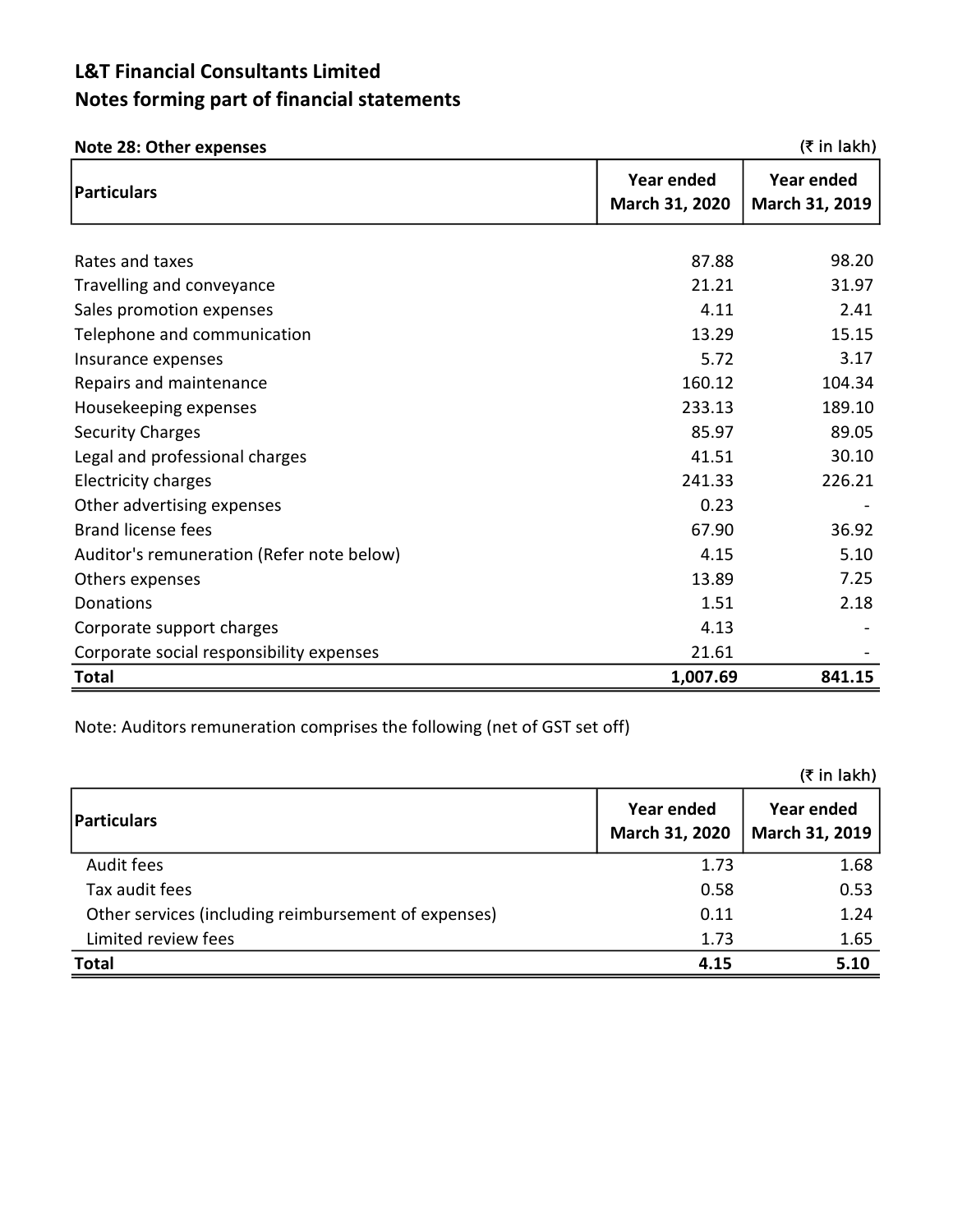# L&T Financial Consultants Limited
## Notes forming part of financial statements

**Note 28: Other expenses** (₹ in lakh)

| Particulars | Year ended March 31, 2020 | Year ended March 31, 2019 |
|---|---|---|
| Rates and taxes | 87.88 | 98.20 |
| Travelling and conveyance | 21.21 | 31.97 |
| Sales promotion expenses | 4.11 | 2.41 |
| Telephone and communication | 13.29 | 15.15 |
| Insurance expenses | 5.72 | 3.17 |
| Repairs and maintenance | 160.12 | 104.34 |
| Housekeeping expenses | 233.13 | 189.10 |
| Security Charges | 85.97 | 89.05 |
| Legal and professional charges | 41.51 | 30.10 |
| Electricity charges | 241.33 | 226.21 |
| Other advertising expenses | 0.23 | - |
| Brand license fees | 67.90 | 36.92 |
| Auditor's remuneration (Refer note below) | 4.15 | 5.10 |
| Others expenses | 13.89 | 7.25 |
| Donations | 1.51 | 2.18 |
| Corporate support charges | 4.13 | - |
| Corporate social responsibility expenses | 21.61 | - |
| **Total** | **1,007.69** | **841.15** |

Note: Auditors remuneration comprises the following (net of GST set off)

(₹ in lakh)

| Particulars | Year ended March 31, 2020 | Year ended March 31, 2019 |
|---|---|---|
| Audit fees | 1.73 | 1.68 |
| Tax audit fees | 0.58 | 0.53 |
| Other services (including reimbursement of expenses) | 0.11 | 1.24 |
| Limited review fees | 1.73 | 1.65 |
| **Total** | **4.15** | **5.10** |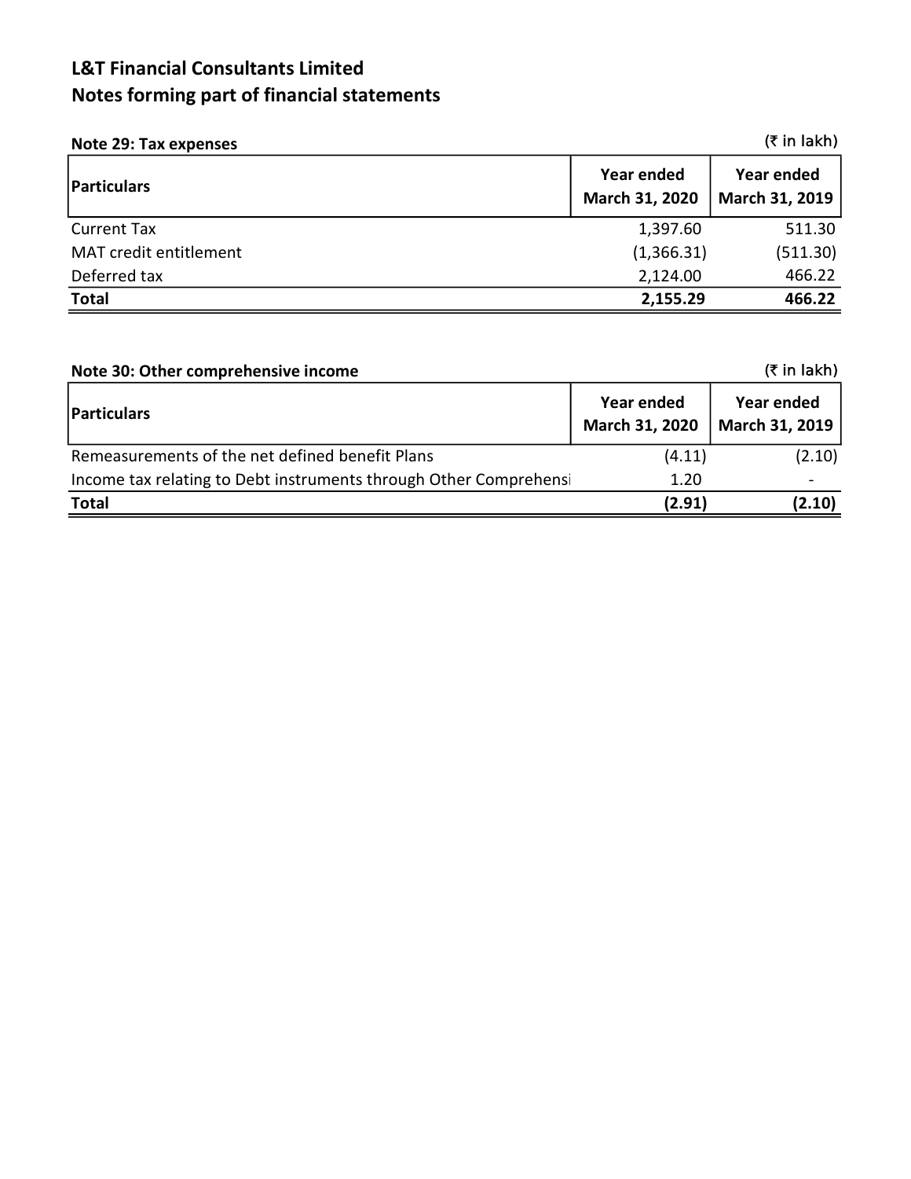# L&T Financial Consultants Limited
## Notes forming part of financial statements

### Note 29: Tax expenses

(₹ in lakh)

| Particulars | Year ended March 31, 2020 | Year ended March 31, 2019 |
|---|---|---|
| Current Tax | 1,397.60 | 511.30 |
| MAT credit entitlement | (1,366.31) | (511.30) |
| Deferred tax | 2,124.00 | 466.22 |
| **Total** | **2,155.29** | **466.22** |

### Note 30: Other comprehensive income

(₹ in lakh)

| Particulars | Year ended March 31, 2020 | Year ended March 31, 2019 |
|---|---|---|
| Remeasurements of the net defined benefit Plans | (4.11) | (2.10) |
| Income tax relating to Debt instruments through Other Comprehensi | 1.20 | - |
| **Total** | **(2.91)** | **(2.10)** |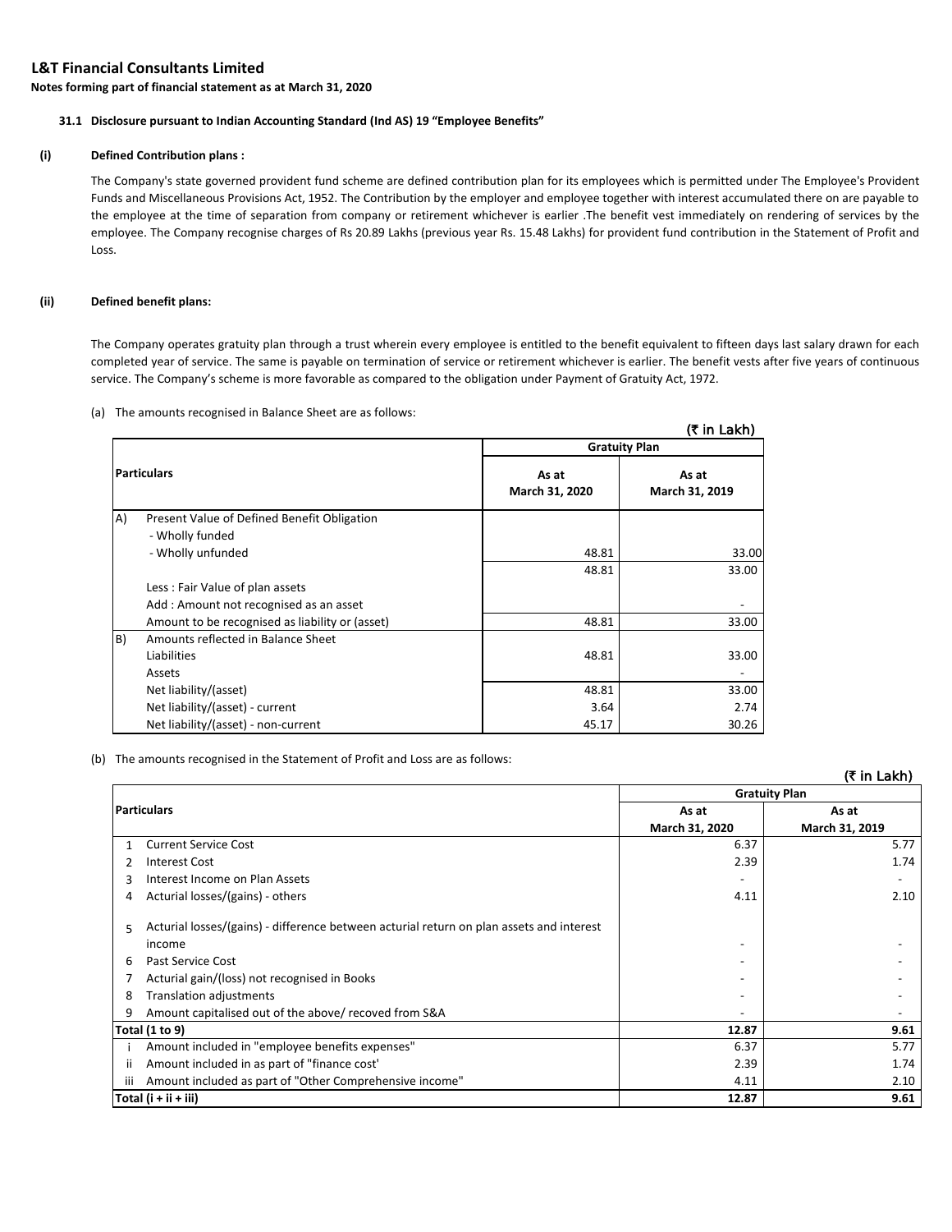# L&T Financial Consultants Limited

**Notes forming part of financial statement as at March 31, 2020**

### 31.1 Disclosure pursuant to Indian Accounting Standard (Ind AS) 19 "Employee Benefits"

**(i) Defined Contribution plans :**

The Company's state governed provident fund scheme are defined contribution plan for its employees which is permitted under The Employee's Provident Funds and Miscellaneous Provisions Act, 1952. The Contribution by the employer and employee together with interest accumulated there on are payable to the employee at the time of separation from company or retirement whichever is earlier .The benefit vest immediately on rendering of services by the employee. The Company recognise charges of Rs 20.89 Lakhs (previous year Rs. 15.48 Lakhs) for provident fund contribution in the Statement of Profit and Loss.

**(ii) Defined benefit plans:**

The Company operates gratuity plan through a trust wherein every employee is entitled to the benefit equivalent to fifteen days last salary drawn for each completed year of service. The same is payable on termination of service or retirement whichever is earlier. The benefit vests after five years of continuous service. The Company's scheme is more favorable as compared to the obligation under Payment of Gratuity Act, 1972.

(a) The amounts recognised in Balance Sheet are as follows:

(₹ in Lakh)

| | Particulars | Gratuity Plan | |
|---|---|---|---|
| | | As at March 31, 2020 | As at March 31, 2019 |
| A) | Present Value of Defined Benefit Obligation | | |
| | - Wholly funded | | |
| | - Wholly unfunded | 48.81 | 33.00 |
| | | 48.81 | 33.00 |
| | Less : Fair Value of plan assets | | |
| | Add : Amount not recognised as an asset | | - |
| | Amount to be recognised as liability or (asset) | 48.81 | 33.00 |
| B) | Amounts reflected in Balance Sheet | | |
| | Liabilities | 48.81 | 33.00 |
| | Assets | | - |
| | Net liability/(asset) | 48.81 | 33.00 |
| | Net liability/(asset) - current | 3.64 | 2.74 |
| | Net liability/(asset) - non-current | 45.17 | 30.26 |

(b) The amounts recognised in the Statement of Profit and Loss are as follows:

(₹ in Lakh)

| | Particulars | Gratuity Plan | |
|---|---|---|---|
| | | As at March 31, 2020 | As at March 31, 2019 |
| 1 | Current Service Cost | 6.37 | 5.77 |
| 2 | Interest Cost | 2.39 | 1.74 |
| 3 | Interest Income on Plan Assets | - | - |
| 4 | Acturial losses/(gains) - others | 4.11 | 2.10 |
| 5 | Acturial losses/(gains) - difference between acturial return on plan assets and interest income | - | - |
| 6 | Past Service Cost | - | - |
| 7 | Acturial gain/(loss) not recognised in Books | - | - |
| 8 | Translation adjustments | - | - |
| 9 | Amount capitalised out of the above/ recoved from S&A | - | - |
| **Total (1 to 9)** | | **12.87** | **9.61** |
| i | Amount included in "employee benefits expenses" | 6.37 | 5.77 |
| ii | Amount included in as part of "finance cost' | 2.39 | 1.74 |
| iii | Amount included as part of "Other Comprehensive income" | 4.11 | 2.10 |
| **Total (i + ii + iii)** | | **12.87** | **9.61** |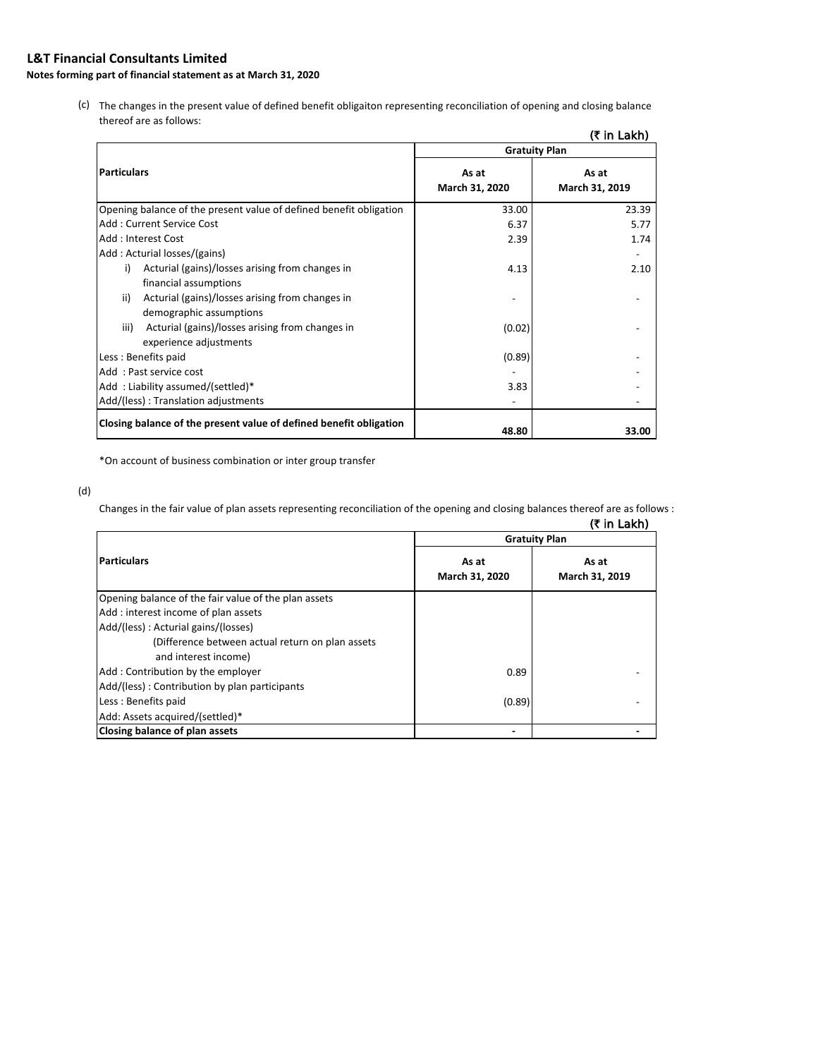# L&T Financial Consultants Limited

**Notes forming part of financial statement as at March 31, 2020**

(c) The changes in the present value of defined benefit obligaiton representing reconciliation of opening and closing balance thereof are as follows:

(₹ in Lakh)

| Particulars | Gratuity Plan | |
|---|---|---|
| | As at March 31, 2020 | As at March 31, 2019 |
| Opening balance of the present value of defined benefit obligation | 33.00 | 23.39 |
| Add : Current Service Cost | 6.37 | 5.77 |
| Add : Interest Cost | 2.39 | 1.74 |
| Add : Acturial losses/(gains) | | - |
| i) Acturial (gains)/losses arising from changes in financial assumptions | 4.13 | 2.10 |
| ii) Acturial (gains)/losses arising from changes in demographic assumptions | - | - |
| iii) Acturial (gains)/losses arising from changes in experience adjustments | (0.02) | - |
| Less : Benefits paid | (0.89) | - |
| Add : Past service cost | - | - |
| Add : Liability assumed/(settled)* | 3.83 | - |
| Add/(less) : Translation adjustments | - | - |
| **Closing balance of the present value of defined benefit obligation** | **48.80** | **33.00** |

*On account of business combination or inter group transfer

(d)

Changes in the fair value of plan assets representing reconciliation of the opening and closing balances thereof are as follows :

(₹ in Lakh)

| Particulars | Gratuity Plan | |
|---|---|---|
| | As at March 31, 2020 | As at March 31, 2019 |
| Opening balance of the fair value of the plan assets | | |
| Add : interest income of plan assets | | |
| Add/(less) : Acturial gains/(losses) (Difference between actual return on plan assets and interest income) | | |
| Add : Contribution by the employer | 0.89 | - |
| Add/(less) : Contribution by plan participants | | |
| Less : Benefits paid | (0.89) | - |
| Add: Assets acquired/(settled)* | | |
| **Closing balance of plan assets** | **-** | **-** |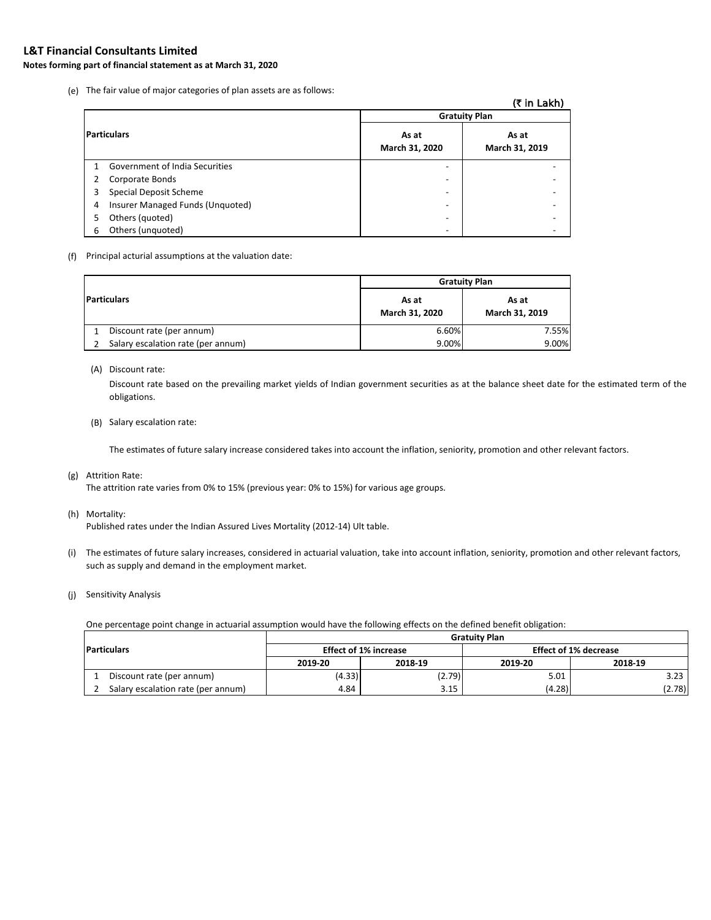# L&T Financial Consultants Limited

**Notes forming part of financial statement as at March 31, 2020**

(e) The fair value of major categories of plan assets are as follows:

(₹ in Lakh)

| Particulars | | Gratuity Plan | |
|---|---|---|---|
| | | As at March 31, 2020 | As at March 31, 2019 |
| 1 | Government of India Securities | - | - |
| 2 | Corporate Bonds | - | - |
| 3 | Special Deposit Scheme | - | - |
| 4 | Insurer Managed Funds (Unquoted) | - | - |
| 5 | Others (quoted) | - | - |
| 6 | Others (unquoted) | - | - |

(f) Principal acturial assumptions at the valuation date:

| Particulars | | Gratuity Plan | |
|---|---|---|---|
| | | As at March 31, 2020 | As at March 31, 2019 |
| 1 | Discount rate (per annum) | 6.60% | 7.55% |
| 2 | Salary escalation rate (per annum) | 9.00% | 9.00% |

(A) Discount rate:

Discount rate based on the prevailing market yields of Indian government securities as at the balance sheet date for the estimated term of the obligations.

(B) Salary escalation rate:

The estimates of future salary increase considered takes into account the inflation, seniority, promotion and other relevant factors.

(g) Attrition Rate:
The attrition rate varies from 0% to 15% (previous year: 0% to 15%) for various age groups.

(h) Mortality:
Published rates under the Indian Assured Lives Mortality (2012-14) Ult table.

(i) The estimates of future salary increases, considered in actuarial valuation, take into account inflation, seniority, promotion and other relevant factors, such as supply and demand in the employment market.

(j) Sensitivity Analysis

One percentage point change in actuarial assumption would have the following effects on the defined benefit obligation:

| Particulars | | Gratuity Plan | | | |
|---|---|---|---|---|---|
| | | Effect of 1% increase | | Effect of 1% decrease | |
| | | 2019-20 | 2018-19 | 2019-20 | 2018-19 |
| 1 | Discount rate (per annum) | (4.33) | (2.79) | 5.01 | 3.23 |
| 2 | Salary escalation rate (per annum) | 4.84 | 3.15 | (4.28) | (2.78) |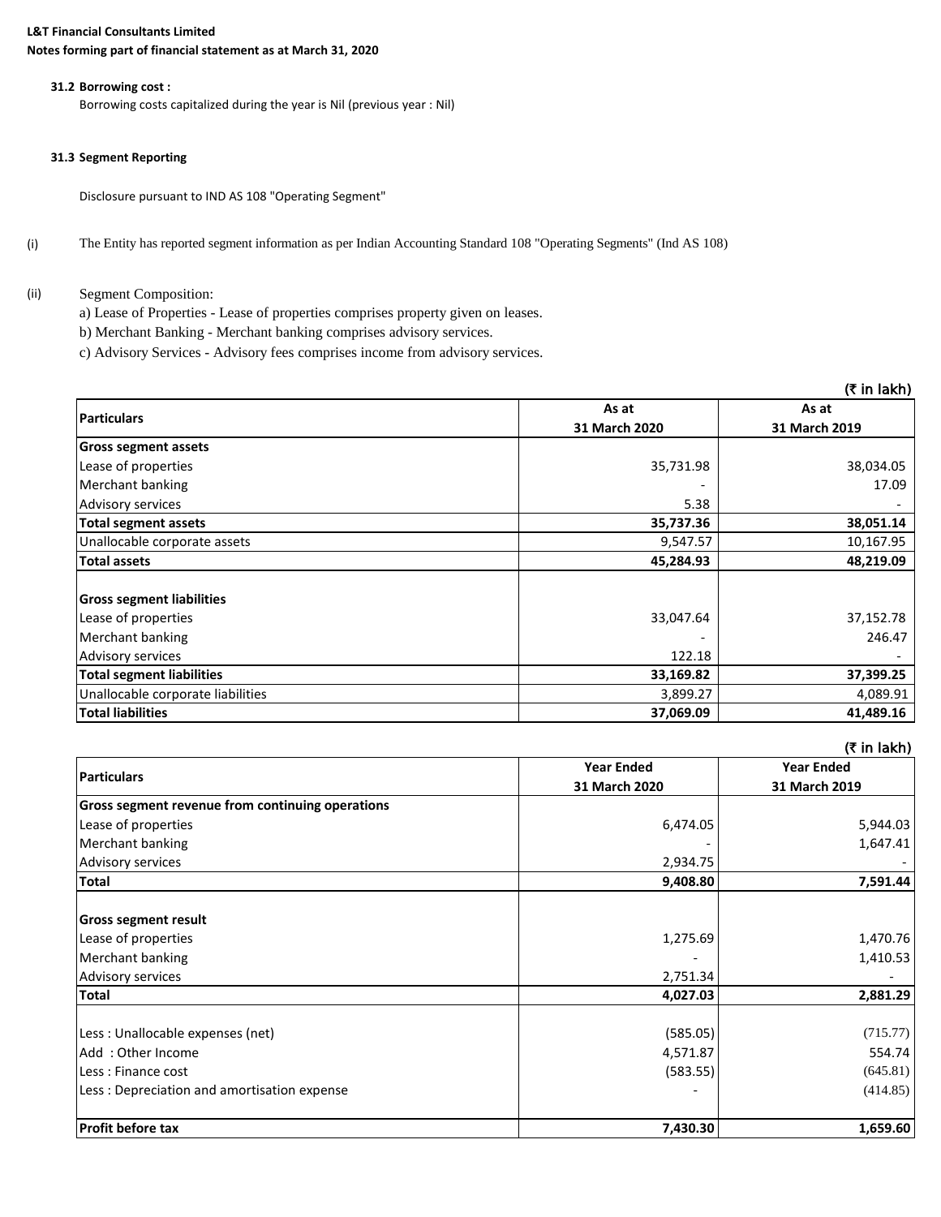**L&T Financial Consultants Limited**
**Notes forming part of financial statement as at March 31, 2020**

### 31.2 Borrowing cost :

Borrowing costs capitalized during the year is Nil (previous year : Nil)

### 31.3 Segment Reporting

Disclosure pursuant to IND AS 108 "Operating Segment"

(i) The Entity has reported segment information as per Indian Accounting Standard 108 "Operating Segments" (Ind AS 108)

(ii) Segment Composition:
a) Lease of Properties - Lease of properties comprises property given on leases.
b) Merchant Banking - Merchant banking comprises advisory services.
c) Advisory Services - Advisory fees comprises income from advisory services.

(₹ in lakh)

| Particulars | As at 31 March 2020 | As at 31 March 2019 |
|---|---|---|
| **Gross segment assets** | | |
| Lease of properties | 35,731.98 | 38,034.05 |
| Merchant banking | - | 17.09 |
| Advisory services | 5.38 | - |
| **Total segment assets** | **35,737.36** | **38,051.14** |
| Unallocable corporate assets | 9,547.57 | 10,167.95 |
| **Total assets** | **45,284.93** | **48,219.09** |
| | | |
| **Gross segment liabilities** | | |
| Lease of properties | 33,047.64 | 37,152.78 |
| Merchant banking | - | 246.47 |
| Advisory services | 122.18 | - |
| **Total segment liabilities** | **33,169.82** | **37,399.25** |
| Unallocable corporate liabilities | 3,899.27 | 4,089.91 |
| **Total liabilities** | **37,069.09** | **41,489.16** |

(₹ in lakh)

| Particulars | Year Ended 31 March 2020 | Year Ended 31 March 2019 |
|---|---|---|
| **Gross segment revenue from continuing operations** | | |
| Lease of properties | 6,474.05 | 5,944.03 |
| Merchant banking | - | 1,647.41 |
| Advisory services | 2,934.75 | - |
| **Total** | **9,408.80** | **7,591.44** |
| | | |
| **Gross segment result** | | |
| Lease of properties | 1,275.69 | 1,470.76 |
| Merchant banking | - | 1,410.53 |
| Advisory services | 2,751.34 | - |
| **Total** | **4,027.03** | **2,881.29** |
| | | |
| Less : Unallocable expenses (net) | (585.05) | (715.77) |
| Add : Other Income | 4,571.87 | 554.74 |
| Less : Finance cost | (583.55) | (645.81) |
| Less : Depreciation and amortisation expense | - | (414.85) |
| | | |
| **Profit before tax** | **7,430.30** | **1,659.60** |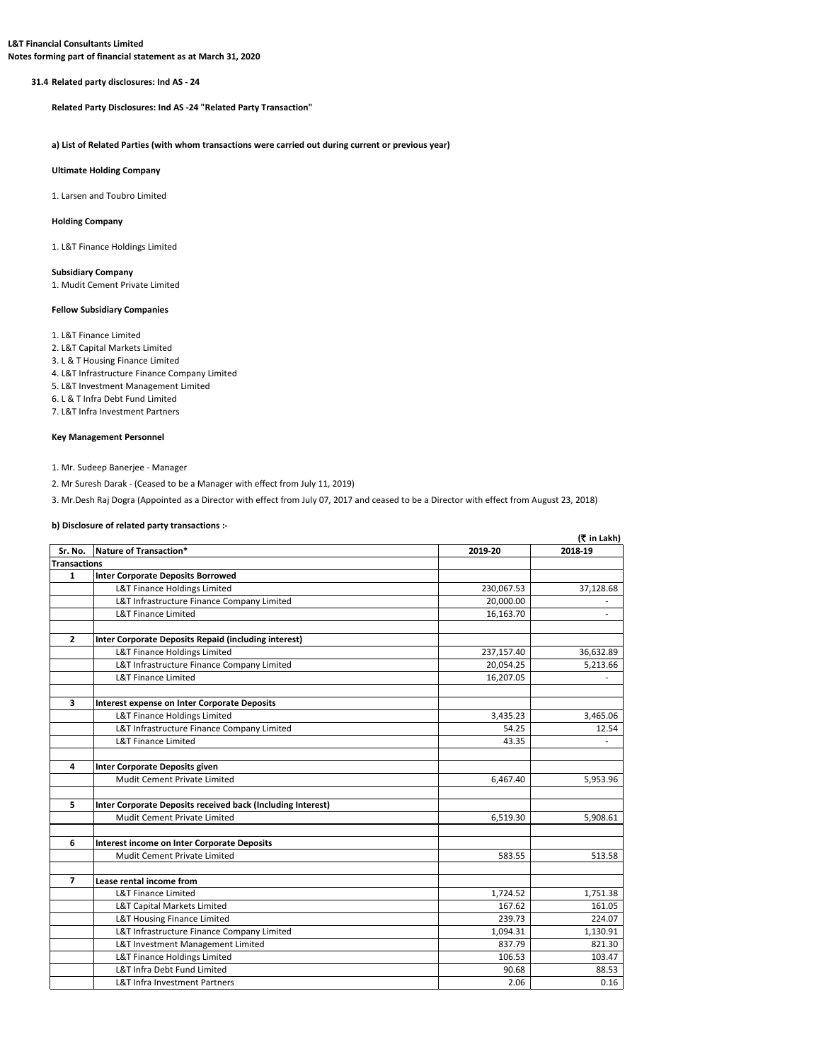**L&T Financial Consultants Limited**
**Notes forming part of financial statement as at March 31, 2020**

### 31.4 Related party disclosures: Ind AS - 24

**Related Party Disclosures: Ind AS -24 "Related Party Transaction"**

**a) List of Related Parties (with whom transactions were carried out during current or previous year)**

**Ultimate Holding Company**

1. Larsen and Toubro Limited

**Holding Company**

1. L&T Finance Holdings Limited

**Subsidiary Company**

1. Mudit Cement Private Limited

**Fellow Subsidiary Companies**

1. L&T Finance Limited
2. L&T Capital Markets Limited
3. L & T Housing Finance Limited
4. L&T Infrastructure Finance Company Limited
5. L&T Investment Management Limited
6. L & T Infra Debt Fund Limited
7. L&T Infra Investment Partners

**Key Management Personnel**

1. Mr. Sudeep Banerjee - Manager
2. Mr Suresh Darak - (Ceased to be a Manager with effect from July 11, 2019)
3. Mr.Desh Raj Dogra (Appointed as a Director with effect from July 07, 2017 and ceased to be a Director with effect from August 23, 2018)

**b) Disclosure of related party transactions :-**

(₹ in Lakh)

| Sr. No. | Nature of Transaction* | 2019-20 | 2018-19 |
|---|---|---|---|
| **Transactions** | | | |
| **1** | **Inter Corporate Deposits Borrowed** | | |
| | L&T Finance Holdings Limited | 230,067.53 | 37,128.68 |
| | L&T Infrastructure Finance Company Limited | 20,000.00 | - |
| | L&T Finance Limited | 16,163.70 | - |
| | | | |
| **2** | **Inter Corporate Deposits Repaid (including interest)** | | |
| | L&T Finance Holdings Limited | 237,157.40 | 36,632.89 |
| | L&T Infrastructure Finance Company Limited | 20,054.25 | 5,213.66 |
| | L&T Finance Limited | 16,207.05 | - |
| | | | |
| **3** | **Interest expense on Inter Corporate Deposits** | | |
| | L&T Finance Holdings Limited | 3,435.23 | 3,465.06 |
| | L&T Infrastructure Finance Company Limited | 54.25 | 12.54 |
| | L&T Finance Limited | 43.35 | - |
| | | | |
| **4** | **Inter Corporate Deposits given** | | |
| | Mudit Cement Private Limited | 6,467.40 | 5,953.96 |
| | | | |
| **5** | **Inter Corporate Deposits received back (Including Interest)** | | |
| | Mudit Cement Private Limited | 6,519.30 | 5,908.61 |
| | | | |
| **6** | **Interest income on Inter Corporate Deposits** | | |
| | Mudit Cement Private Limited | 583.55 | 513.58 |
| | | | |
| **7** | **Lease rental income from** | | |
| | L&T Finance Limited | 1,724.52 | 1,751.38 |
| | L&T Capital Markets Limited | 167.62 | 161.05 |
| | L&T Housing Finance Limited | 239.73 | 224.07 |
| | L&T Infrastructure Finance Company Limited | 1,094.31 | 1,130.91 |
| | L&T Investment Management Limited | 837.79 | 821.30 |
| | L&T Finance Holdings Limited | 106.53 | 103.47 |
| | L&T Infra Debt Fund Limited | 90.68 | 88.53 |
| | L&T Infra Investment Partners | 2.06 | 0.16 |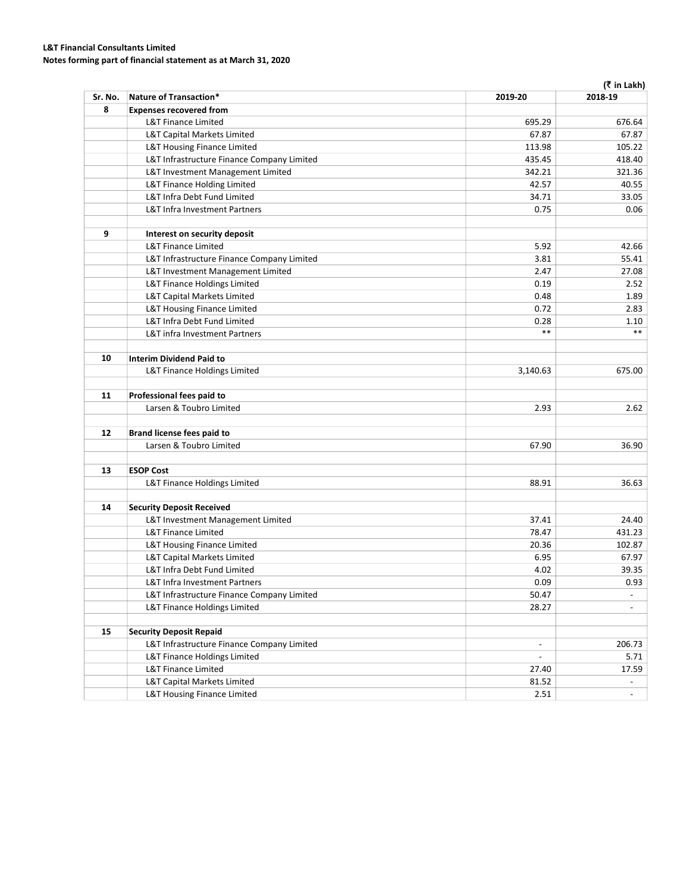**L&T Financial Consultants Limited**
**Notes forming part of financial statement as at March 31, 2020**

(₹ in Lakh)

| Sr. No. | Nature of Transaction* | 2019-20 | 2018-19 |
|---|---|---|---|
| 8 | **Expenses recovered from** | | |
| | L&T Finance Limited | 695.29 | 676.64 |
| | L&T Capital Markets Limited | 67.87 | 67.87 |
| | L&T Housing Finance Limited | 113.98 | 105.22 |
| | L&T Infrastructure Finance Company Limited | 435.45 | 418.40 |
| | L&T Investment Management Limited | 342.21 | 321.36 |
| | L&T Finance Holding Limited | 42.57 | 40.55 |
| | L&T Infra Debt Fund Limited | 34.71 | 33.05 |
| | L&T Infra Investment Partners | 0.75 | 0.06 |
| | | | |
| 9 | **Interest on security deposit** | | |
| | L&T Finance Limited | 5.92 | 42.66 |
| | L&T Infrastructure Finance Company Limited | 3.81 | 55.41 |
| | L&T Investment Management Limited | 2.47 | 27.08 |
| | L&T Finance Holdings Limited | 0.19 | 2.52 |
| | L&T Capital Markets Limited | 0.48 | 1.89 |
| | L&T Housing Finance Limited | 0.72 | 2.83 |
| | L&T Infra Debt Fund Limited | 0.28 | 1.10 |
| | L&T infra Investment Partners | ** | ** |
| | | | |
| 10 | **Interim Dividend Paid to** | | |
| | L&T Finance Holdings Limited | 3,140.63 | 675.00 |
| | | | |
| 11 | **Professional fees paid to** | | |
| | Larsen & Toubro Limited | 2.93 | 2.62 |
| | | | |
| 12 | **Brand license fees paid to** | | |
| | Larsen & Toubro Limited | 67.90 | 36.90 |
| | | | |
| 13 | **ESOP Cost** | | |
| | L&T Finance Holdings Limited | 88.91 | 36.63 |
| | | | |
| 14 | **Security Deposit Received** | | |
| | L&T Investment Management Limited | 37.41 | 24.40 |
| | L&T Finance Limited | 78.47 | 431.23 |
| | L&T Housing Finance Limited | 20.36 | 102.87 |
| | L&T Capital Markets Limited | 6.95 | 67.97 |
| | L&T Infra Debt Fund Limited | 4.02 | 39.35 |
| | L&T Infra Investment Partners | 0.09 | 0.93 |
| | L&T Infrastructure Finance Company Limited | 50.47 | - |
| | L&T Finance Holdings Limited | 28.27 | - |
| | | | |
| 15 | **Security Deposit Repaid** | | |
| | L&T Infrastructure Finance Company Limited | - | 206.73 |
| | L&T Finance Holdings Limited | - | 5.71 |
| | L&T Finance Limited | 27.40 | 17.59 |
| | L&T Capital Markets Limited | 81.52 | - |
| | L&T Housing Finance Limited | 2.51 | - |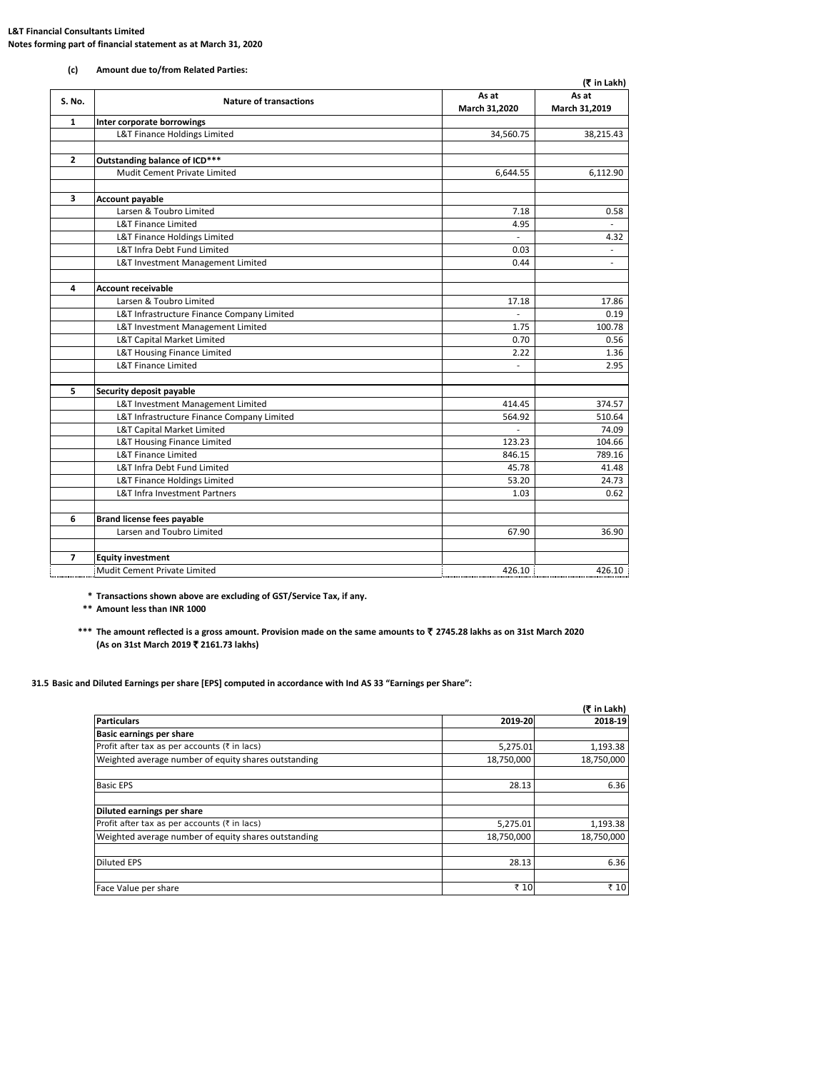**L&T Financial Consultants Limited**
**Notes forming part of financial statement as at March 31, 2020**

**(c) Amount due to/from Related Parties:**

(₹ in Lakh)

| S. No. | Nature of transactions | As at March 31,2020 | As at March 31,2019 |
|---|---|---|---|
| 1 | **Inter corporate borrowings** | | |
| | L&T Finance Holdings Limited | 34,560.75 | 38,215.43 |
| | | | |
| 2 | **Outstanding balance of ICD*** ** | | |
| | Mudit Cement Private Limited | 6,644.55 | 6,112.90 |
| | | | |
| 3 | **Account payable** | | |
| | Larsen & Toubro Limited | 7.18 | 0.58 |
| | L&T Finance Limited | 4.95 | - |
| | L&T Finance Holdings Limited | - | 4.32 |
| | L&T Infra Debt Fund Limited | 0.03 | - |
| | L&T Investment Management Limited | 0.44 | - |
| | | | |
| 4 | **Account receivable** | | |
| | Larsen & Toubro Limited | 17.18 | 17.86 |
| | L&T Infrastructure Finance Company Limited | - | 0.19 |
| | L&T Investment Management Limited | 1.75 | 100.78 |
| | L&T Capital Market Limited | 0.70 | 0.56 |
| | L&T Housing Finance Limited | 2.22 | 1.36 |
| | L&T Finance Limited | - | 2.95 |
| | | | |
| 5 | **Security deposit payable** | | |
| | L&T Investment Management Limited | 414.45 | 374.57 |
| | L&T Infrastructure Finance Company Limited | 564.92 | 510.64 |
| | L&T Capital Market Limited | - | 74.09 |
| | L&T Housing Finance Limited | 123.23 | 104.66 |
| | L&T Finance Limited | 846.15 | 789.16 |
| | L&T Infra Debt Fund Limited | 45.78 | 41.48 |
| | L&T Finance Holdings Limited | 53.20 | 24.73 |
| | L&T Infra Investment Partners | 1.03 | 0.62 |
| | | | |
| 6 | **Brand license fees payable** | | |
| | Larsen and Toubro Limited | 67.90 | 36.90 |
| | | | |
| 7 | **Equity investment** | | |
| | Mudit Cement Private Limited | 426.10 | 426.10 |

**\* Transactions shown above are excluding of GST/Service Tax, if any.**

**\*\* Amount less than INR 1000**

**\*\*\* The amount reflected is a gross amount. Provision made on the same amounts to ₹ 2745.28 lakhs as on 31st March 2020 (As on 31st March 2019 ₹ 2161.73 lakhs)**

**31.5 Basic and Diluted Earnings per share [EPS] computed in accordance with Ind AS 33 "Earnings per Share":**

(₹ in Lakh)

| Particulars | 2019-20 | 2018-19 |
|---|---|---|
| **Basic earnings per share** | | |
| Profit after tax as per accounts (₹ in lacs) | 5,275.01 | 1,193.38 |
| Weighted average number of equity shares outstanding | 18,750,000 | 18,750,000 |
| | | |
| Basic EPS | 28.13 | 6.36 |
| | | |
| **Diluted earnings per share** | | |
| Profit after tax as per accounts (₹ in lacs) | 5,275.01 | 1,193.38 |
| Weighted average number of equity shares outstanding | 18,750,000 | 18,750,000 |
| | | |
| Diluted EPS | 28.13 | 6.36 |
| | | |
| Face Value per share | ₹ 10 | ₹ 10 |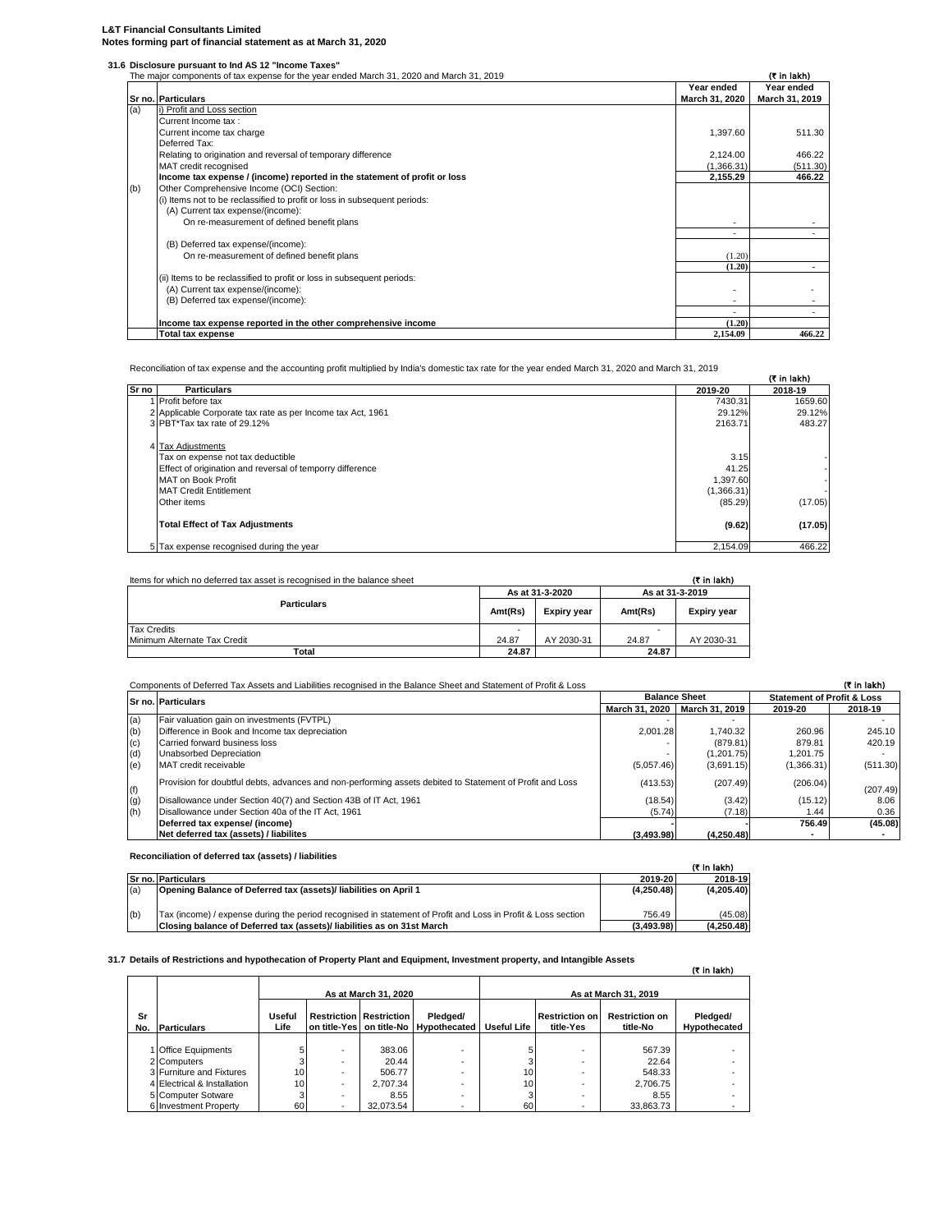**L&T Financial Consultants Limited**
**Notes forming part of financial statement as at March 31, 2020**

### 31.6 Disclosure pursuant to Ind AS 12 "Income Taxes"

The major components of tax expense for the year ended March 31, 2020 and March 31, 2019

(₹ in lakh)

| Sr no. | Particulars | Year ended March 31, 2020 | Year ended March 31, 2019 |
|---|---|---|---|
| (a) | i) Profit and Loss section | | |
| | Current Income tax : | | |
| | Current income tax charge | 1,397.60 | 511.30 |
| | Deferred Tax: | | |
| | Relating to origination and reversal of temporary difference | 2,124.00 | 466.22 |
| | MAT credit recognised | (1,366.31) | (511.30) |
| | **Income tax expense / (income) reported in the statement of profit or loss** | **2,155.29** | **466.22** |
| (b) | Other Comprehensive Income (OCI) Section: | | |
| | (i) Items not to be reclassified to profit or loss in subsequent periods: | | |
| | (A) Current tax expense/(income): | | |
| | On re-measurement of defined benefit plans | - | - |
| | | - | - |
| | (B) Deferred tax expense/(income): | | |
| | On re-measurement of defined benefit plans | (1.20) | |
| | | **(1.20)** | - |
| | (ii) Items to be reclassified to profit or loss in subsequent periods: | | |
| | (A) Current tax expense/(income): | - | - |
| | (B) Deferred tax expense/(income): | - | - |
| | | - | - |
| | **Income tax expense reported in the other comprehensive income** | **(1.20)** | |
| | **Total tax expense** | **2,154.09** | **466.22** |

Reconciliation of tax expense and the accounting profit multiplied by India's domestic tax rate for the year ended March 31, 2020 and March 31, 2019

(₹ in lakh)

| Sr no | Particulars | 2019-20 | 2018-19 |
|---|---|---|---|
| 1 | Profit before tax | 7430.31 | 1659.60 |
| 2 | Applicable Corporate tax rate as per Income tax Act, 1961 | 29.12% | 29.12% |
| 3 | PBT*Tax tax rate of 29.12% | 2163.71 | 483.27 |
| 4 | Tax Adjustments | | |
| | Tax on expense not tax deductible | 3.15 | - |
| | Effect of origination and reversal of temporry difference | 41.25 | - |
| | MAT on Book Profit | 1,397.60 | - |
| | MAT Credit Entitlement | (1,366.31) | - |
| | Other items | (85.29) | (17.05) |
| | **Total Effect of Tax Adjustments** | **(9.62)** | **(17.05)** |
| 5 | Tax expense recognised during the year | 2,154.09 | 466.22 |

Items for which no deferred tax asset is recognised in the balance sheet

(₹ in lakh)

| Particulars | As at 31-3-2020 | | As at 31-3-2019 | |
|---|---|---|---|---|
| | Amt(Rs) | Expiry year | Amt(Rs) | Expiry year |
| Tax Credits | - | | - | |
| Minimum Alternate Tax Credit | 24.87 | AY 2030-31 | 24.87 | AY 2030-31 |
| **Total** | **24.87** | | **24.87** | |

Components of Deferred Tax Assets and Liabilities recognised in the Balance Sheet and Statement of Profit & Loss

(₹ in lakh)

| Sr no. | Particulars | Balance Sheet | | Statement of Profit & Loss | |
|---|---|---|---|---|---|
| | | March 31, 2020 | March 31, 2019 | 2019-20 | 2018-19 |
| (a) | Fair valuation gain on investments (FVTPL) | - | - | - | - |
| (b) | Difference in Book and Income tax depreciation | 2,001.28 | 1,740.32 | 260.96 | 245.10 |
| (c) | Carried forward business loss | - | (879.81) | 879.81 | 420.19 |
| (d) | Unabsorbed Depreciation | - | (1,201.75) | 1,201.75 | - |
| (e) | MAT credit receivable | (5,057.46) | (3,691.15) | (1,366.31) | (511.30) |
| (f) | Provision for doubtful debts, advances and non-performing assets debited to Statement of Profit and Loss | (413.53) | (207.49) | (206.04) | (207.49) |
| (g) | Disallowance under Section 40(7) and Section 43B of IT Act, 1961 | (18.54) | (3.42) | (15.12) | 8.06 |
| (h) | Disallowance under Section 40a of the IT Act, 1961 | (5.74) | (7.18) | 1.44 | 0.36 |
| | **Deferred tax expense/ (income)** | - | - | **756.49** | **(45.08)** |
| | **Net deferred tax (assets) / liabilites** | **(3,493.98)** | **(4,250.48)** | - | - |

**Reconciliation of deferred tax (assets) / liabilities**

(₹ in lakh)

| Sr no. | Particulars | 2019-20 | 2018-19 |
|---|---|---|---|
| (a) | **Opening Balance of Deferred tax (assets)/ liabilities on April 1** | **(4,250.48)** | **(4,205.40)** |
| (b) | Tax (income) / expense during the period recognised in statement of Profit and Loss in Profit & Loss section | 756.49 | (45.08) |
| | **Closing balance of Deferred tax (assets)/ liabilities as on 31st March** | **(3,493.98)** | **(4,250.48)** |

### 31.7 Details of Restrictions and hypothecation of Property Plant and Equipment, Investment property, and Intangible Assets

(₹ in lakh)

| Sr No. | Particulars | As at March 31, 2020 | | | | As at March 31, 2019 | | | |
|---|---|---|---|---|---|---|---|---|---|
| | | Useful Life | Restriction on title-Yes | Restriction on title-No | Pledged/ Hypothecated | Useful Life | Restriction on title-Yes | Restriction on title-No | Pledged/ Hypothecated |
| 1 | Office Equipments | 5 | - | 383.06 | - | 5 | - | 567.39 | - |
| 2 | Computers | 3 | - | 20.44 | - | 3 | - | 22.64 | - |
| 3 | Furniture and Fixtures | 10 | - | 506.77 | - | 10 | - | 548.33 | - |
| 4 | Electrical & Installation | 10 | - | 2,707.34 | - | 10 | - | 2,706.75 | - |
| 5 | Computer Sotware | 3 | - | 8.55 | - | 3 | - | 8.55 | - |
| 6 | Investment Property | 60 | - | 32,073.54 | - | 60 | - | 33,863.73 | - |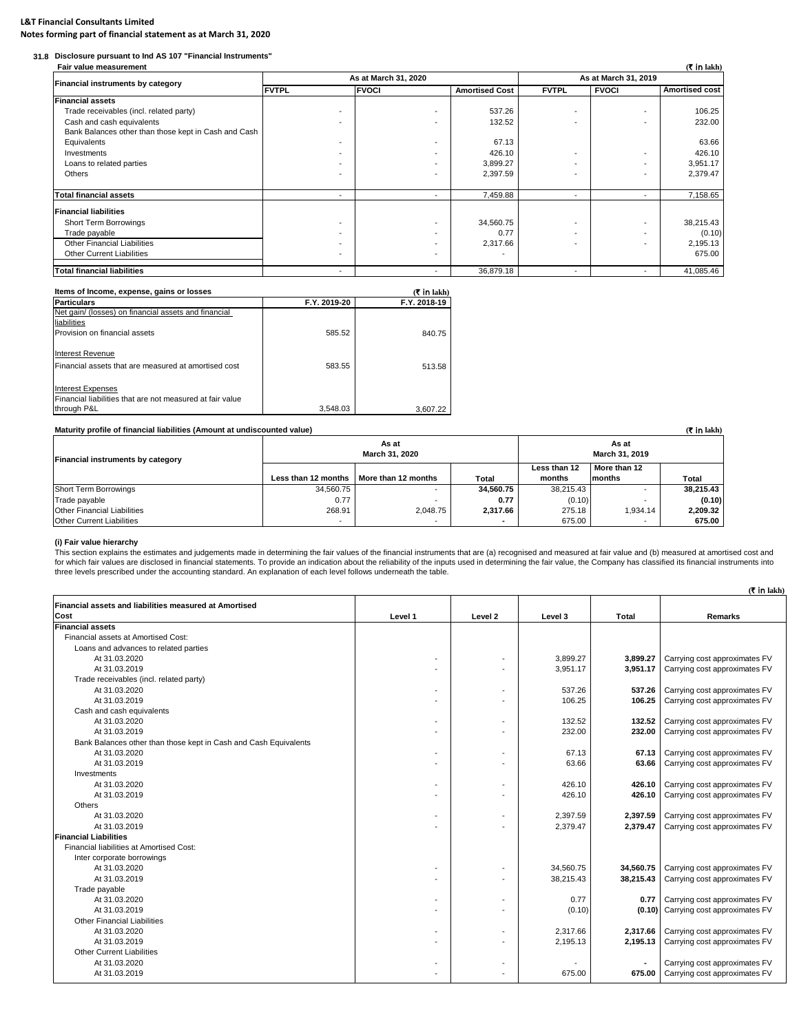**L&T Financial Consultants Limited**
**Notes forming part of financial statement as at March 31, 2020**

### 31.8 Disclosure pursuant to Ind AS 107 "Financial Instruments"

**Fair value measurement** (₹ in lakh)

| Financial instruments by category | As at March 31, 2020 | | | As at March 31, 2019 | | |
|---|---|---|---|---|---|---|
| | FVTPL | FVOCI | Amortised Cost | FVTPL | FVOCI | Amortised cost |
| **Financial assets** | | | | | | |
| Trade receivables (incl. related party) | - | - | 537.26 | - | - | 106.25 |
| Cash and cash equivalents | - | - | 132.52 | - | - | 232.00 |
| Bank Balances other than those kept in Cash and Cash Equivalents | - | - | 67.13 | | | 63.66 |
| Investments | - | - | 426.10 | - | - | 426.10 |
| Loans to related parties | - | - | 3,899.27 | - | - | 3,951.17 |
| Others | - | - | 2,397.59 | - | - | 2,379.47 |
| **Total financial assets** | - | - | 7,459.88 | - | - | 7,158.65 |
| **Financial liabilities** | | | | | | |
| Short Term Borrowings | - | - | 34,560.75 | - | - | 38,215.43 |
| Trade payable | - | - | 0.77 | - | - | (0.10) |
| Other Financial Liabilities | - | - | 2,317.66 | - | - | 2,195.13 |
| Other Current Liabilities | - | - | - | | | 675.00 |
| **Total financial liabilities** | - | - | 36,879.18 | - | - | 41,085.46 |

**Items of Income, expense, gains or losses** (₹ in lakh)

| Particulars | F.Y. 2019-20 | F.Y. 2018-19 |
|---|---|---|
| Net gain/ (losses) on financial assets and financial liabilities | | |
| Provision on financial assets | 585.52 | 840.75 |
| Interest Revenue | | |
| Financial assets that are measured at amortised cost | 583.55 | 513.58 |
| Interest Expenses | | |
| Financial liabilities that are not measured at fair value through P&L | 3,548.03 | 3,607.22 |

**Maturity profile of financial liabilities (Amount at undiscounted value)** (₹ in lakh)

| Financial instruments by category | As at March 31, 2020 | | | As at March 31, 2019 | | |
|---|---|---|---|---|---|---|
| | Less than 12 months | More than 12 months | Total | Less than 12 months | More than 12 months | Total |
| Short Term Borrowings | 34,560.75 | - | **34,560.75** | 38,215.43 | - | **38,215.43** |
| Trade payable | 0.77 | - | **0.77** | (0.10) | - | **(0.10)** |
| Other Financial Liabilities | 268.91 | 2,048.75 | **2,317.66** | 275.18 | 1,934.14 | **2,209.32** |
| Other Current Liabilities | - | - | **-** | 675.00 | - | **675.00** |

**(i) Fair value hierarchy**

This section explains the estimates and judgements made in determining the fair values of the financial instruments that are (a) recognised and measured at fair value and (b) measured at amortised cost and for which fair values are disclosed in financial statements. To provide an indication about the reliability of the inputs used in determining the fair value, the Company has classified its financial instruments into three levels prescribed under the accounting standard. An explanation of each level follows underneath the table.

(₹ in lakh)

| Financial assets and liabilities measured at Amortised Cost | Level 1 | Level 2 | Level 3 | Total | Remarks |
|---|---|---|---|---|---|
| **Financial assets** | | | | | |
| Financial assets at Amortised Cost: | | | | | |
| Loans and advances to related parties | | | | | |
| At 31.03.2020 | - | - | 3,899.27 | **3,899.27** | Carrying cost approximates FV |
| At 31.03.2019 | - | - | 3,951.17 | **3,951.17** | Carrying cost approximates FV |
| Trade receivables (incl. related party) | | | | | |
| At 31.03.2020 | - | - | 537.26 | **537.26** | Carrying cost approximates FV |
| At 31.03.2019 | - | - | 106.25 | **106.25** | Carrying cost approximates FV |
| Cash and cash equivalents | | | | | |
| At 31.03.2020 | - | - | 132.52 | **132.52** | Carrying cost approximates FV |
| At 31.03.2019 | - | - | 232.00 | **232.00** | Carrying cost approximates FV |
| Bank Balances other than those kept in Cash and Cash Equivalents | | | | | |
| At 31.03.2020 | - | - | 67.13 | **67.13** | Carrying cost approximates FV |
| At 31.03.2019 | - | - | 63.66 | **63.66** | Carrying cost approximates FV |
| Investments | | | | | |
| At 31.03.2020 | - | - | 426.10 | **426.10** | Carrying cost approximates FV |
| At 31.03.2019 | - | - | 426.10 | **426.10** | Carrying cost approximates FV |
| Others | | | | | |
| At 31.03.2020 | - | - | 2,397.59 | **2,397.59** | Carrying cost approximates FV |
| At 31.03.2019 | - | - | 2,379.47 | **2,379.47** | Carrying cost approximates FV |
| **Financial Liabilities** | | | | | |
| Financial liabilities at Amortised Cost: | | | | | |
| Inter corporate borrowings | | | | | |
| At 31.03.2020 | - | - | 34,560.75 | **34,560.75** | Carrying cost approximates FV |
| At 31.03.2019 | - | - | 38,215.43 | **38,215.43** | Carrying cost approximates FV |
| Trade payable | | | | | |
| At 31.03.2020 | - | - | 0.77 | **0.77** | Carrying cost approximates FV |
| At 31.03.2019 | - | - | (0.10) | **(0.10)** | Carrying cost approximates FV |
| Other Financial Liabilities | | | | | |
| At 31.03.2020 | - | - | 2,317.66 | **2,317.66** | Carrying cost approximates FV |
| At 31.03.2019 | - | - | 2,195.13 | **2,195.13** | Carrying cost approximates FV |
| Other Current Liabilities | | | | | |
| At 31.03.2020 | - | - | - | **-** | Carrying cost approximates FV |
| At 31.03.2019 | - | - | 675.00 | **675.00** | Carrying cost approximates FV |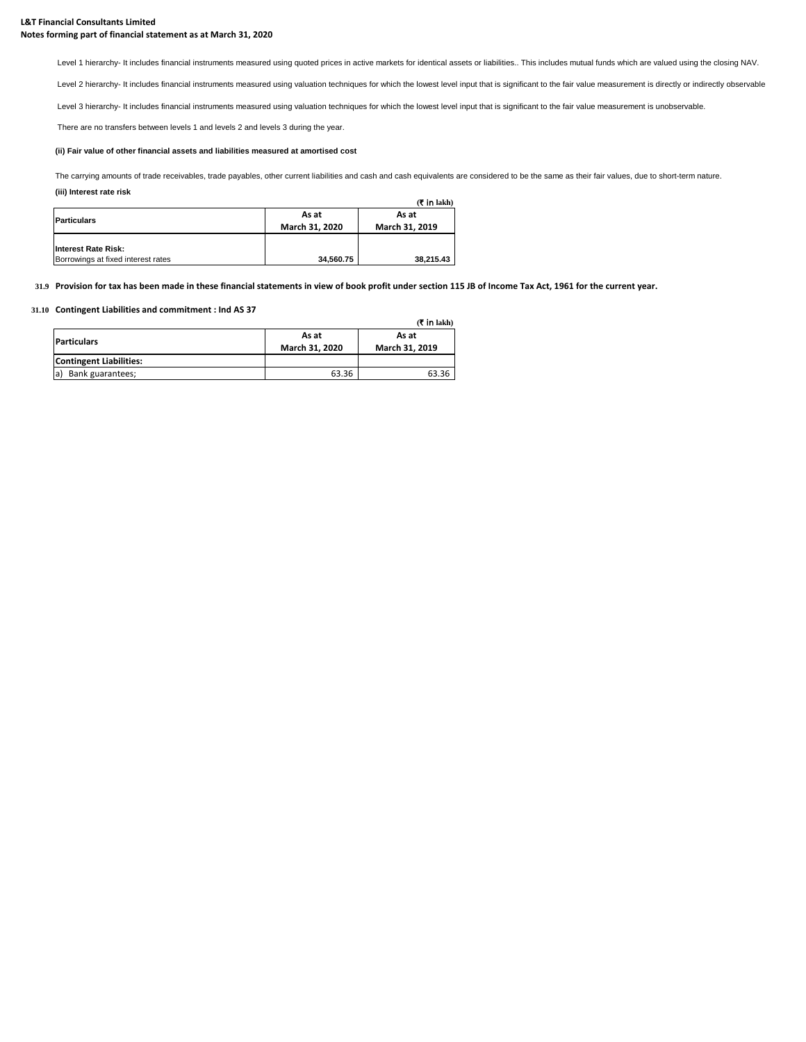**L&T Financial Consultants Limited**
**Notes forming part of financial statement as at March 31, 2020**

Level 1 hierarchy- It includes financial instruments measured using quoted prices in active markets for identical assets or liabilities.. This includes mutual funds which are valued using the closing NAV.

Level 2 hierarchy- It includes financial instruments measured using valuation techniques for which the lowest level input that is significant to the fair value measurement is directly or indirectly observable

Level 3 hierarchy- It includes financial instruments measured using valuation techniques for which the lowest level input that is significant to the fair value measurement is unobservable.

There are no transfers between levels 1 and levels 2 and levels 3 during the year.

**(ii) Fair value of other financial assets and liabilities measured at amortised cost**

The carrying amounts of trade receivables, trade payables, other current liabilities and cash and cash equivalents are considered to be the same as their fair values, due to short-term nature.

**(iii) Interest rate risk**

(₹ in lakh)

| Particulars | As at March 31, 2020 | As at March 31, 2019 |
|---|---|---|
| **Interest Rate Risk:** | | |
| Borrowings at fixed interest rates | **34,560.75** | **38,215.43** |

**31.9 Provision for tax has been made in these financial statements in view of book profit under section 115 JB of Income Tax Act, 1961 for the current year.**

**31.10 Contingent Liabilities and commitment : Ind AS 37**

(₹ in lakh)

| Particulars | As at March 31, 2020 | As at March 31, 2019 |
|---|---|---|
| **Contingent Liabilities:** | | |
| a) Bank guarantees; | 63.36 | 63.36 |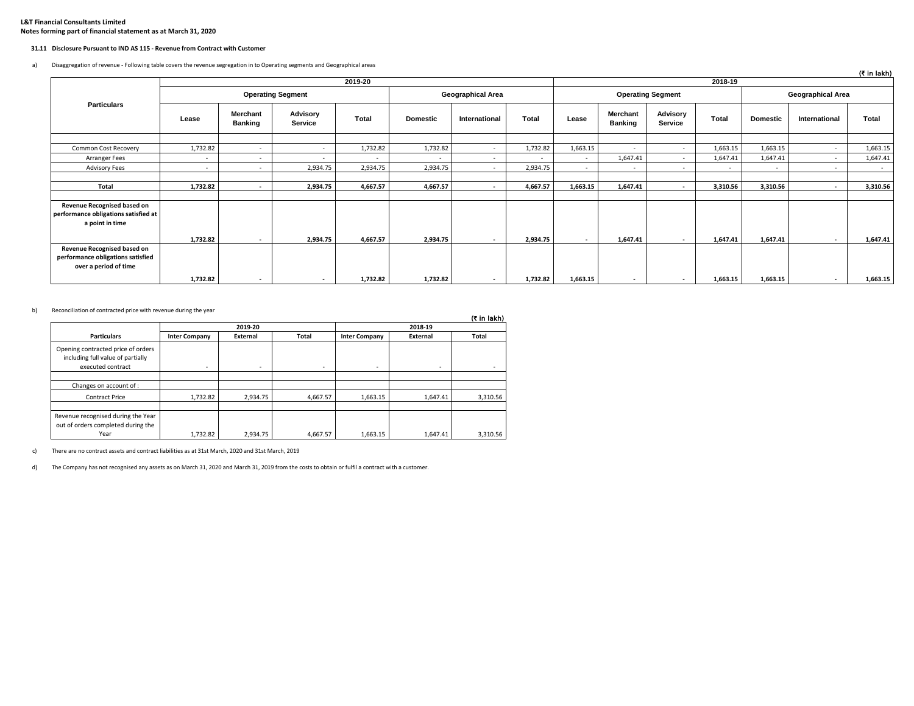**L&T Financial Consultants Limited**
**Notes forming part of financial statement as at March 31, 2020**

**31.11 Disclosure Pursuant to IND AS 115 - Revenue from Contract with Customer**

a) Disaggregation of revenue - Following table covers the revenue segregation in to Operating segments and Geographical areas

(₹ in lakh)

| Particulars | 2019-20 | | | | | | | 2018-19 | | | | | | |
|---|---|---|---|---|---|---|---|---|---|---|---|---|---|---|
| | Operating Segment | | | | Geographical Area | | | Operating Segment | | | | Geographical Area | | |
| | Lease | Merchant Banking | Advisory Service | Total | Domestic | International | Total | Lease | Merchant Banking | Advisory Service | Total | Domestic | International | Total |
| Common Cost Recovery | 1,732.82 | - | - | 1,732.82 | 1,732.82 | - | 1,732.82 | 1,663.15 | - | - | 1,663.15 | 1,663.15 | - | 1,663.15 |
| Arranger Fees | - | - | - | - | - | - | - | - | 1,647.41 | - | 1,647.41 | 1,647.41 | - | 1,647.41 |
| Advisory Fees | - | - | 2,934.75 | 2,934.75 | 2,934.75 | - | 2,934.75 | - | - | - | - | - | - | - |
| **Total** | **1,732.82** | **-** | **2,934.75** | **4,667.57** | **4,667.57** | **-** | **4,667.57** | **1,663.15** | **1,647.41** | **-** | **3,310.56** | **3,310.56** | **-** | **3,310.56** |
| **Revenue Recognised based on performance obligations satisfied at a point in time** | **1,732.82** | **-** | **2,934.75** | **4,667.57** | **2,934.75** | **-** | **2,934.75** | **-** | **1,647.41** | **-** | **1,647.41** | **1,647.41** | **-** | **1,647.41** |
| **Revenue Recognised based on performance obligations satisfied over a period of time** | **1,732.82** | **-** | **-** | **1,732.82** | **1,732.82** | **-** | **1,732.82** | **1,663.15** | **-** | **-** | **1,663.15** | **1,663.15** | **-** | **1,663.15** |

b) Reconciliation of contracted price with revenue during the year

(₹ in lakh)

| Particulars | 2019-20 | | | 2018-19 | | |
|---|---|---|---|---|---|---|
| | Inter Company | External | Total | Inter Company | External | Total |
| Opening contracted price of orders including full value of partially executed contract | - | - | - | - | - | - |
| Changes on account of : | | | | | | |
| Contract Price | 1,732.82 | 2,934.75 | 4,667.57 | 1,663.15 | 1,647.41 | 3,310.56 |
| Revenue recognised during the Year out of orders completed during the Year | 1,732.82 | 2,934.75 | 4,667.57 | 1,663.15 | 1,647.41 | 3,310.56 |

c) There are no contract assets and contract liabilities as at 31st March, 2020 and 31st March, 2019

d) The Company has not recognised any assets as on March 31, 2020 and March 31, 2019 from the costs to obtain or fulfil a contract with a customer.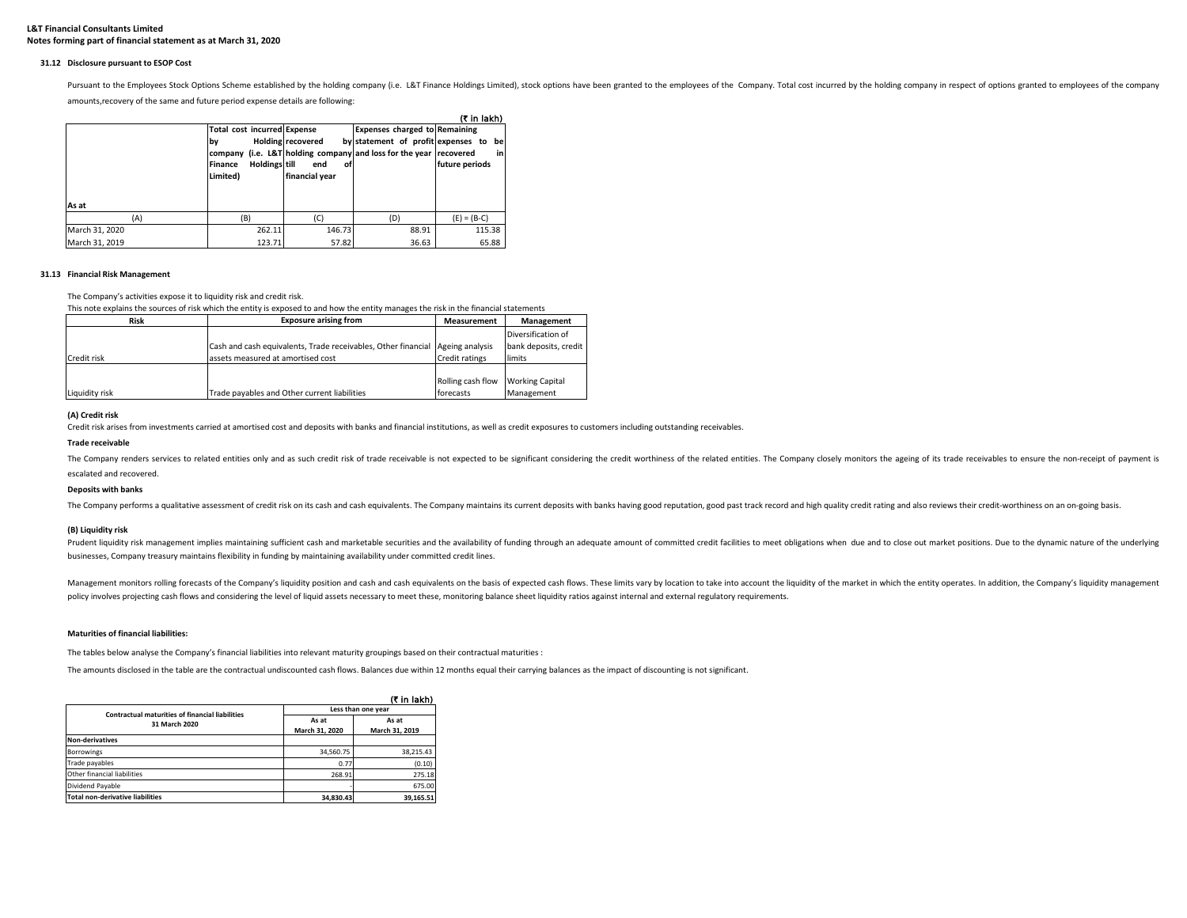**L&T Financial Consultants Limited**
**Notes forming part of financial statement as at March 31, 2020**

### 31.12 Disclosure pursuant to ESOP Cost

Pursuant to the Employees Stock Options Scheme established by the holding company (i.e. L&T Finance Holdings Limited), stock options have been granted to the employees of the Company. Total cost incurred by the holding company in respect of options granted to employees of the company amounts,recovery of the same and future period expense details are following:

(₹ in lakh)

| As at | Total cost incurred by Holding company (i.e. L&T Finance Holdings Limited) | Expense recovered by holding company till end of financial year | Expenses charged to statement of profit and loss for the year | Remaining expenses to be recovered in future periods |
|---|---|---|---|---|
| (A) | (B) | (C) | (D) | (E) = (B-C) |
| March 31, 2020 | 262.11 | 146.73 | 88.91 | 115.38 |
| March 31, 2019 | 123.71 | 57.82 | 36.63 | 65.88 |

### 31.13 Financial Risk Management

The Company's activities expose it to liquidity risk and credit risk.
This note explains the sources of risk which the entity is exposed to and how the entity manages the risk in the financial statements

| Risk | Exposure arising from | Measurement | Management |
|---|---|---|---|
| Credit risk | Cash and cash equivalents, Trade receivables, Other financial assets measured at amortised cost | Ageing analysis Credit ratings | Diversification of bank deposits, credit limits |
| Liquidity risk | Trade payables and Other current liabilities | Rolling cash flow forecasts | Working Capital Management |

**(A) Credit risk**

Credit risk arises from investments carried at amortised cost and deposits with banks and financial institutions, as well as credit exposures to customers including outstanding receivables.

**Trade receivable**

The Company renders services to related entities only and as such credit risk of trade receivable is not expected to be significant considering the credit worthiness of the related entities. The Company closely monitors the ageing of its trade receivables to ensure the non-receipt of payment is escalated and recovered.

**Deposits with banks**

The Company performs a qualitative assessment of credit risk on its cash and cash equivalents. The Company maintains its current deposits with banks having good reputation, good past track record and high quality credit rating and also reviews their credit-worthiness on an on-going basis.

**(B) Liquidity risk**

Prudent liquidity risk management implies maintaining sufficient cash and marketable securities and the availability of funding through an adequate amount of committed credit facilities to meet obligations when due and to close out market positions. Due to the dynamic nature of the underlying businesses, Company treasury maintains flexibility in funding by maintaining availability under committed credit lines.

Management monitors rolling forecasts of the Company's liquidity position and cash and cash equivalents on the basis of expected cash flows. These limits vary by location to take into account the liquidity of the market in which the entity operates. In addition, the Company's liquidity management policy involves projecting cash flows and considering the level of liquid assets necessary to meet these, monitoring balance sheet liquidity ratios against internal and external regulatory requirements.

**Maturities of financial liabilities:**

The tables below analyse the Company's financial liabilities into relevant maturity groupings based on their contractual maturities :

The amounts disclosed in the table are the contractual undiscounted cash flows. Balances due within 12 months equal their carrying balances as the impact of discounting is not significant.

(₹ in lakh)

| Contractual maturities of financial liabilities 31 March 2020 | Less than one year | |
|---|---|---|
| | As at March 31, 2020 | As at March 31, 2019 |
| **Non-derivatives** | | |
| Borrowings | 34,560.75 | 38,215.43 |
| Trade payables | 0.77 | (0.10) |
| Other financial liabilities | 268.91 | 275.18 |
| Dividend Payable | - | 675.00 |
| **Total non-derivative liabilities** | **34,830.43** | **39,165.51** |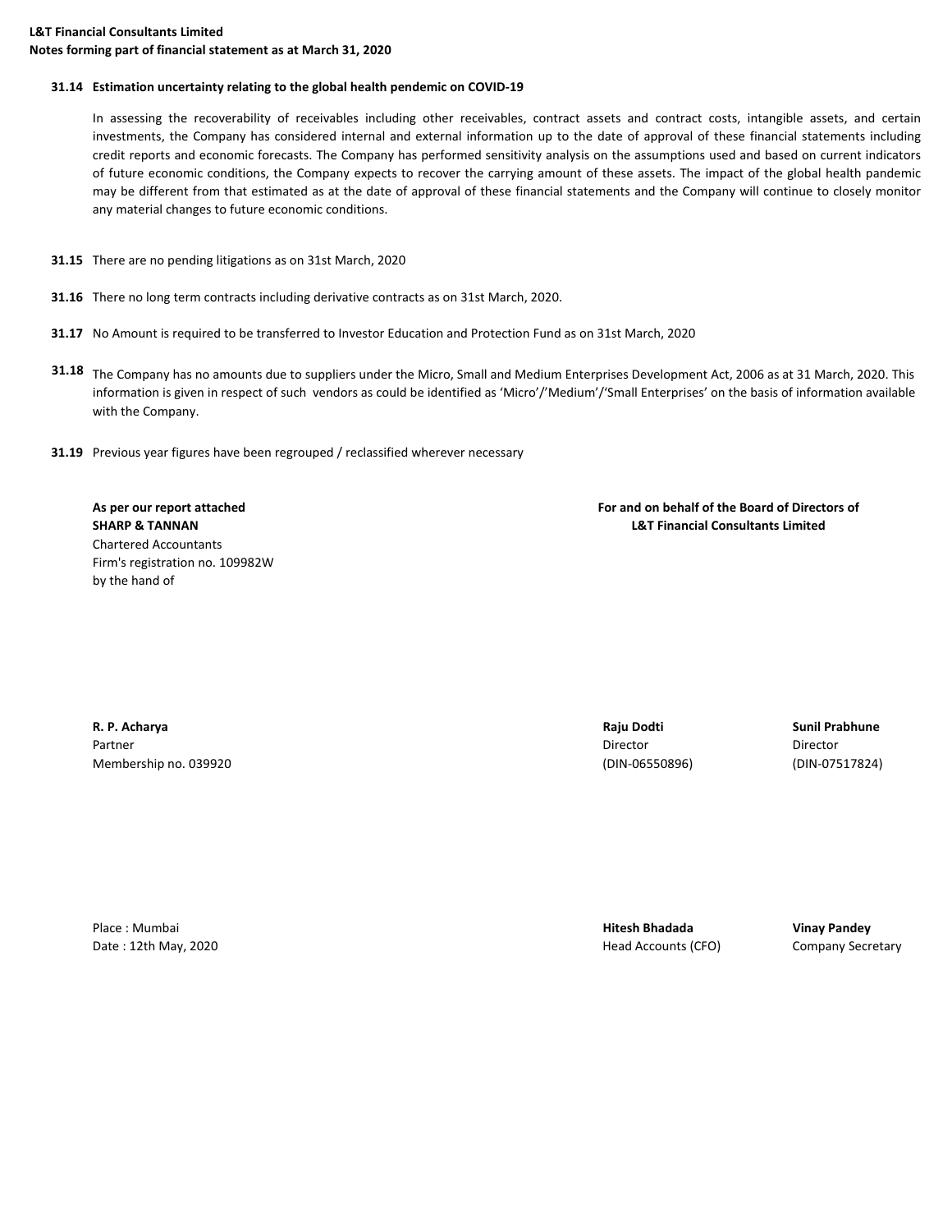**L&T Financial Consultants Limited**
**Notes forming part of financial statement as at March 31, 2020**

**31.14 Estimation uncertainty relating to the global health pendemic on COVID-19**

In assessing the recoverability of receivables including other receivables, contract assets and contract costs, intangible assets, and certain investments, the Company has considered internal and external information up to the date of approval of these financial statements including credit reports and economic forecasts. The Company has performed sensitivity analysis on the assumptions used and based on current indicators of future economic conditions, the Company expects to recover the carrying amount of these assets. The impact of the global health pandemic may be different from that estimated as at the date of approval of these financial statements and the Company will continue to closely monitor any material changes to future economic conditions.

**31.15** There are no pending litigations as on 31st March, 2020

**31.16** There no long term contracts including derivative contracts as on 31st March, 2020.

**31.17** No Amount is required to be transferred to Investor Education and Protection Fund as on 31st March, 2020

**31.18** The Company has no amounts due to suppliers under the Micro, Small and Medium Enterprises Development Act, 2006 as at 31 March, 2020. This information is given in respect of such vendors as could be identified as 'Micro'/'Medium'/'Small Enterprises' on the basis of information available with the Company.

**31.19** Previous year figures have been regrouped / reclassified wherever necessary

**As per our report attached**
**SHARP & TANNAN**
Chartered Accountants
Firm's registration no. 109982W
by the hand of

**For and on behalf of the Board of Directors of**
**L&T Financial Consultants Limited**

**R. P. Acharya**
Partner
Membership no. 039920

**Raju Dodti**
Director
(DIN-06550896)

**Sunil Prabhune**
Director
(DIN-07517824)

Place : Mumbai
Date : 12th May, 2020

**Hitesh Bhadada**
Head Accounts (CFO)

**Vinay Pandey**
Company Secretary